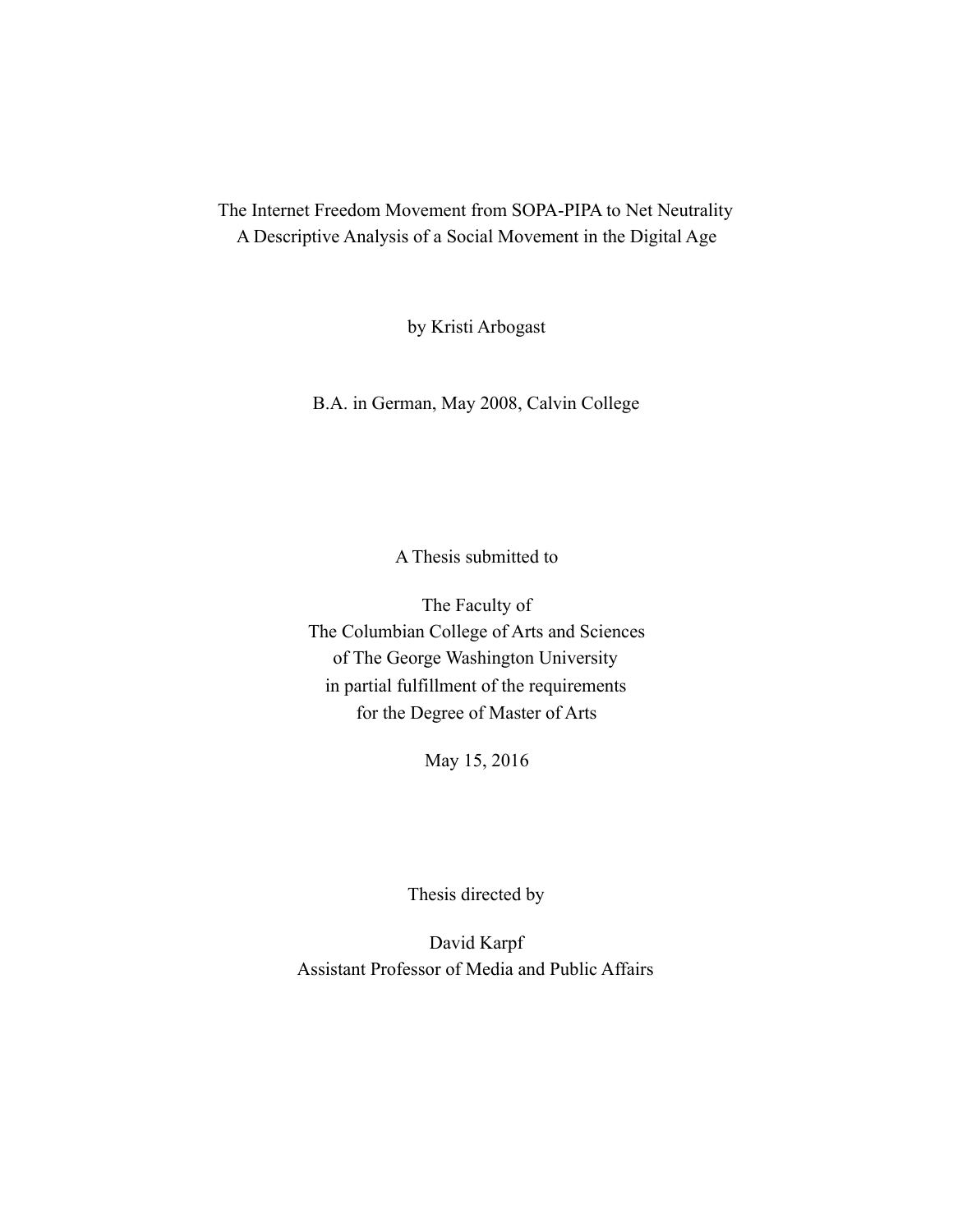# The Internet Freedom Movement from SOPA-PIPA to Net Neutrality
## A Descriptive Analysis of a Social Movement in the Digital Age

by Kristi Arbogast

B.A. in German, May 2008, Calvin College

A Thesis submitted to

The Faculty of
The Columbian College of Arts and Sciences
of The George Washington University
in partial fulfillment of the requirements
for the Degree of Master of Arts

May 15, 2016

Thesis directed by

David Karpf
Assistant Professor of Media and Public Affairs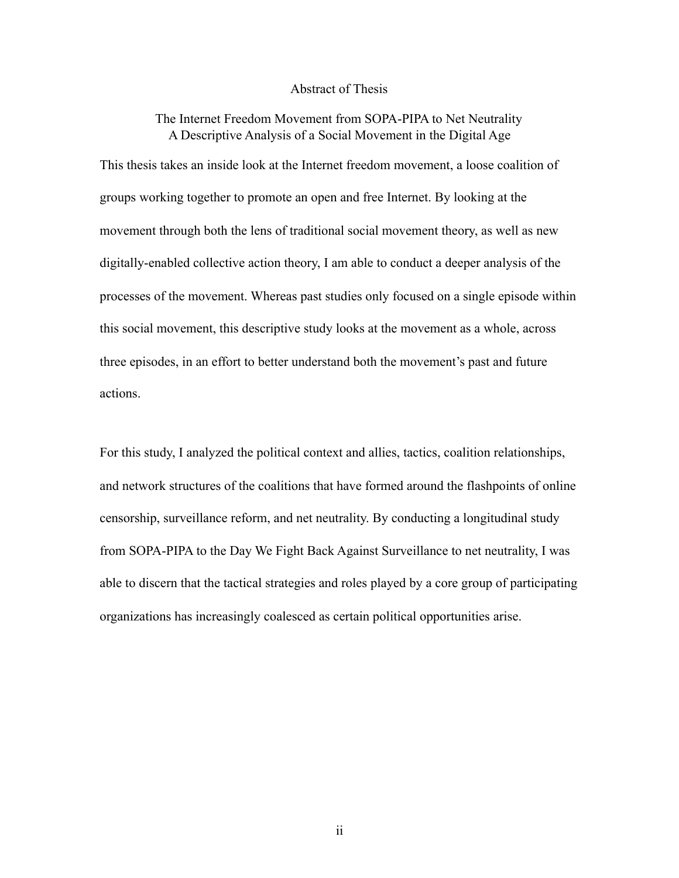# Abstract of Thesis

## The Internet Freedom Movement from SOPA-PIPA to Net Neutrality
## A Descriptive Analysis of a Social Movement in the Digital Age

This thesis takes an inside look at the Internet freedom movement, a loose coalition of groups working together to promote an open and free Internet. By looking at the movement through both the lens of traditional social movement theory, as well as new digitally-enabled collective action theory, I am able to conduct a deeper analysis of the processes of the movement. Whereas past studies only focused on a single episode within this social movement, this descriptive study looks at the movement as a whole, across three episodes, in an effort to better understand both the movement's past and future actions.

For this study, I analyzed the political context and allies, tactics, coalition relationships, and network structures of the coalitions that have formed around the flashpoints of online censorship, surveillance reform, and net neutrality. By conducting a longitudinal study from SOPA-PIPA to the Day We Fight Back Against Surveillance to net neutrality, I was able to discern that the tactical strategies and roles played by a core group of participating organizations has increasingly coalesced as certain political opportunities arise.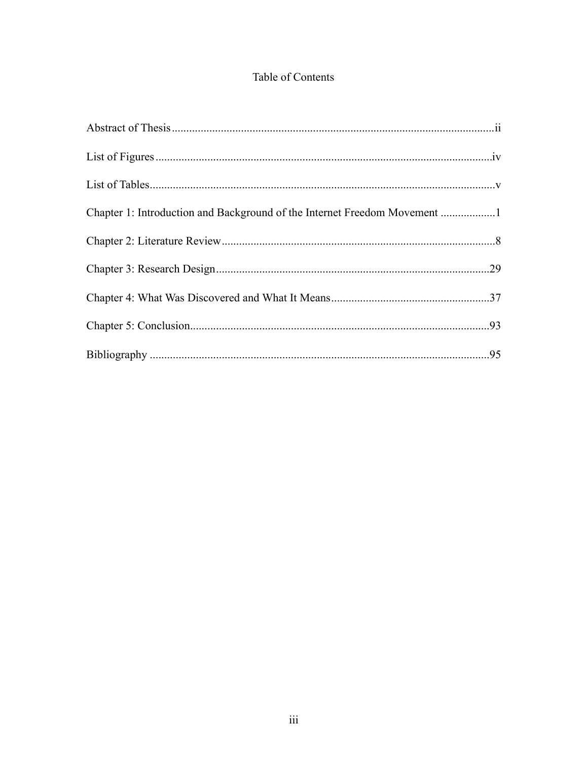# Table of Contents

Abstract of Thesis ii

List of Figures iv

List of Tables v

Chapter 1: Introduction and Background of the Internet Freedom Movement 1

Chapter 2: Literature Review 8

Chapter 3: Research Design 29

Chapter 4: What Was Discovered and What It Means 37

Chapter 5: Conclusion 93

Bibliography 95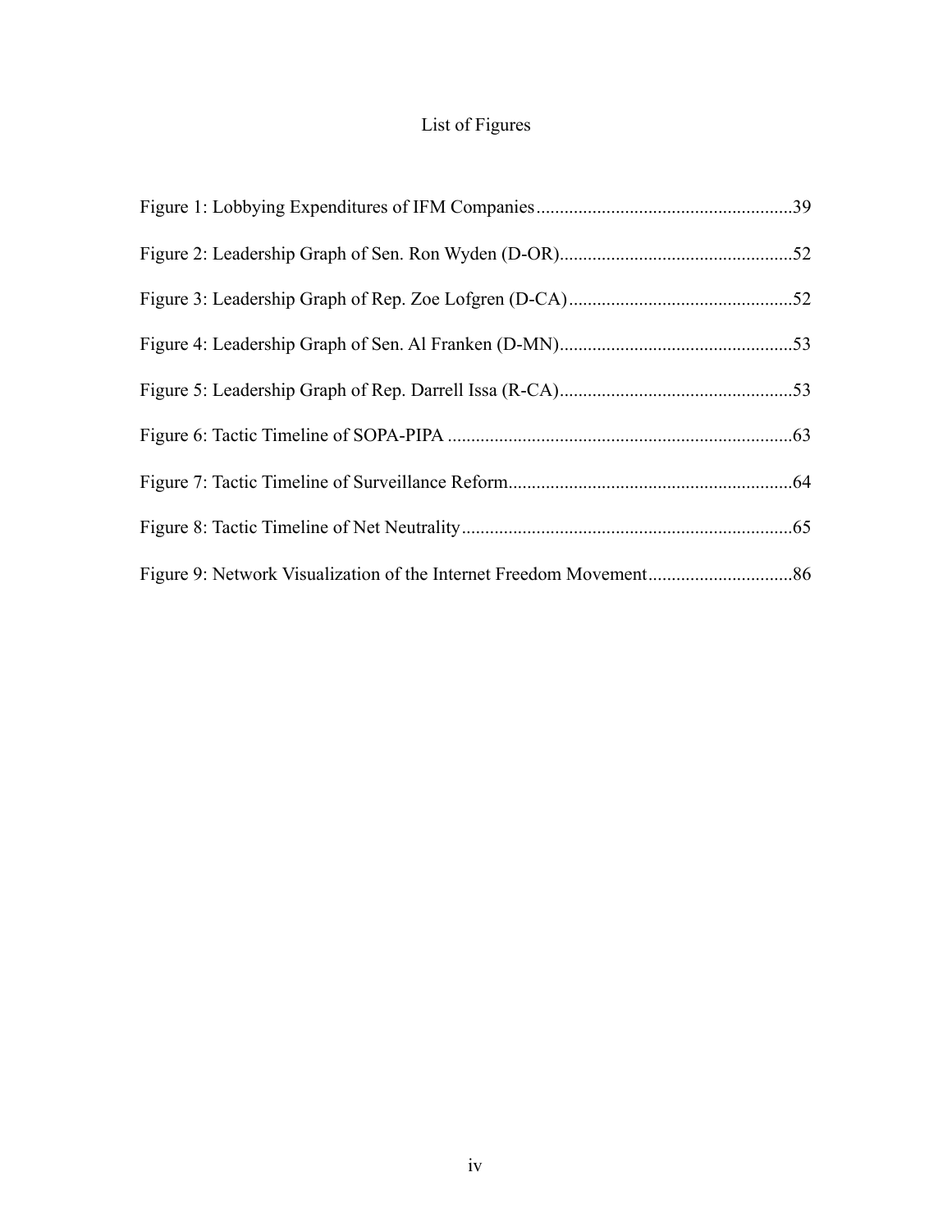# List of Figures

Figure 1: Lobbying Expenditures of IFM Companies.......................................................39

Figure 2: Leadership Graph of Sen. Ron Wyden (D-OR)..................................................52

Figure 3: Leadership Graph of Rep. Zoe Lofgren (D-CA)................................................52

Figure 4: Leadership Graph of Sen. Al Franken (D-MN)..................................................53

Figure 5: Leadership Graph of Rep. Darrell Issa (R-CA)..................................................53

Figure 6: Tactic Timeline of SOPA-PIPA ..........................................................................63

Figure 7: Tactic Timeline of Surveillance Reform.............................................................64

Figure 8: Tactic Timeline of Net Neutrality.......................................................................65

Figure 9: Network Visualization of the Internet Freedom Movement...............................86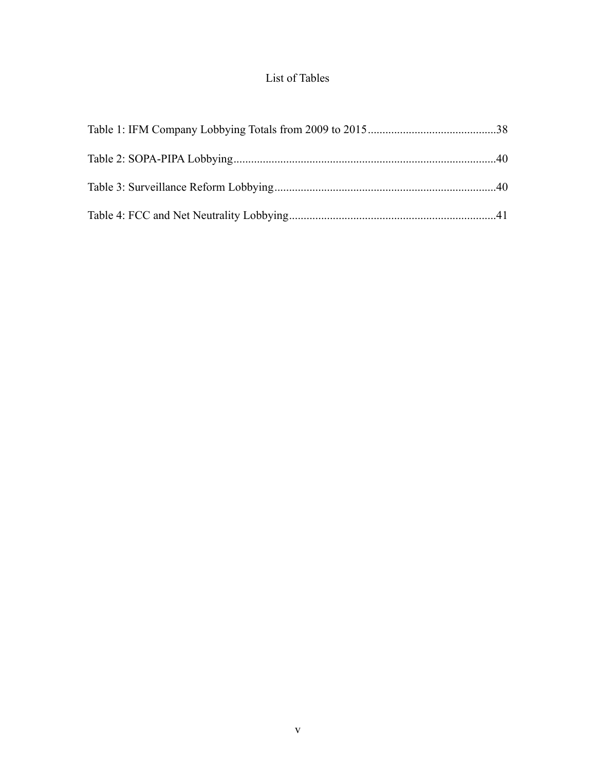# List of Tables

Table 1: IFM Company Lobbying Totals from 2009 to 2015 ........................................ 38

Table 2: SOPA-PIPA Lobbying ........................................................................................ 40

Table 3: Surveillance Reform Lobbying .......................................................................... 40

Table 4: FCC and Net Neutrality Lobbying ..................................................................... 41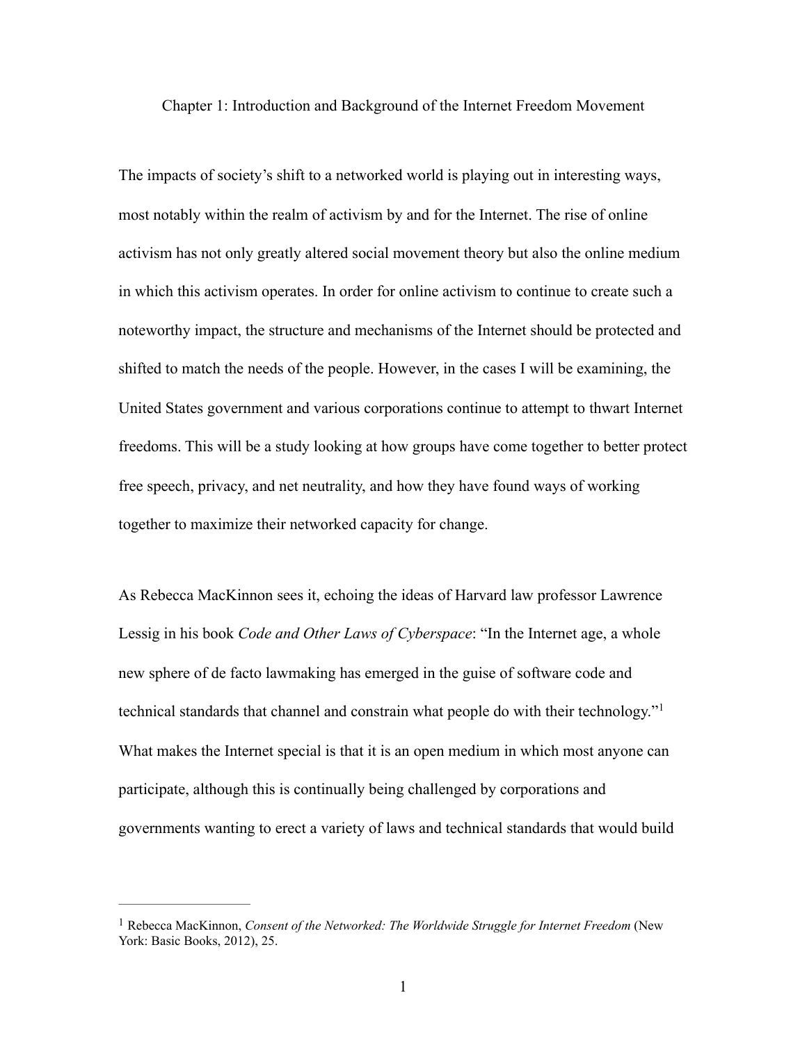# Chapter 1: Introduction and Background of the Internet Freedom Movement

The impacts of society's shift to a networked world is playing out in interesting ways, most notably within the realm of activism by and for the Internet. The rise of online activism has not only greatly altered social movement theory but also the online medium in which this activism operates. In order for online activism to continue to create such a noteworthy impact, the structure and mechanisms of the Internet should be protected and shifted to match the needs of the people. However, in the cases I will be examining, the United States government and various corporations continue to attempt to thwart Internet freedoms. This will be a study looking at how groups have come together to better protect free speech, privacy, and net neutrality, and how they have found ways of working together to maximize their networked capacity for change.

As Rebecca MacKinnon sees it, echoing the ideas of Harvard law professor Lawrence Lessig in his book *Code and Other Laws of Cyberspace*: "In the Internet age, a whole new sphere of de facto lawmaking has emerged in the guise of software code and technical standards that channel and constrain what people do with their technology."[1] What makes the Internet special is that it is an open medium in which most anyone can participate, although this is continually being challenged by corporations and governments wanting to erect a variety of laws and technical standards that would build

---

[1] Rebecca MacKinnon, *Consent of the Networked: The Worldwide Struggle for Internet Freedom* (New York: Basic Books, 2012), 25.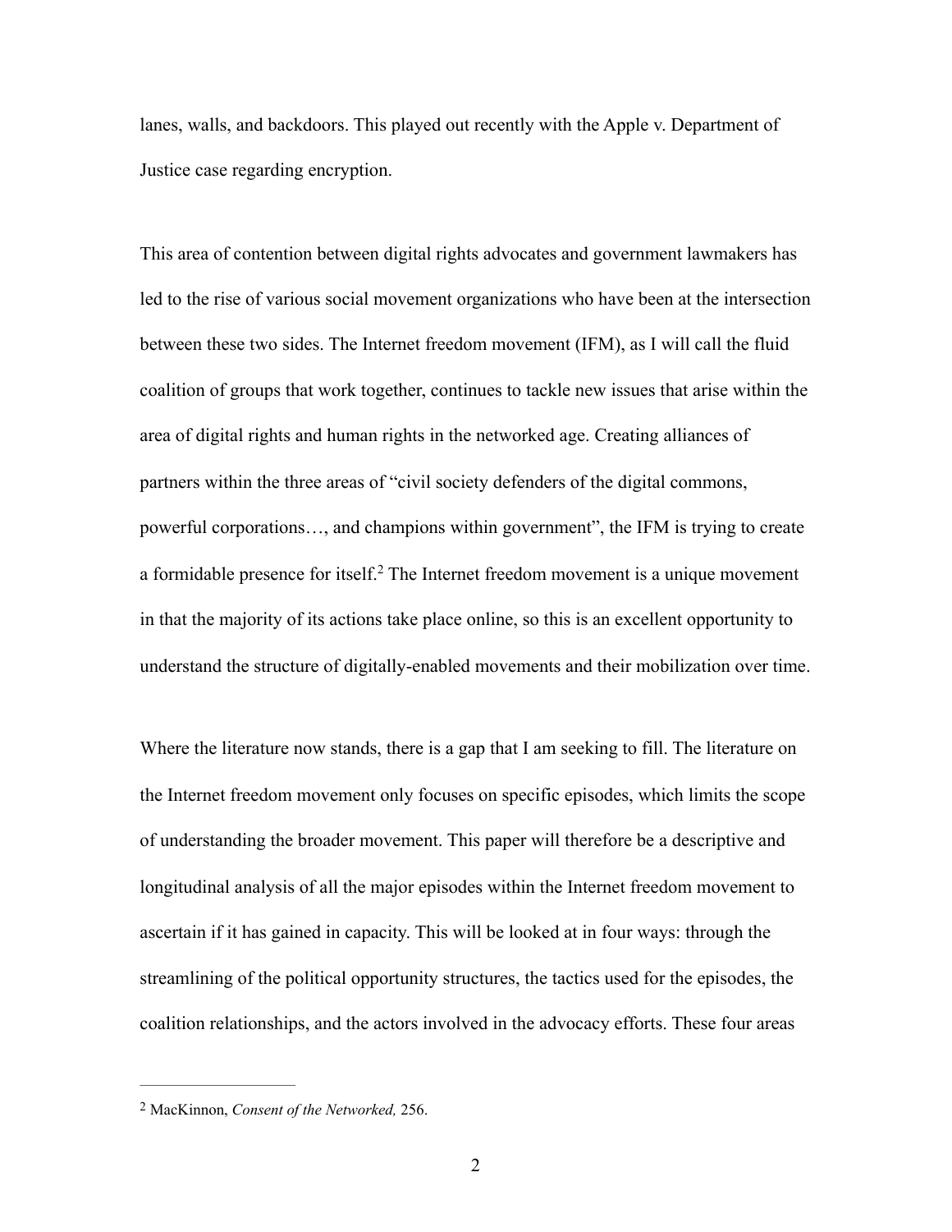lanes, walls, and backdoors. This played out recently with the Apple v. Department of Justice case regarding encryption.

This area of contention between digital rights advocates and government lawmakers has led to the rise of various social movement organizations who have been at the intersection between these two sides. The Internet freedom movement (IFM), as I will call the fluid coalition of groups that work together, continues to tackle new issues that arise within the area of digital rights and human rights in the networked age. Creating alliances of partners within the three areas of "civil society defenders of the digital commons, powerful corporations…, and champions within government", the IFM is trying to create a formidable presence for itself.[2] The Internet freedom movement is a unique movement in that the majority of its actions take place online, so this is an excellent opportunity to understand the structure of digitally-enabled movements and their mobilization over time.

Where the literature now stands, there is a gap that I am seeking to fill. The literature on the Internet freedom movement only focuses on specific episodes, which limits the scope of understanding the broader movement. This paper will therefore be a descriptive and longitudinal analysis of all the major episodes within the Internet freedom movement to ascertain if it has gained in capacity. This will be looked at in four ways: through the streamlining of the political opportunity structures, the tactics used for the episodes, the coalition relationships, and the actors involved in the advocacy efforts. These four areas

---

[2] MacKinnon, *Consent of the Networked,* 256.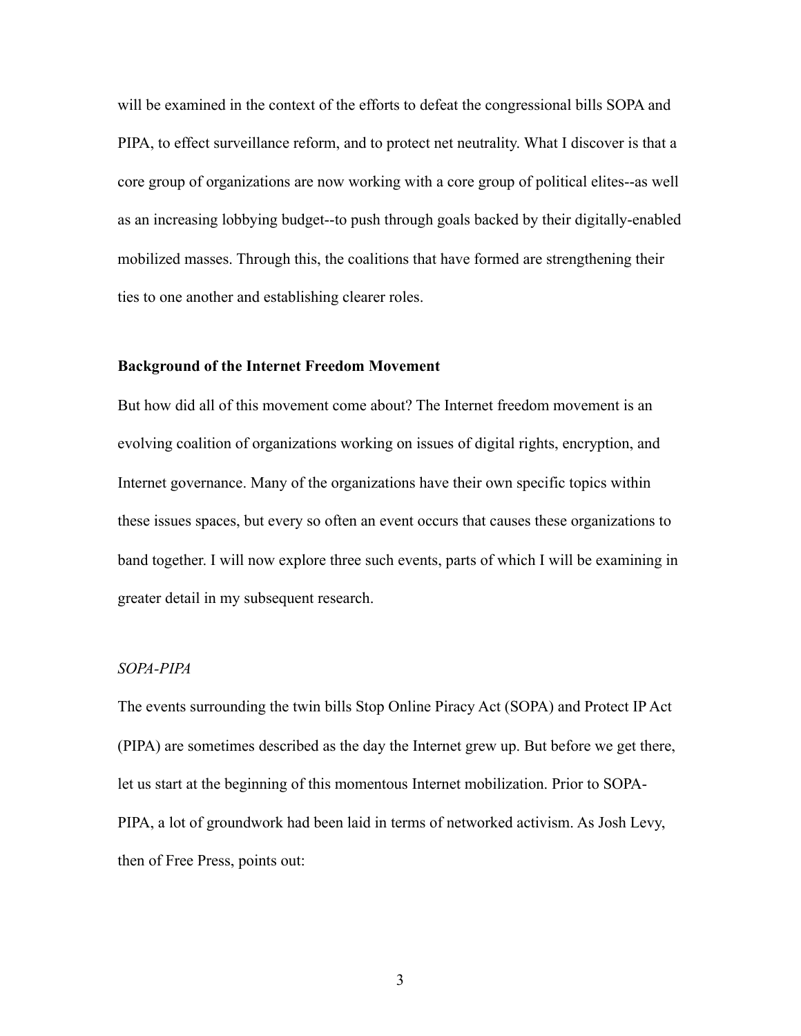will be examined in the context of the efforts to defeat the congressional bills SOPA and PIPA, to effect surveillance reform, and to protect net neutrality. What I discover is that a core group of organizations are now working with a core group of political elites--as well as an increasing lobbying budget--to push through goals backed by their digitally-enabled mobilized masses. Through this, the coalitions that have formed are strengthening their ties to one another and establishing clearer roles.

### Background of the Internet Freedom Movement

But how did all of this movement come about? The Internet freedom movement is an evolving coalition of organizations working on issues of digital rights, encryption, and Internet governance. Many of the organizations have their own specific topics within these issues spaces, but every so often an event occurs that causes these organizations to band together. I will now explore three such events, parts of which I will be examining in greater detail in my subsequent research.

#### *SOPA-PIPA*

The events surrounding the twin bills Stop Online Piracy Act (SOPA) and Protect IP Act (PIPA) are sometimes described as the day the Internet grew up. But before we get there, let us start at the beginning of this momentous Internet mobilization. Prior to SOPA-PIPA, a lot of groundwork had been laid in terms of networked activism. As Josh Levy, then of Free Press, points out: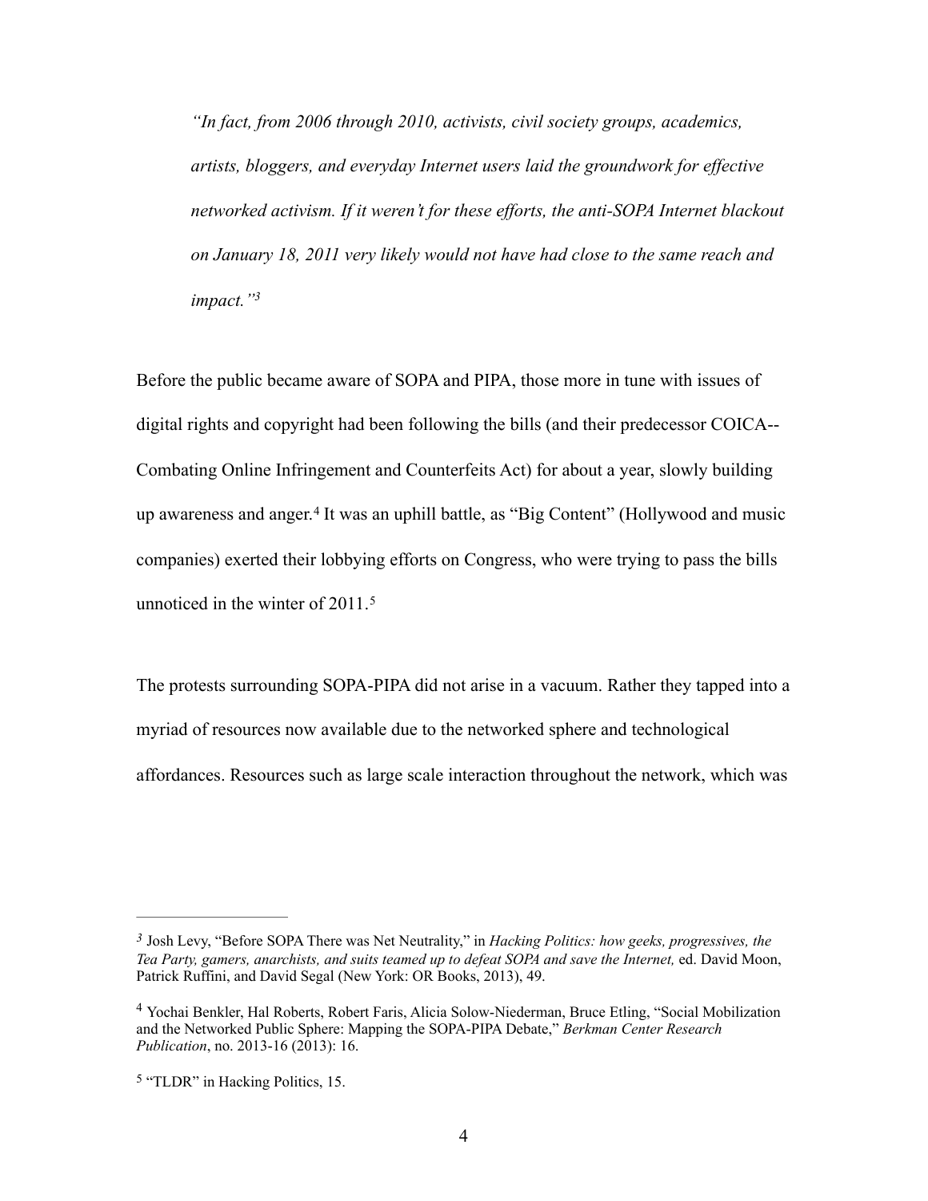> *"In fact, from 2006 through 2010, activists, civil society groups, academics, artists, bloggers, and everyday Internet users laid the groundwork for effective networked activism. If it weren't for these efforts, the anti-SOPA Internet blackout on January 18, 2011 very likely would not have had close to the same reach and impact."*[3]

Before the public became aware of SOPA and PIPA, those more in tune with issues of digital rights and copyright had been following the bills (and their predecessor COICA--Combating Online Infringement and Counterfeits Act) for about a year, slowly building up awareness and anger.[4] It was an uphill battle, as "Big Content" (Hollywood and music companies) exerted their lobbying efforts on Congress, who were trying to pass the bills unnoticed in the winter of 2011.[5]

The protests surrounding SOPA-PIPA did not arise in a vacuum. Rather they tapped into a myriad of resources now available due to the networked sphere and technological affordances. Resources such as large scale interaction throughout the network, which was

---

[3] Josh Levy, "Before SOPA There was Net Neutrality," in *Hacking Politics: how geeks, progressives, the Tea Party, gamers, anarchists, and suits teamed up to defeat SOPA and save the Internet,* ed. David Moon, Patrick Ruffini, and David Segal (New York: OR Books, 2013), 49.

[4] Yochai Benkler, Hal Roberts, Robert Faris, Alicia Solow-Niederman, Bruce Etling, "Social Mobilization and the Networked Public Sphere: Mapping the SOPA-PIPA Debate," *Berkman Center Research Publication*, no. 2013-16 (2013): 16.

[5] "TLDR" in Hacking Politics, 15.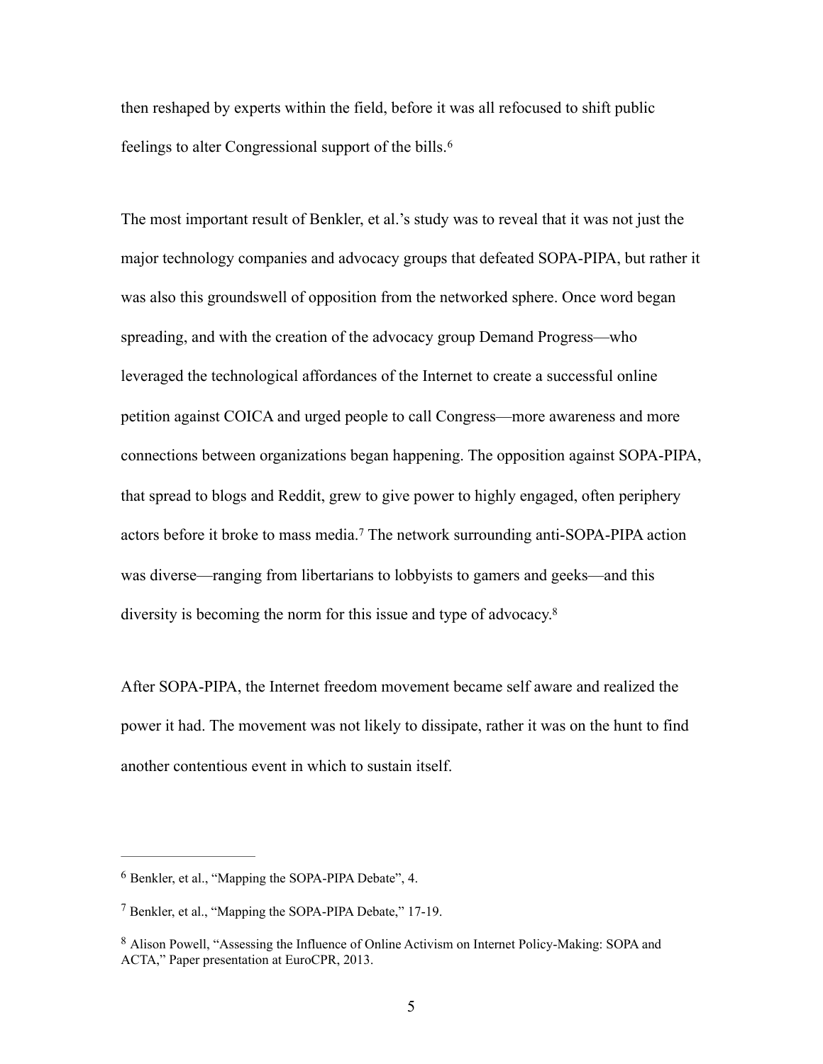then reshaped by experts within the field, before it was all refocused to shift public feelings to alter Congressional support of the bills.[6]

The most important result of Benkler, et al.'s study was to reveal that it was not just the major technology companies and advocacy groups that defeated SOPA-PIPA, but rather it was also this groundswell of opposition from the networked sphere. Once word began spreading, and with the creation of the advocacy group Demand Progress—who leveraged the technological affordances of the Internet to create a successful online petition against COICA and urged people to call Congress—more awareness and more connections between organizations began happening. The opposition against SOPA-PIPA, that spread to blogs and Reddit, grew to give power to highly engaged, often periphery actors before it broke to mass media.[7] The network surrounding anti-SOPA-PIPA action was diverse—ranging from libertarians to lobbyists to gamers and geeks—and this diversity is becoming the norm for this issue and type of advocacy.[8]

After SOPA-PIPA, the Internet freedom movement became self aware and realized the power it had. The movement was not likely to dissipate, rather it was on the hunt to find another contentious event in which to sustain itself.

---

[6] Benkler, et al., "Mapping the SOPA-PIPA Debate", 4.

[7] Benkler, et al., "Mapping the SOPA-PIPA Debate," 17-19.

[8] Alison Powell, "Assessing the Influence of Online Activism on Internet Policy-Making: SOPA and ACTA," Paper presentation at EuroCPR, 2013.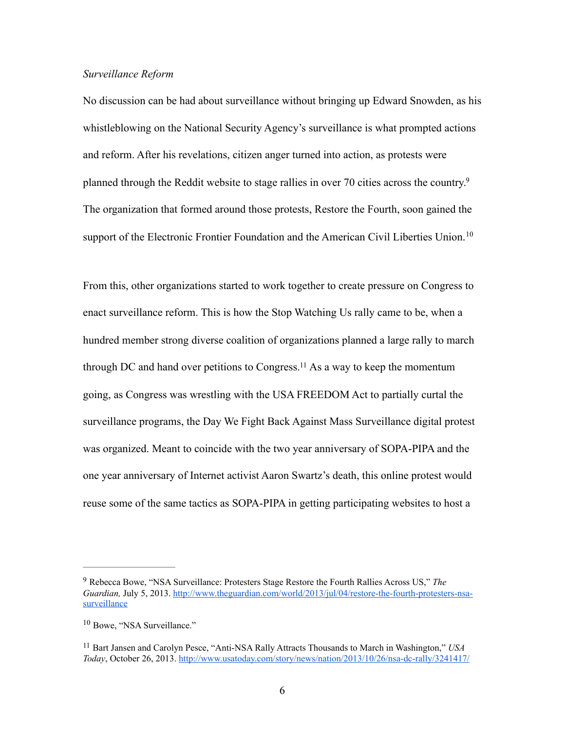*Surveillance Reform*

No discussion can be had about surveillance without bringing up Edward Snowden, as his whistleblowing on the National Security Agency's surveillance is what prompted actions and reform. After his revelations, citizen anger turned into action, as protests were planned through the Reddit website to stage rallies in over 70 cities across the country.[9] The organization that formed around those protests, Restore the Fourth, soon gained the support of the Electronic Frontier Foundation and the American Civil Liberties Union.[10]

From this, other organizations started to work together to create pressure on Congress to enact surveillance reform. This is how the Stop Watching Us rally came to be, when a hundred member strong diverse coalition of organizations planned a large rally to march through DC and hand over petitions to Congress.[11] As a way to keep the momentum going, as Congress was wrestling with the USA FREEDOM Act to partially curtal the surveillance programs, the Day We Fight Back Against Mass Surveillance digital protest was organized. Meant to coincide with the two year anniversary of SOPA-PIPA and the one year anniversary of Internet activist Aaron Swartz's death, this online protest would reuse some of the same tactics as SOPA-PIPA in getting participating websites to host a

---

[9] Rebecca Bowe, "NSA Surveillance: Protesters Stage Restore the Fourth Rallies Across US," *The Guardian,* July 5, 2013. http://www.theguardian.com/world/2013/jul/04/restore-the-fourth-protesters-nsa-surveillance

[10] Bowe, "NSA Surveillance."

[11] Bart Jansen and Carolyn Pesce, "Anti-NSA Rally Attracts Thousands to March in Washington," *USA Today*, October 26, 2013. http://www.usatoday.com/story/news/nation/2013/10/26/nsa-dc-rally/3241417/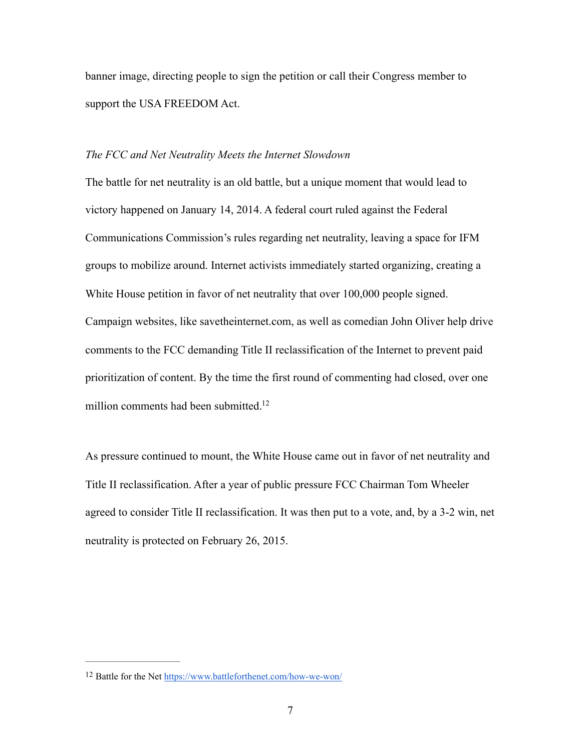banner image, directing people to sign the petition or call their Congress member to support the USA FREEDOM Act.

*The FCC and Net Neutrality Meets the Internet Slowdown*

The battle for net neutrality is an old battle, but a unique moment that would lead to victory happened on January 14, 2014. A federal court ruled against the Federal Communications Commission's rules regarding net neutrality, leaving a space for IFM groups to mobilize around. Internet activists immediately started organizing, creating a White House petition in favor of net neutrality that over 100,000 people signed. Campaign websites, like savetheinternet.com, as well as comedian John Oliver help drive comments to the FCC demanding Title II reclassification of the Internet to prevent paid prioritization of content. By the time the first round of commenting had closed, over one million comments had been submitted.[12]

As pressure continued to mount, the White House came out in favor of net neutrality and Title II reclassification. After a year of public pressure FCC Chairman Tom Wheeler agreed to consider Title II reclassification. It was then put to a vote, and, by a 3-2 win, net neutrality is protected on February 26, 2015.

---

[12] Battle for the Net https://www.battleforthenet.com/how-we-won/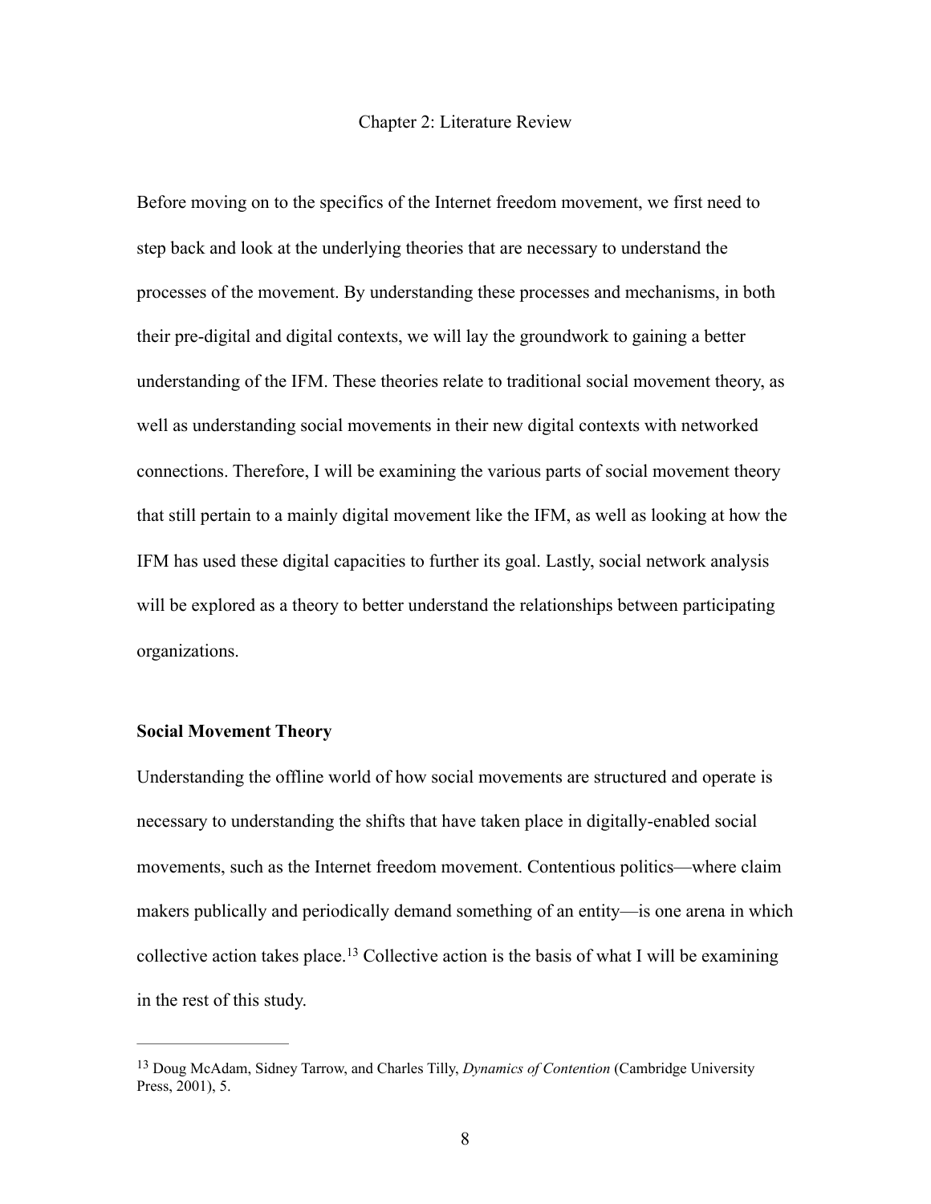# Chapter 2: Literature Review

Before moving on to the specifics of the Internet freedom movement, we first need to step back and look at the underlying theories that are necessary to understand the processes of the movement. By understanding these processes and mechanisms, in both their pre-digital and digital contexts, we will lay the groundwork to gaining a better understanding of the IFM. These theories relate to traditional social movement theory, as well as understanding social movements in their new digital contexts with networked connections. Therefore, I will be examining the various parts of social movement theory that still pertain to a mainly digital movement like the IFM, as well as looking at how the IFM has used these digital capacities to further its goal. Lastly, social network analysis will be explored as a theory to better understand the relationships between participating organizations.

## Social Movement Theory

Understanding the offline world of how social movements are structured and operate is necessary to understanding the shifts that have taken place in digitally-enabled social movements, such as the Internet freedom movement. Contentious politics—where claim makers publically and periodically demand something of an entity—is one arena in which collective action takes place.[13] Collective action is the basis of what I will be examining in the rest of this study.

---

[13] Doug McAdam, Sidney Tarrow, and Charles Tilly, *Dynamics of Contention* (Cambridge University Press, 2001), 5.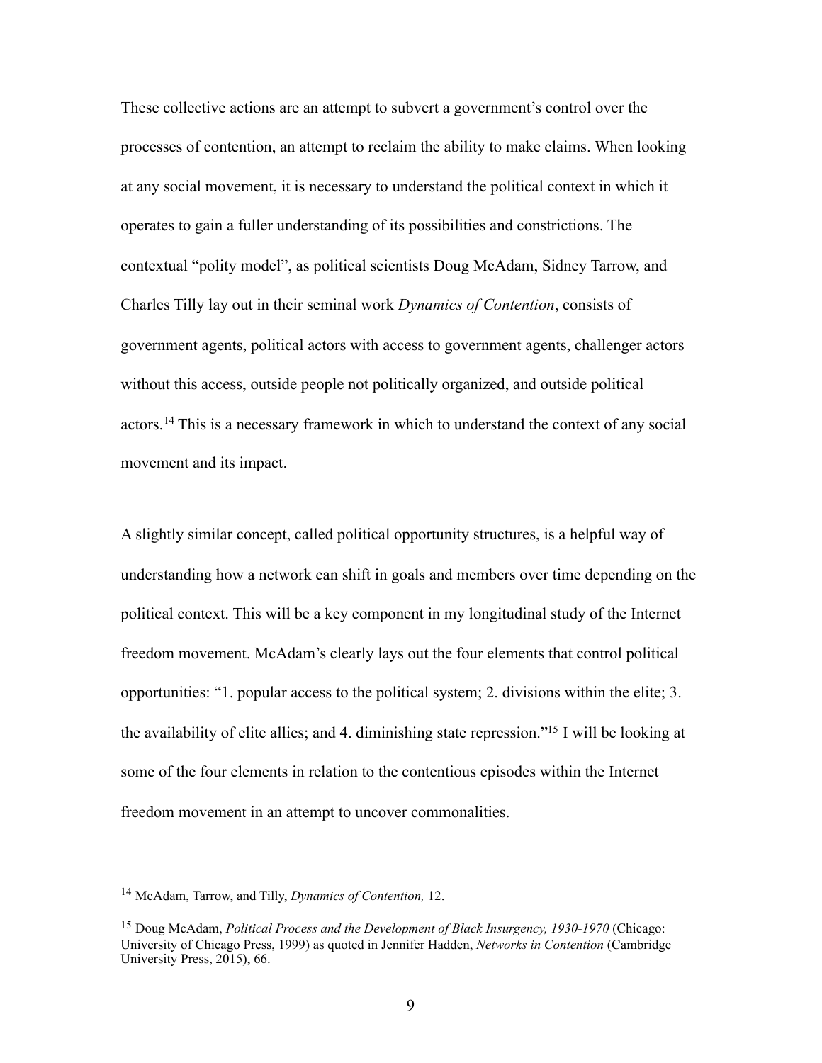These collective actions are an attempt to subvert a government's control over the processes of contention, an attempt to reclaim the ability to make claims. When looking at any social movement, it is necessary to understand the political context in which it operates to gain a fuller understanding of its possibilities and constrictions. The contextual "polity model", as political scientists Doug McAdam, Sidney Tarrow, and Charles Tilly lay out in their seminal work *Dynamics of Contention*, consists of government agents, political actors with access to government agents, challenger actors without this access, outside people not politically organized, and outside political actors.[14] This is a necessary framework in which to understand the context of any social movement and its impact.

A slightly similar concept, called political opportunity structures, is a helpful way of understanding how a network can shift in goals and members over time depending on the political context. This will be a key component in my longitudinal study of the Internet freedom movement. McAdam's clearly lays out the four elements that control political opportunities: "1. popular access to the political system; 2. divisions within the elite; 3. the availability of elite allies; and 4. diminishing state repression."[15] I will be looking at some of the four elements in relation to the contentious episodes within the Internet freedom movement in an attempt to uncover commonalities.

---

[14] McAdam, Tarrow, and Tilly, *Dynamics of Contention,* 12.

[15] Doug McAdam, *Political Process and the Development of Black Insurgency, 1930-1970* (Chicago: University of Chicago Press, 1999) as quoted in Jennifer Hadden, *Networks in Contention* (Cambridge University Press, 2015), 66.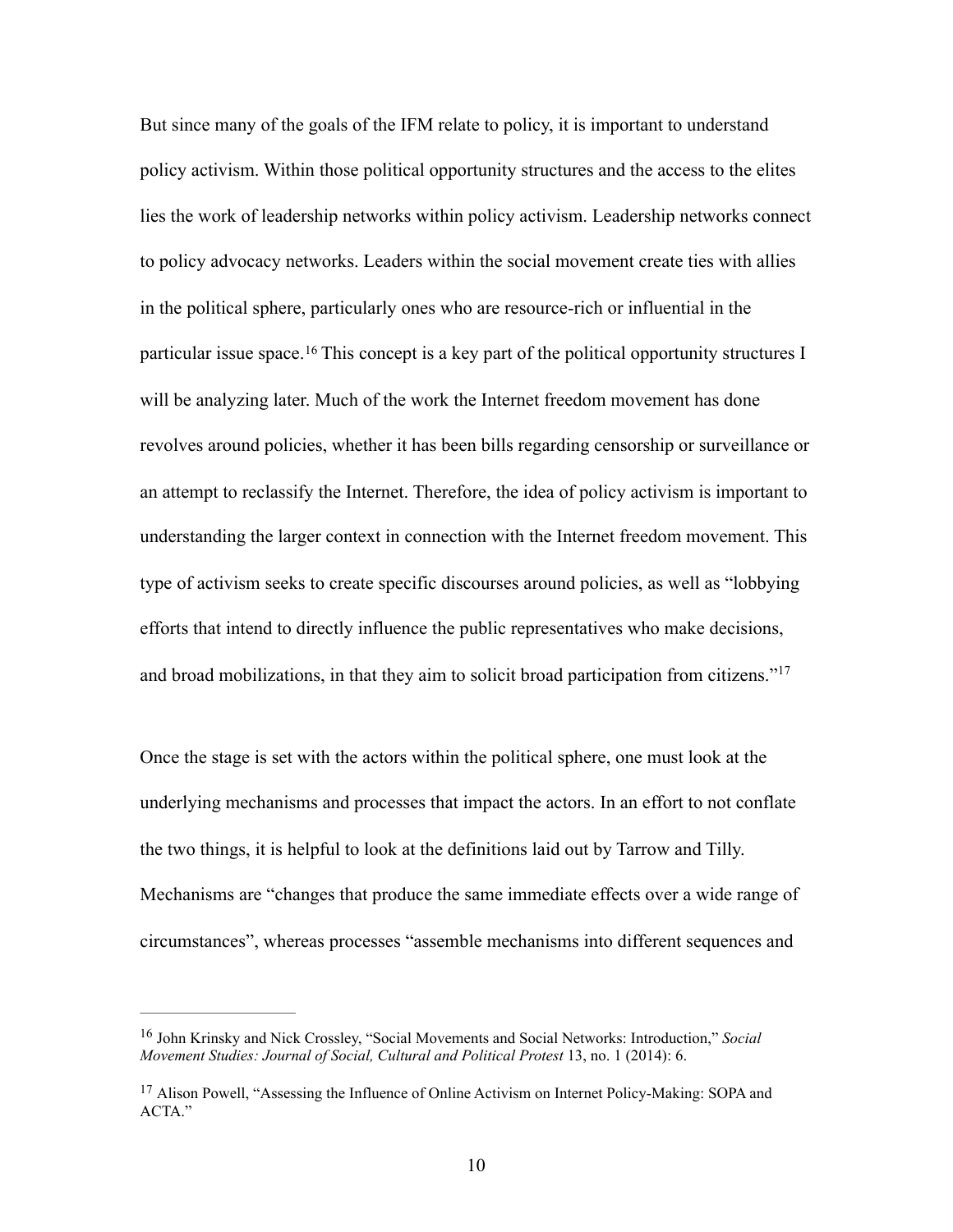But since many of the goals of the IFM relate to policy, it is important to understand policy activism. Within those political opportunity structures and the access to the elites lies the work of leadership networks within policy activism. Leadership networks connect to policy advocacy networks. Leaders within the social movement create ties with allies in the political sphere, particularly ones who are resource-rich or influential in the particular issue space.[16] This concept is a key part of the political opportunity structures I will be analyzing later. Much of the work the Internet freedom movement has done revolves around policies, whether it has been bills regarding censorship or surveillance or an attempt to reclassify the Internet. Therefore, the idea of policy activism is important to understanding the larger context in connection with the Internet freedom movement. This type of activism seeks to create specific discourses around policies, as well as "lobbying efforts that intend to directly influence the public representatives who make decisions, and broad mobilizations, in that they aim to solicit broad participation from citizens."[17]

Once the stage is set with the actors within the political sphere, one must look at the underlying mechanisms and processes that impact the actors. In an effort to not conflate the two things, it is helpful to look at the definitions laid out by Tarrow and Tilly. Mechanisms are "changes that produce the same immediate effects over a wide range of circumstances", whereas processes "assemble mechanisms into different sequences and

---

[16] John Krinsky and Nick Crossley, "Social Movements and Social Networks: Introduction," *Social Movement Studies: Journal of Social, Cultural and Political Protest* 13, no. 1 (2014): 6.

[17] Alison Powell, "Assessing the Influence of Online Activism on Internet Policy-Making: SOPA and ACTA."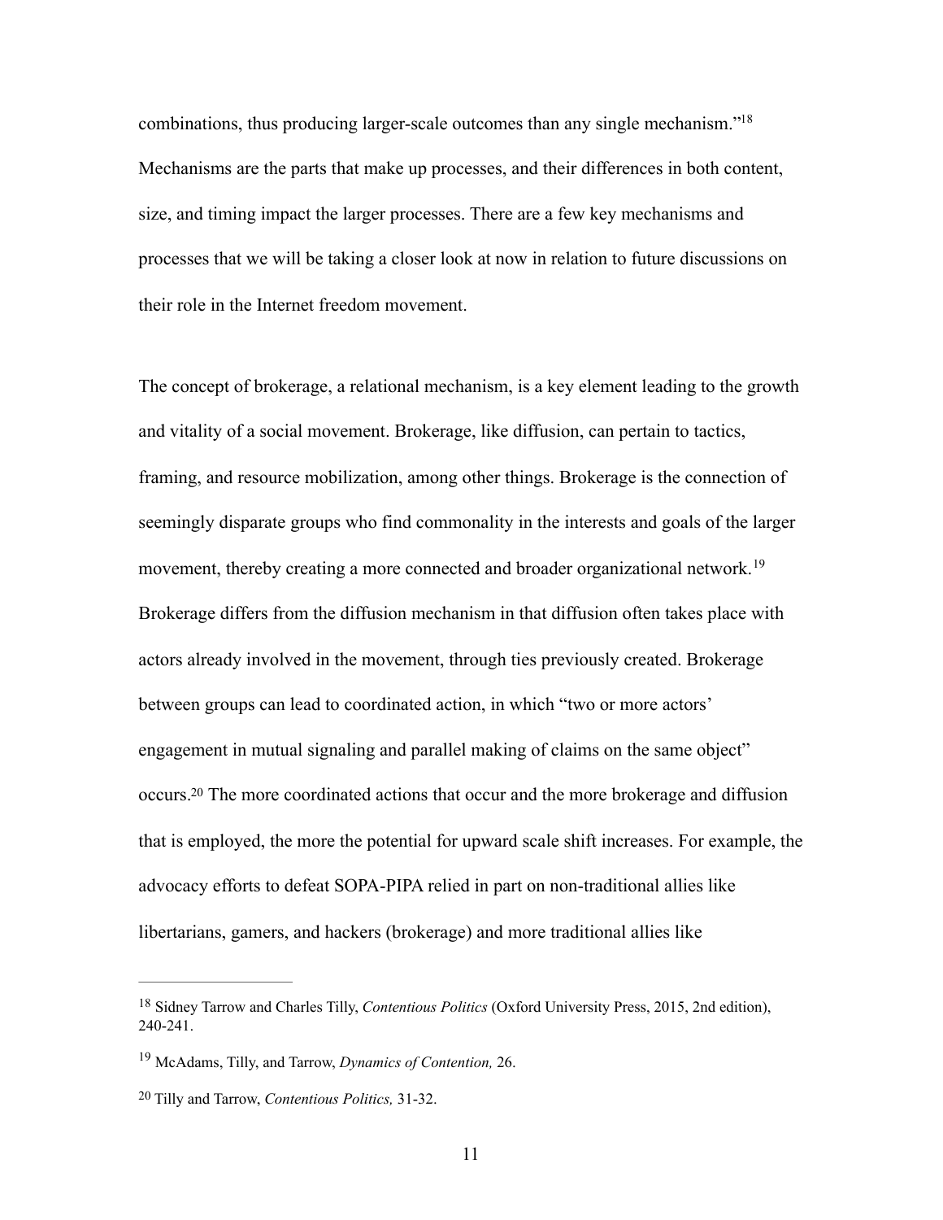combinations, thus producing larger-scale outcomes than any single mechanism."[18] Mechanisms are the parts that make up processes, and their differences in both content, size, and timing impact the larger processes. There are a few key mechanisms and processes that we will be taking a closer look at now in relation to future discussions on their role in the Internet freedom movement.

The concept of brokerage, a relational mechanism, is a key element leading to the growth and vitality of a social movement. Brokerage, like diffusion, can pertain to tactics, framing, and resource mobilization, among other things. Brokerage is the connection of seemingly disparate groups who find commonality in the interests and goals of the larger movement, thereby creating a more connected and broader organizational network.[19] Brokerage differs from the diffusion mechanism in that diffusion often takes place with actors already involved in the movement, through ties previously created. Brokerage between groups can lead to coordinated action, in which "two or more actors' engagement in mutual signaling and parallel making of claims on the same object" occurs.[20] The more coordinated actions that occur and the more brokerage and diffusion that is employed, the more the potential for upward scale shift increases. For example, the advocacy efforts to defeat SOPA-PIPA relied in part on non-traditional allies like libertarians, gamers, and hackers (brokerage) and more traditional allies like

---

[18] Sidney Tarrow and Charles Tilly, *Contentious Politics* (Oxford University Press, 2015, 2nd edition), 240-241.

[19] McAdams, Tilly, and Tarrow, *Dynamics of Contention,* 26.

[20] Tilly and Tarrow, *Contentious Politics,* 31-32.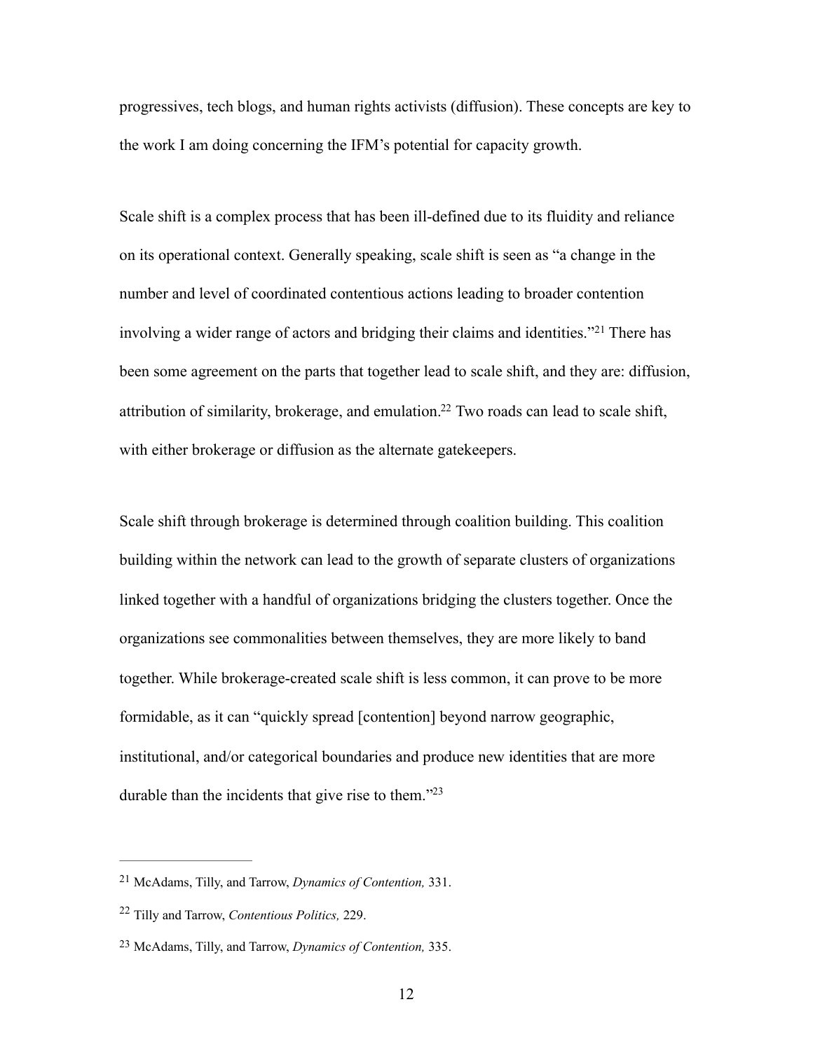progressives, tech blogs, and human rights activists (diffusion). These concepts are key to the work I am doing concerning the IFM's potential for capacity growth.

Scale shift is a complex process that has been ill-defined due to its fluidity and reliance on its operational context. Generally speaking, scale shift is seen as "a change in the number and level of coordinated contentious actions leading to broader contention involving a wider range of actors and bridging their claims and identities."[21] There has been some agreement on the parts that together lead to scale shift, and they are: diffusion, attribution of similarity, brokerage, and emulation.[22] Two roads can lead to scale shift, with either brokerage or diffusion as the alternate gatekeepers.

Scale shift through brokerage is determined through coalition building. This coalition building within the network can lead to the growth of separate clusters of organizations linked together with a handful of organizations bridging the clusters together. Once the organizations see commonalities between themselves, they are more likely to band together. While brokerage-created scale shift is less common, it can prove to be more formidable, as it can "quickly spread [contention] beyond narrow geographic, institutional, and/or categorical boundaries and produce new identities that are more durable than the incidents that give rise to them."[23]

---

[21] McAdams, Tilly, and Tarrow, *Dynamics of Contention,* 331.

[22] Tilly and Tarrow, *Contentious Politics,* 229.

[23] McAdams, Tilly, and Tarrow, *Dynamics of Contention,* 335.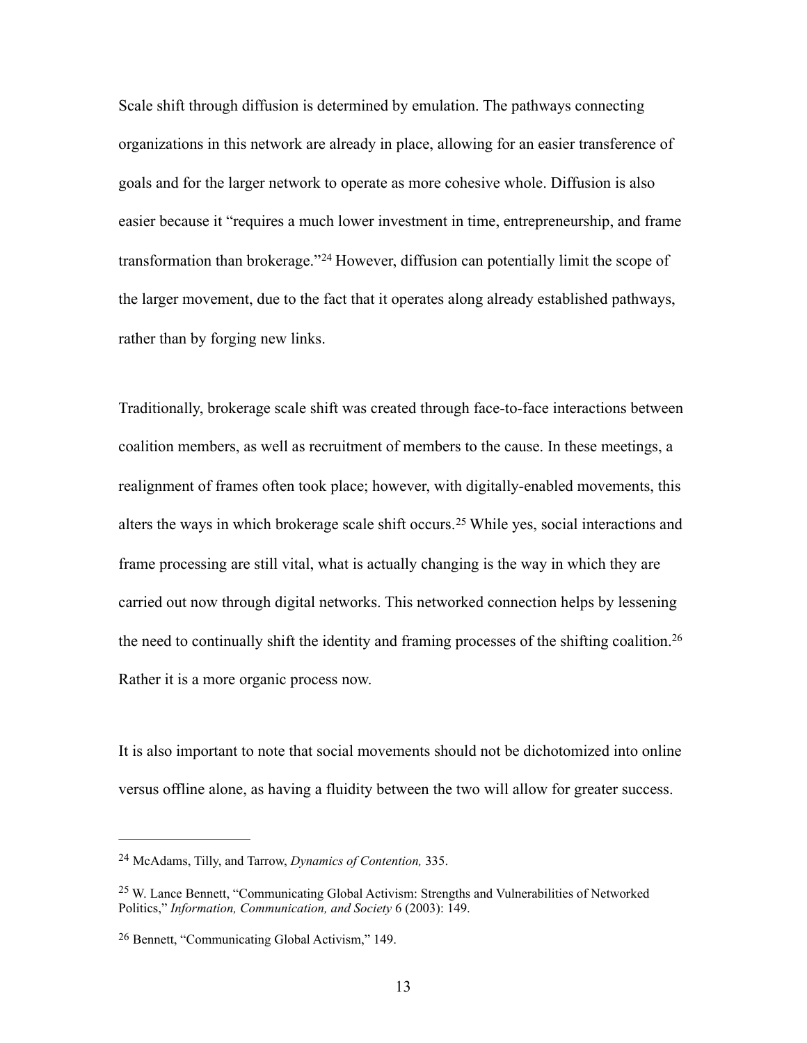Scale shift through diffusion is determined by emulation. The pathways connecting organizations in this network are already in place, allowing for an easier transference of goals and for the larger network to operate as more cohesive whole. Diffusion is also easier because it "requires a much lower investment in time, entrepreneurship, and frame transformation than brokerage."[24] However, diffusion can potentially limit the scope of the larger movement, due to the fact that it operates along already established pathways, rather than by forging new links.

Traditionally, brokerage scale shift was created through face-to-face interactions between coalition members, as well as recruitment of members to the cause. In these meetings, a realignment of frames often took place; however, with digitally-enabled movements, this alters the ways in which brokerage scale shift occurs.[25] While yes, social interactions and frame processing are still vital, what is actually changing is the way in which they are carried out now through digital networks. This networked connection helps by lessening the need to continually shift the identity and framing processes of the shifting coalition.[26] Rather it is a more organic process now.

It is also important to note that social movements should not be dichotomized into online versus offline alone, as having a fluidity between the two will allow for greater success.

---

[24] McAdams, Tilly, and Tarrow, *Dynamics of Contention,* 335.

[25] W. Lance Bennett, "Communicating Global Activism: Strengths and Vulnerabilities of Networked Politics," *Information, Communication, and Society* 6 (2003): 149.

[26] Bennett, "Communicating Global Activism," 149.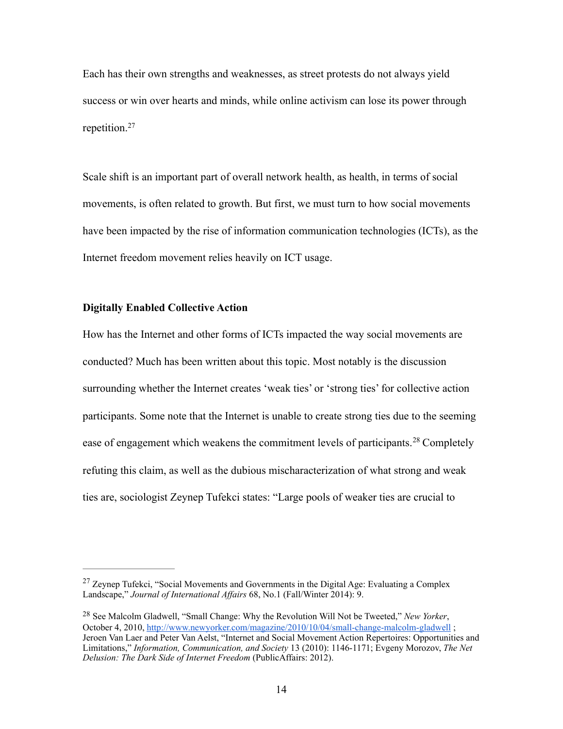Each has their own strengths and weaknesses, as street protests do not always yield success or win over hearts and minds, while online activism can lose its power through repetition.[27]

Scale shift is an important part of overall network health, as health, in terms of social movements, is often related to growth. But first, we must turn to how social movements have been impacted by the rise of information communication technologies (ICTs), as the Internet freedom movement relies heavily on ICT usage.

**Digitally Enabled Collective Action**

How has the Internet and other forms of ICTs impacted the way social movements are conducted? Much has been written about this topic. Most notably is the discussion surrounding whether the Internet creates 'weak ties' or 'strong ties' for collective action participants. Some note that the Internet is unable to create strong ties due to the seeming ease of engagement which weakens the commitment levels of participants.[28] Completely refuting this claim, as well as the dubious mischaracterization of what strong and weak ties are, sociologist Zeynep Tufekci states: "Large pools of weaker ties are crucial to

---

[27] Zeynep Tufekci, "Social Movements and Governments in the Digital Age: Evaluating a Complex Landscape," *Journal of International Affairs* 68, No.1 (Fall/Winter 2014): 9.

[28] See Malcolm Gladwell, "Small Change: Why the Revolution Will Not be Tweeted," *New Yorker*, October 4, 2010, http://www.newyorker.com/magazine/2010/10/04/small-change-malcolm-gladwell ; Jeroen Van Laer and Peter Van Aelst, "Internet and Social Movement Action Repertoires: Opportunities and Limitations," *Information, Communication, and Society* 13 (2010): 1146-1171; Evgeny Morozov, *The Net Delusion: The Dark Side of Internet Freedom* (PublicAffairs: 2012).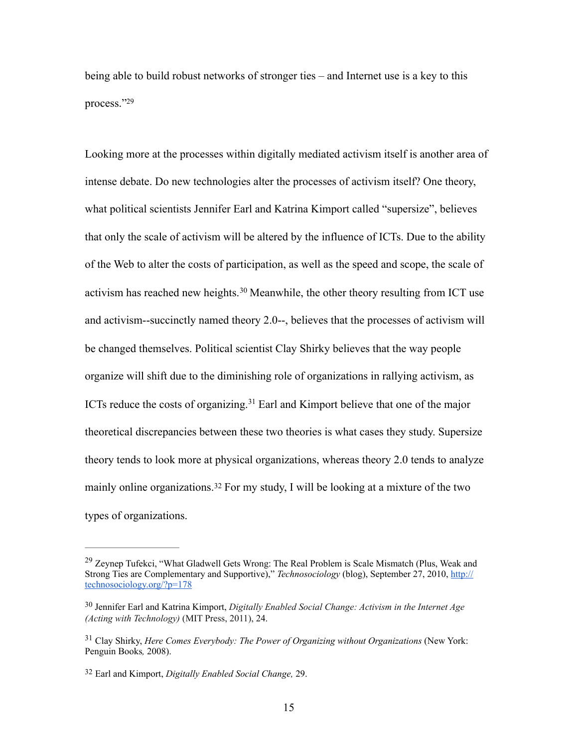being able to build robust networks of stronger ties – and Internet use is a key to this process."[29]

Looking more at the processes within digitally mediated activism itself is another area of intense debate. Do new technologies alter the processes of activism itself? One theory, what political scientists Jennifer Earl and Katrina Kimport called "supersize", believes that only the scale of activism will be altered by the influence of ICTs. Due to the ability of the Web to alter the costs of participation, as well as the speed and scope, the scale of activism has reached new heights.[30] Meanwhile, the other theory resulting from ICT use and activism--succinctly named theory 2.0--, believes that the processes of activism will be changed themselves. Political scientist Clay Shirky believes that the way people organize will shift due to the diminishing role of organizations in rallying activism, as ICTs reduce the costs of organizing.[31] Earl and Kimport believe that one of the major theoretical discrepancies between these two theories is what cases they study. Supersize theory tends to look more at physical organizations, whereas theory 2.0 tends to analyze mainly online organizations.[32] For my study, I will be looking at a mixture of the two types of organizations.

---

[29] Zeynep Tufekci, "What Gladwell Gets Wrong: The Real Problem is Scale Mismatch (Plus, Weak and Strong Ties are Complementary and Supportive)," *Technosociology* (blog), September 27, 2010, http://technosociology.org/?p=178

[30] Jennifer Earl and Katrina Kimport, *Digitally Enabled Social Change: Activism in the Internet Age (Acting with Technology)* (MIT Press, 2011), 24.

[31] Clay Shirky, *Here Comes Everybody: The Power of Organizing without Organizations* (New York: Penguin Books, 2008).

[32] Earl and Kimport, *Digitally Enabled Social Change,* 29.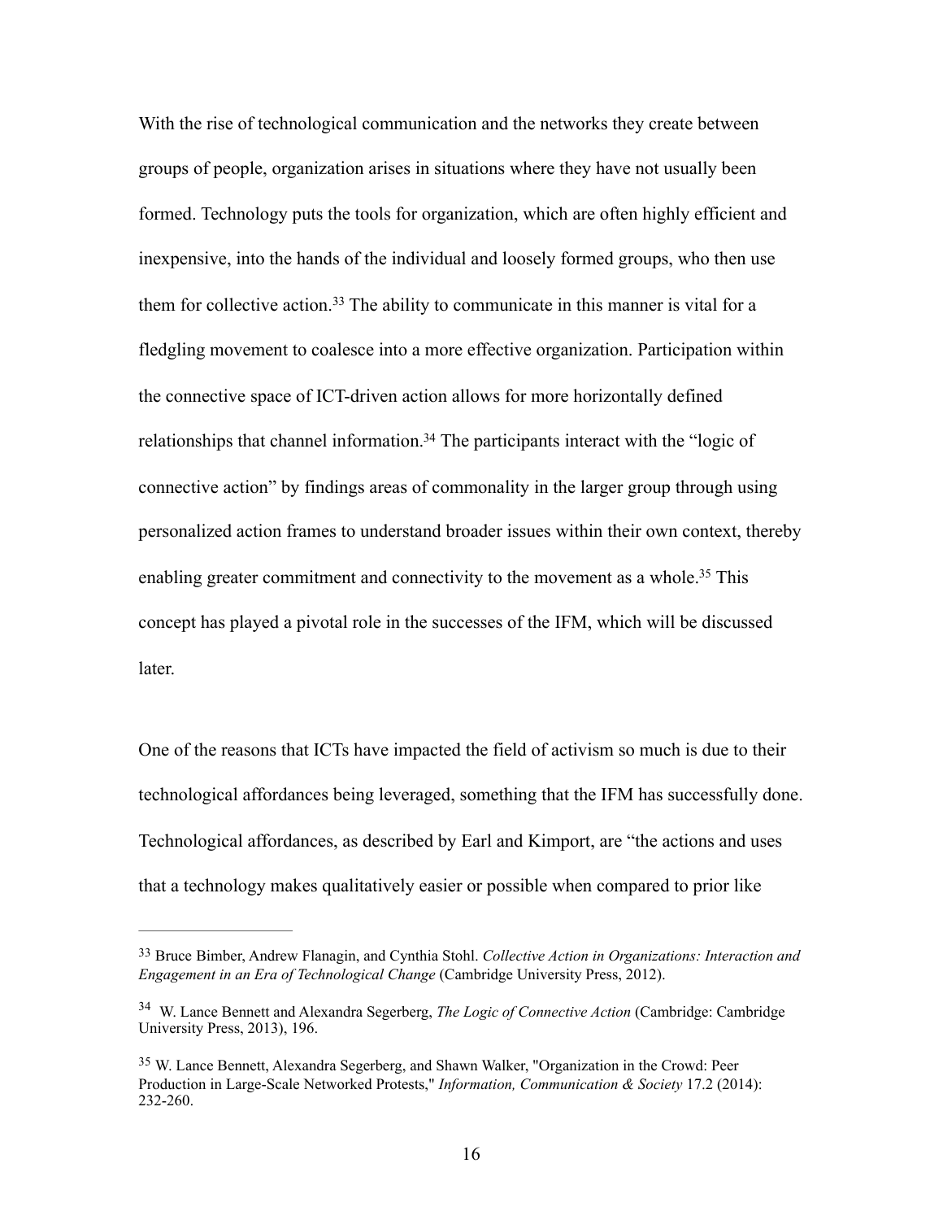With the rise of technological communication and the networks they create between groups of people, organization arises in situations where they have not usually been formed. Technology puts the tools for organization, which are often highly efficient and inexpensive, into the hands of the individual and loosely formed groups, who then use them for collective action.[33] The ability to communicate in this manner is vital for a fledgling movement to coalesce into a more effective organization. Participation within the connective space of ICT-driven action allows for more horizontally defined relationships that channel information.[34] The participants interact with the "logic of connective action" by findings areas of commonality in the larger group through using personalized action frames to understand broader issues within their own context, thereby enabling greater commitment and connectivity to the movement as a whole.[35] This concept has played a pivotal role in the successes of the IFM, which will be discussed later.

One of the reasons that ICTs have impacted the field of activism so much is due to their technological affordances being leveraged, something that the IFM has successfully done. Technological affordances, as described by Earl and Kimport, are "the actions and uses that a technology makes qualitatively easier or possible when compared to prior like

---

[33] Bruce Bimber, Andrew Flanagin, and Cynthia Stohl. *Collective Action in Organizations: Interaction and Engagement in an Era of Technological Change* (Cambridge University Press, 2012).

[34] W. Lance Bennett and Alexandra Segerberg, *The Logic of Connective Action* (Cambridge: Cambridge University Press, 2013), 196.

[35] W. Lance Bennett, Alexandra Segerberg, and Shawn Walker, "Organization in the Crowd: Peer Production in Large-Scale Networked Protests," *Information, Communication & Society* 17.2 (2014): 232-260.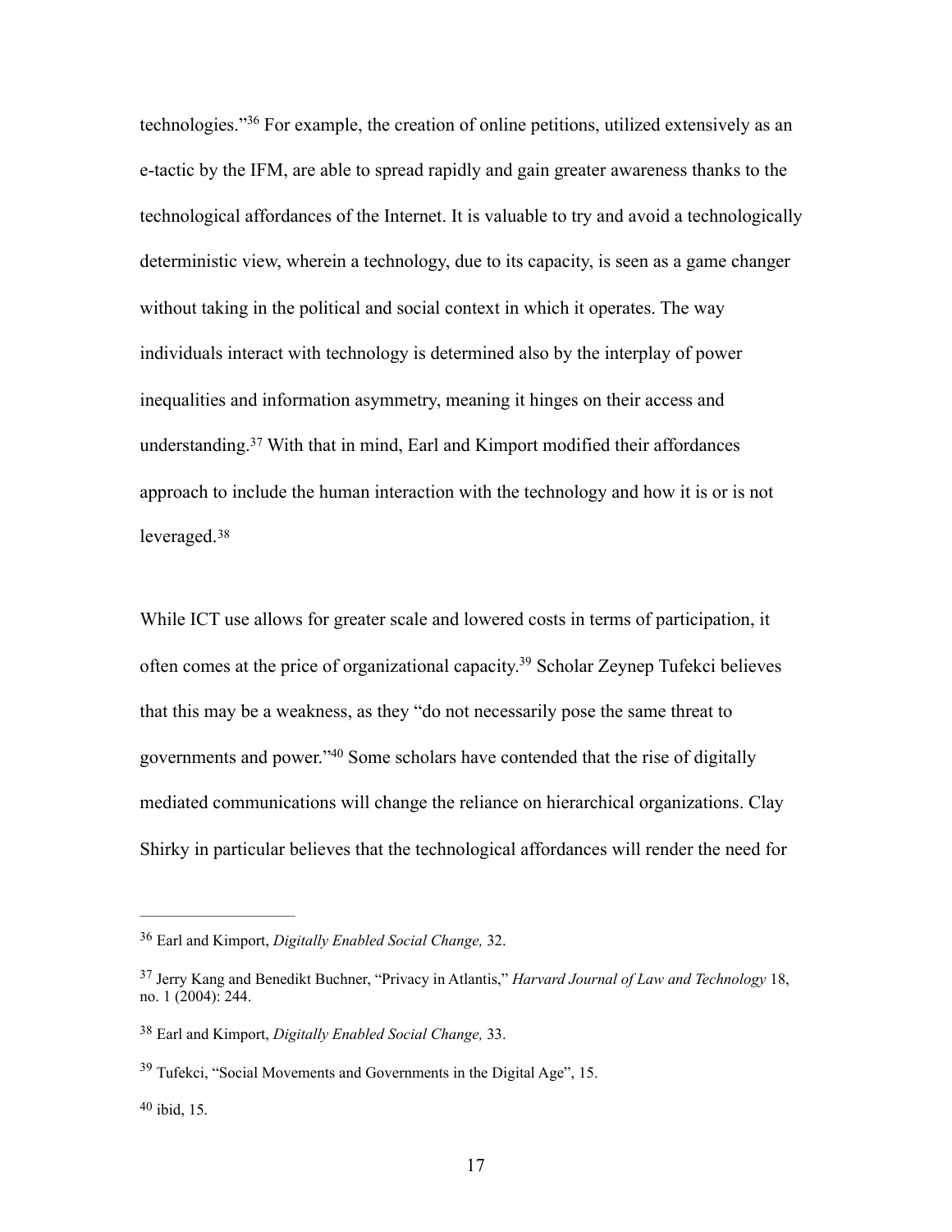technologies."[36] For example, the creation of online petitions, utilized extensively as an e-tactic by the IFM, are able to spread rapidly and gain greater awareness thanks to the technological affordances of the Internet. It is valuable to try and avoid a technologically deterministic view, wherein a technology, due to its capacity, is seen as a game changer without taking in the political and social context in which it operates. The way individuals interact with technology is determined also by the interplay of power inequalities and information asymmetry, meaning it hinges on their access and understanding.[37] With that in mind, Earl and Kimport modified their affordances approach to include the human interaction with the technology and how it is or is not leveraged.[38]

While ICT use allows for greater scale and lowered costs in terms of participation, it often comes at the price of organizational capacity.[39] Scholar Zeynep Tufekci believes that this may be a weakness, as they "do not necessarily pose the same threat to governments and power."[40] Some scholars have contended that the rise of digitally mediated communications will change the reliance on hierarchical organizations. Clay Shirky in particular believes that the technological affordances will render the need for

---

[36] Earl and Kimport, *Digitally Enabled Social Change,* 32.

[37] Jerry Kang and Benedikt Buchner, "Privacy in Atlantis," *Harvard Journal of Law and Technology* 18, no. 1 (2004): 244.

[38] Earl and Kimport, *Digitally Enabled Social Change,* 33.

[39] Tufekci, "Social Movements and Governments in the Digital Age", 15.

[40] ibid, 15.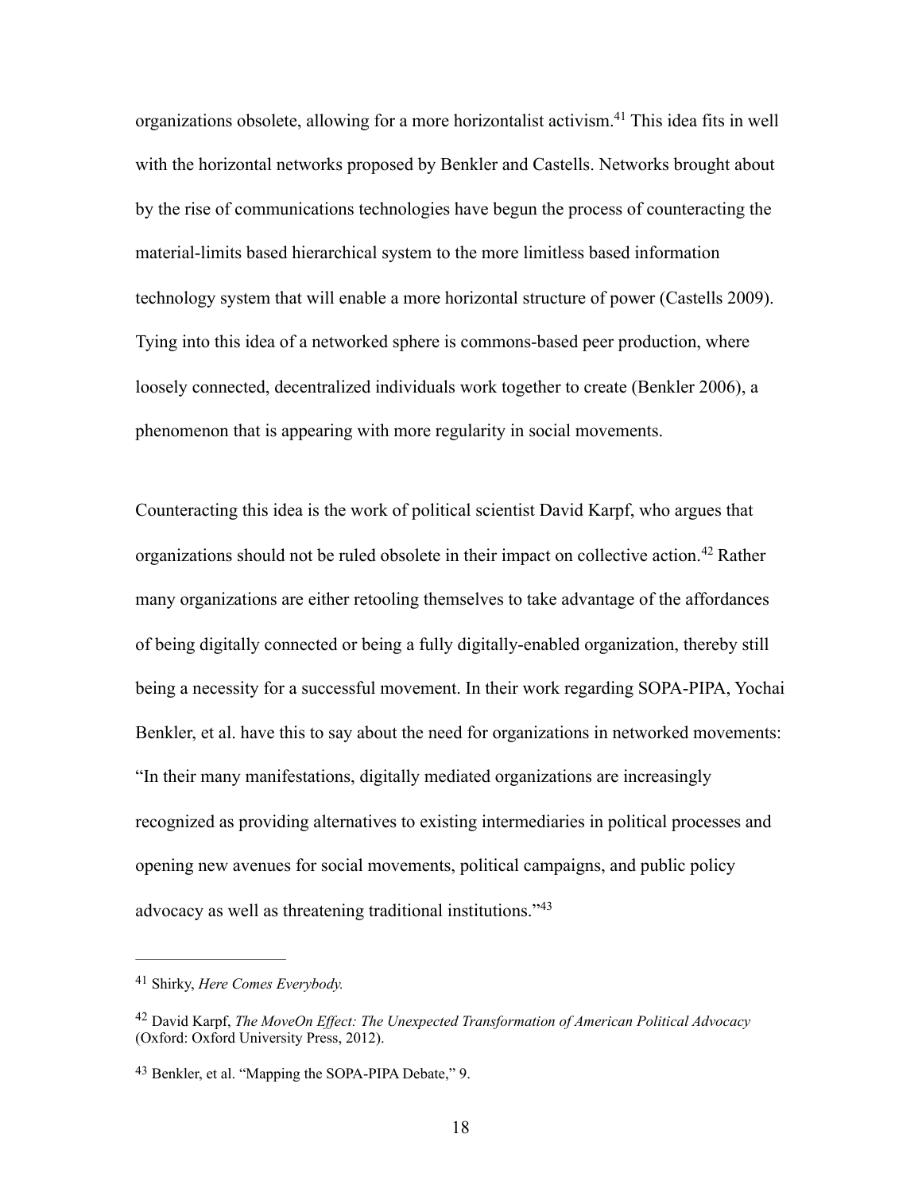organizations obsolete, allowing for a more horizontalist activism.[41] This idea fits in well with the horizontal networks proposed by Benkler and Castells. Networks brought about by the rise of communications technologies have begun the process of counteracting the material-limits based hierarchical system to the more limitless based information technology system that will enable a more horizontal structure of power (Castells 2009). Tying into this idea of a networked sphere is commons-based peer production, where loosely connected, decentralized individuals work together to create (Benkler 2006), a phenomenon that is appearing with more regularity in social movements.

Counteracting this idea is the work of political scientist David Karpf, who argues that organizations should not be ruled obsolete in their impact on collective action.[42] Rather many organizations are either retooling themselves to take advantage of the affordances of being digitally connected or being a fully digitally-enabled organization, thereby still being a necessity for a successful movement. In their work regarding SOPA-PIPA, Yochai Benkler, et al. have this to say about the need for organizations in networked movements: "In their many manifestations, digitally mediated organizations are increasingly recognized as providing alternatives to existing intermediaries in political processes and opening new avenues for social movements, political campaigns, and public policy advocacy as well as threatening traditional institutions."[43]

---

[41] Shirky, *Here Comes Everybody.*

[42] David Karpf, *The MoveOn Effect: The Unexpected Transformation of American Political Advocacy* (Oxford: Oxford University Press, 2012).

[43] Benkler, et al. "Mapping the SOPA-PIPA Debate," 9.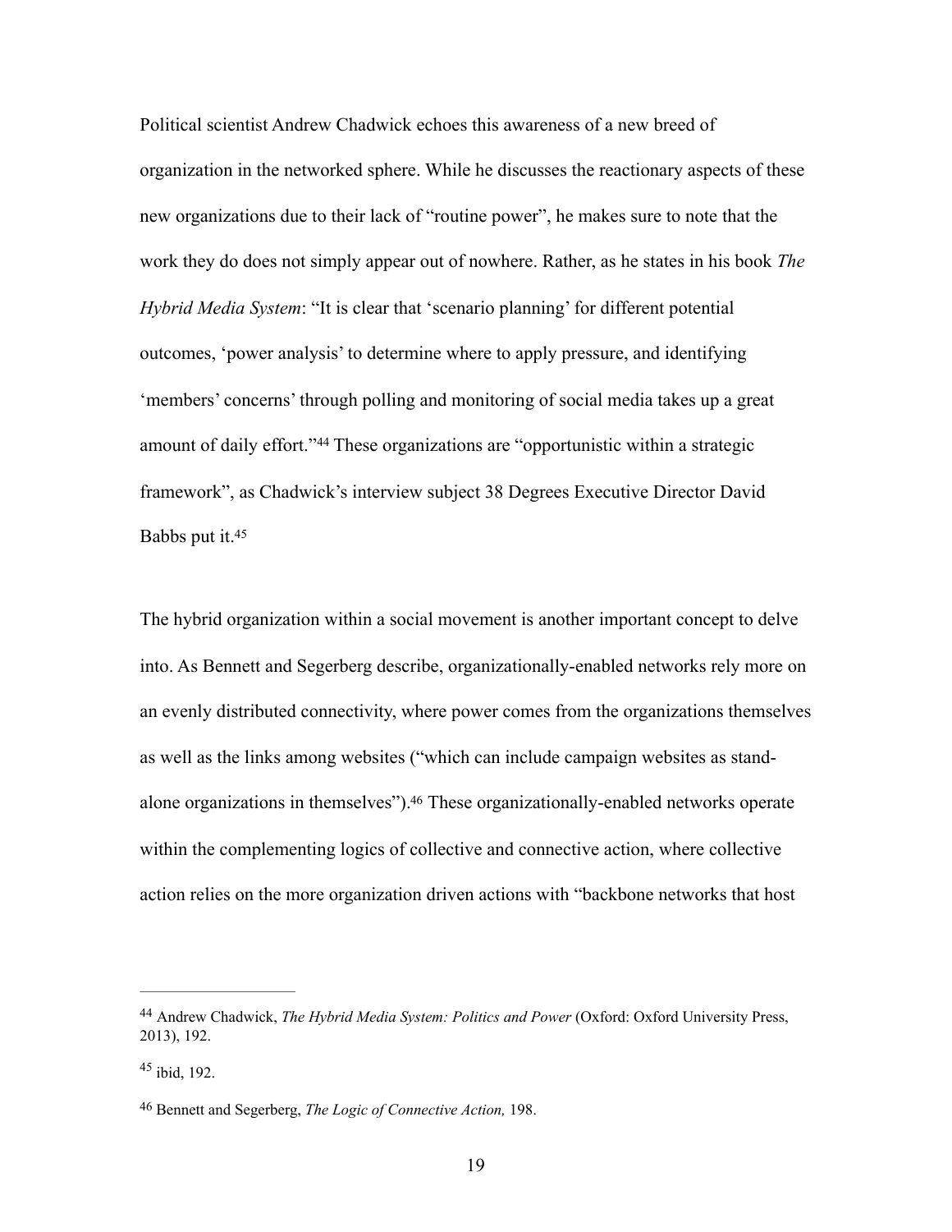Political scientist Andrew Chadwick echoes this awareness of a new breed of organization in the networked sphere. While he discusses the reactionary aspects of these new organizations due to their lack of "routine power", he makes sure to note that the work they do does not simply appear out of nowhere. Rather, as he states in his book *The Hybrid Media System*: "It is clear that 'scenario planning' for different potential outcomes, 'power analysis' to determine where to apply pressure, and identifying 'members' concerns' through polling and monitoring of social media takes up a great amount of daily effort."[44] These organizations are "opportunistic within a strategic framework", as Chadwick's interview subject 38 Degrees Executive Director David Babbs put it.[45]

The hybrid organization within a social movement is another important concept to delve into. As Bennett and Segerberg describe, organizationally-enabled networks rely more on an evenly distributed connectivity, where power comes from the organizations themselves as well as the links among websites ("which can include campaign websites as stand-alone organizations in themselves").[46] These organizationally-enabled networks operate within the complementing logics of collective and connective action, where collective action relies on the more organization driven actions with "backbone networks that host

---

[44] Andrew Chadwick, *The Hybrid Media System: Politics and Power* (Oxford: Oxford University Press, 2013), 192.

[45] ibid, 192.

[46] Bennett and Segerberg, *The Logic of Connective Action,* 198.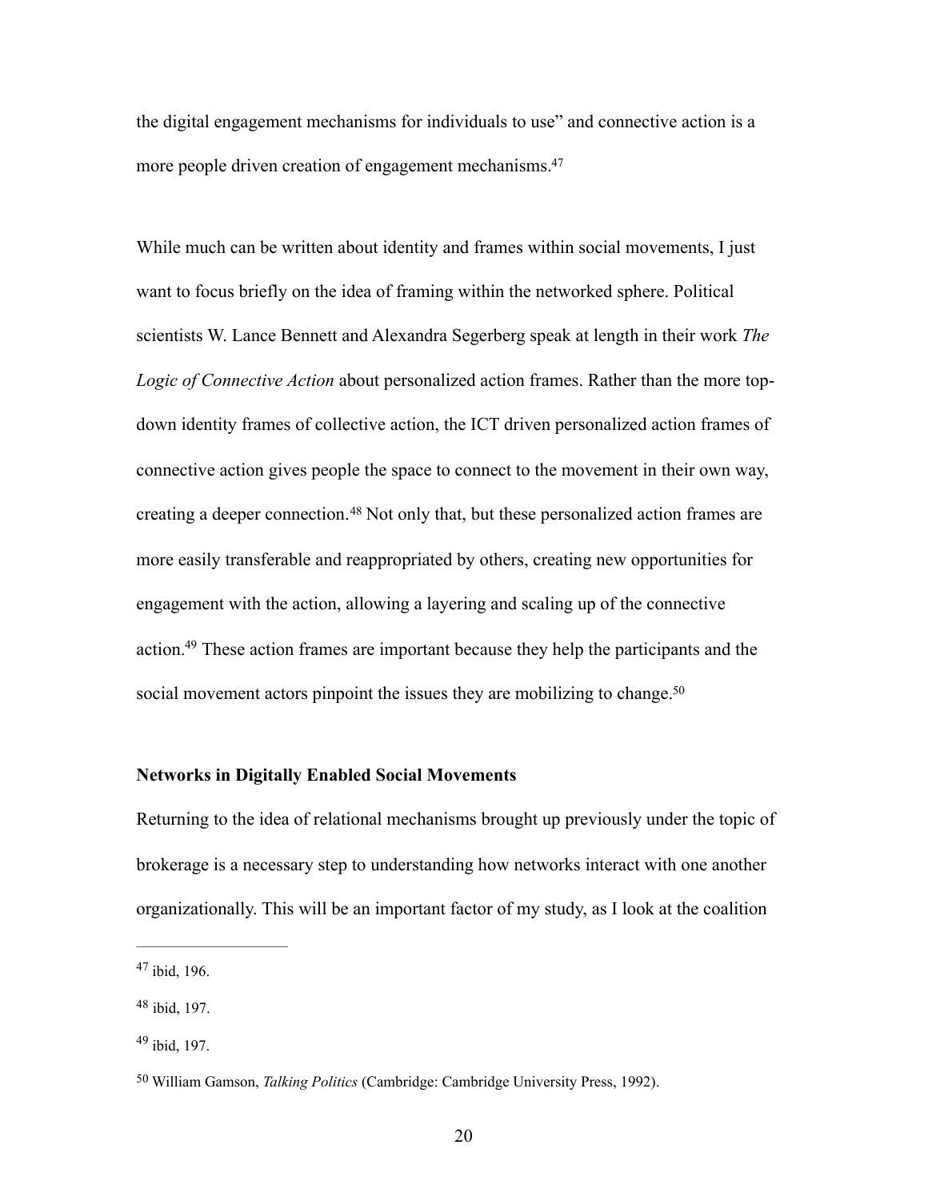the digital engagement mechanisms for individuals to use" and connective action is a more people driven creation of engagement mechanisms.[47]

While much can be written about identity and frames within social movements, I just want to focus briefly on the idea of framing within the networked sphere. Political scientists W. Lance Bennett and Alexandra Segerberg speak at length in their work *The Logic of Connective Action* about personalized action frames. Rather than the more top-down identity frames of collective action, the ICT driven personalized action frames of connective action gives people the space to connect to the movement in their own way, creating a deeper connection.[48] Not only that, but these personalized action frames are more easily transferable and reappropriated by others, creating new opportunities for engagement with the action, allowing a layering and scaling up of the connective action.[49] These action frames are important because they help the participants and the social movement actors pinpoint the issues they are mobilizing to change.[50]

**Networks in Digitally Enabled Social Movements**

Returning to the idea of relational mechanisms brought up previously under the topic of brokerage is a necessary step to understanding how networks interact with one another organizationally. This will be an important factor of my study, as I look at the coalition

---

[47] ibid, 196.

[48] ibid, 197.

[49] ibid, 197.

[50] William Gamson, *Talking Politics* (Cambridge: Cambridge University Press, 1992).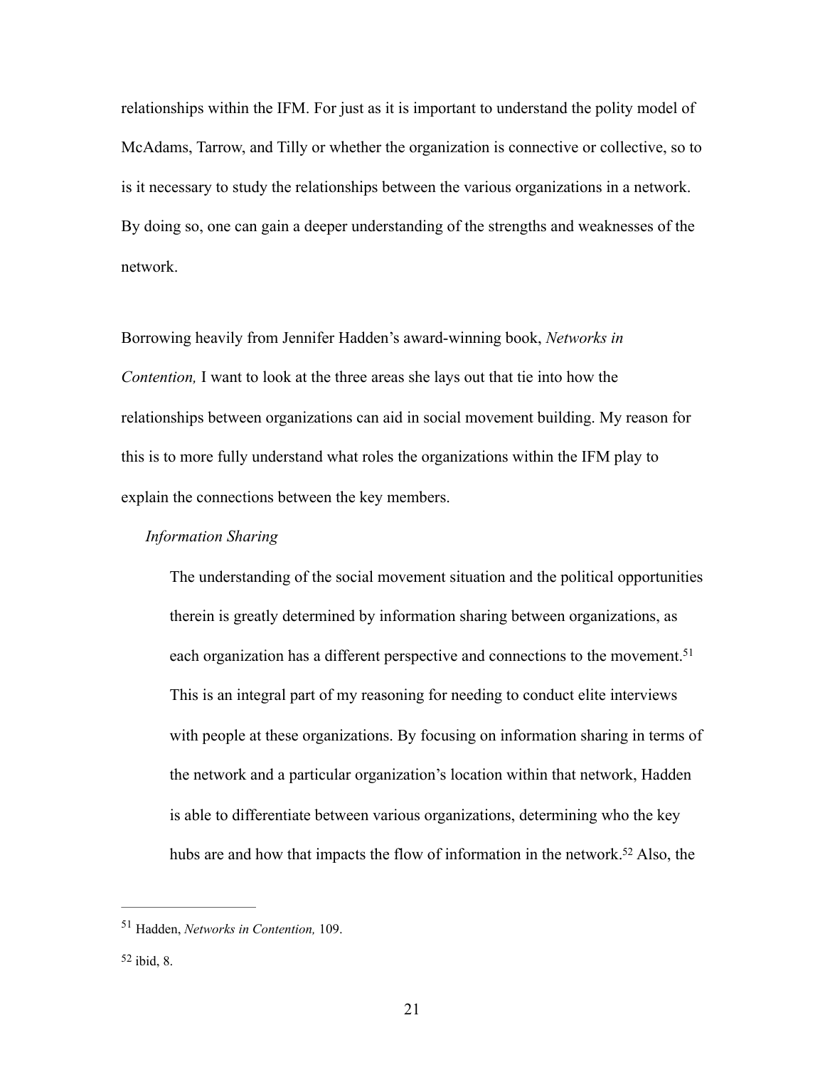relationships within the IFM. For just as it is important to understand the polity model of McAdams, Tarrow, and Tilly or whether the organization is connective or collective, so to is it necessary to study the relationships between the various organizations in a network. By doing so, one can gain a deeper understanding of the strengths and weaknesses of the network.

Borrowing heavily from Jennifer Hadden's award-winning book, *Networks in Contention,* I want to look at the three areas she lays out that tie into how the relationships between organizations can aid in social movement building. My reason for this is to more fully understand what roles the organizations within the IFM play to explain the connections between the key members.

*Information Sharing*

The understanding of the social movement situation and the political opportunities therein is greatly determined by information sharing between organizations, as each organization has a different perspective and connections to the movement.[51] This is an integral part of my reasoning for needing to conduct elite interviews with people at these organizations. By focusing on information sharing in terms of the network and a particular organization's location within that network, Hadden is able to differentiate between various organizations, determining who the key hubs are and how that impacts the flow of information in the network.[52] Also, the

---

[51] Hadden, *Networks in Contention,* 109.

[52] ibid, 8.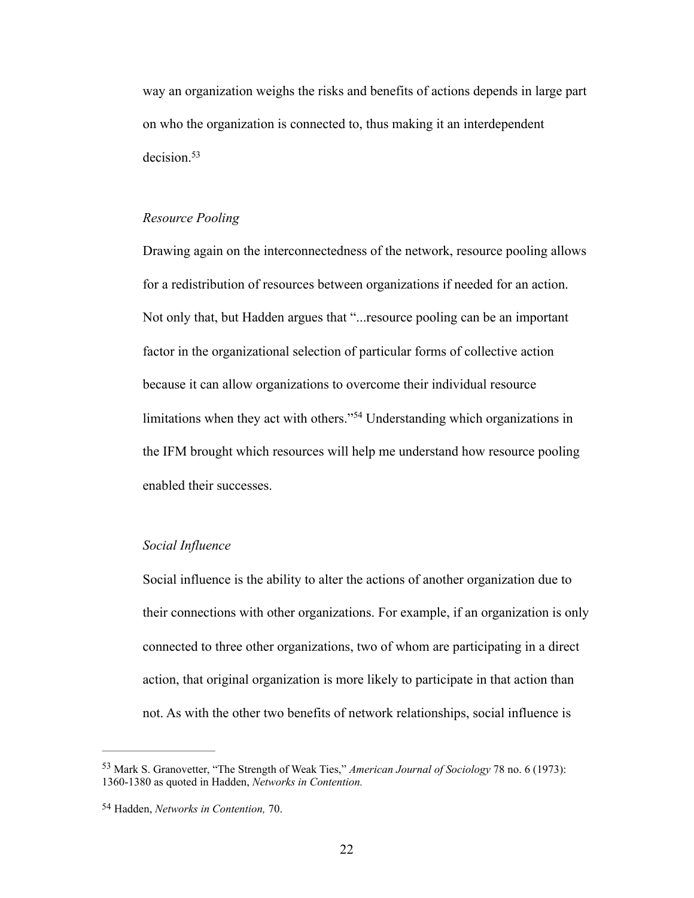way an organization weighs the risks and benefits of actions depends in large part on who the organization is connected to, thus making it an interdependent decision.[53]

*Resource Pooling*

Drawing again on the interconnectedness of the network, resource pooling allows for a redistribution of resources between organizations if needed for an action. Not only that, but Hadden argues that "...resource pooling can be an important factor in the organizational selection of particular forms of collective action because it can allow organizations to overcome their individual resource limitations when they act with others."[54] Understanding which organizations in the IFM brought which resources will help me understand how resource pooling enabled their successes.

*Social Influence*

Social influence is the ability to alter the actions of another organization due to their connections with other organizations. For example, if an organization is only connected to three other organizations, two of whom are participating in a direct action, that original organization is more likely to participate in that action than not. As with the other two benefits of network relationships, social influence is

---

[53] Mark S. Granovetter, "The Strength of Weak Ties," *American Journal of Sociology* 78 no. 6 (1973): 1360-1380 as quoted in Hadden, *Networks in Contention.*

[54] Hadden, *Networks in Contention,* 70.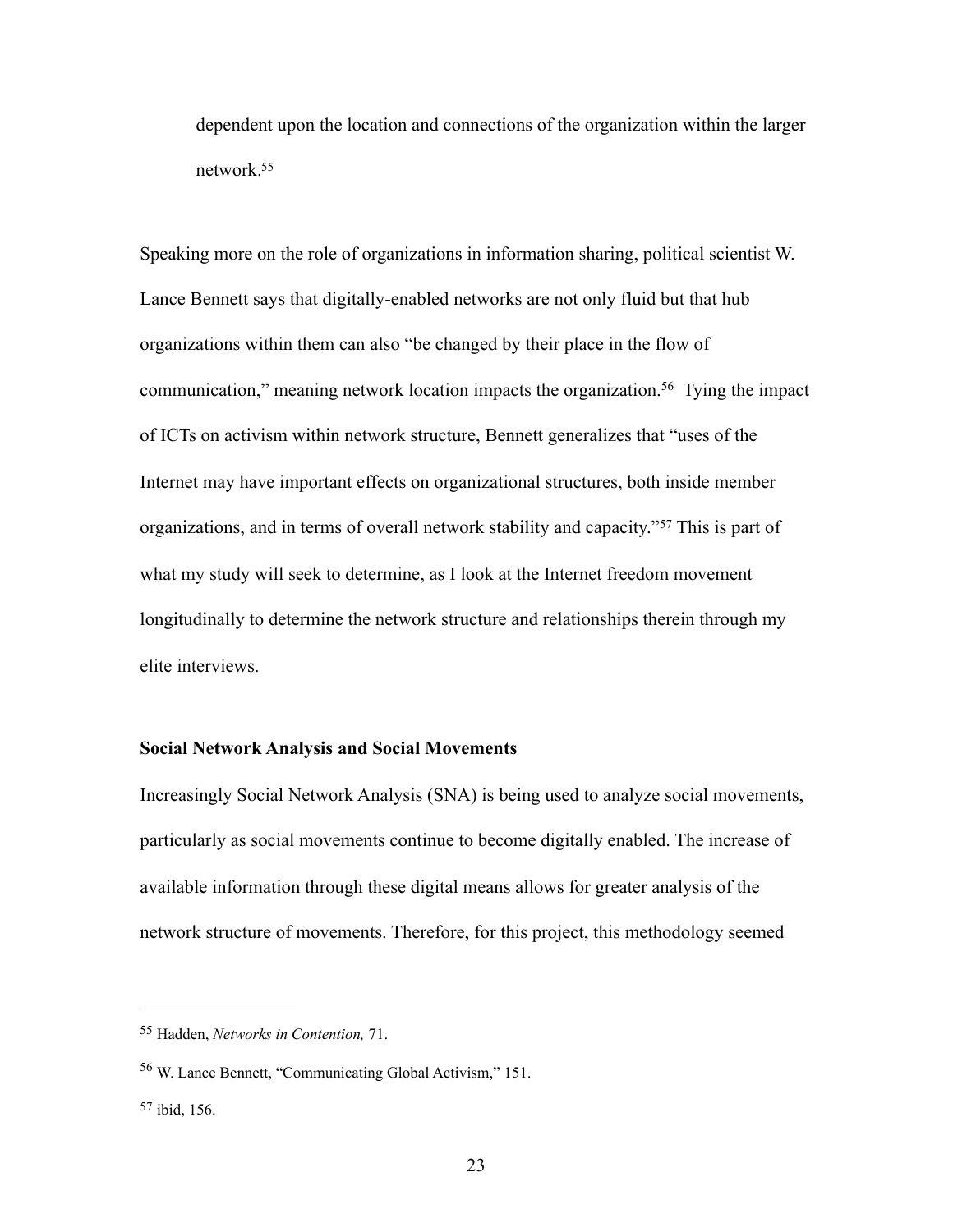dependent upon the location and connections of the organization within the larger network.[55]

Speaking more on the role of organizations in information sharing, political scientist W. Lance Bennett says that digitally-enabled networks are not only fluid but that hub organizations within them can also "be changed by their place in the flow of communication," meaning network location impacts the organization.[56] Tying the impact of ICTs on activism within network structure, Bennett generalizes that "uses of the Internet may have important effects on organizational structures, both inside member organizations, and in terms of overall network stability and capacity."[57] This is part of what my study will seek to determine, as I look at the Internet freedom movement longitudinally to determine the network structure and relationships therein through my elite interviews.

**Social Network Analysis and Social Movements**

Increasingly Social Network Analysis (SNA) is being used to analyze social movements, particularly as social movements continue to become digitally enabled. The increase of available information through these digital means allows for greater analysis of the network structure of movements. Therefore, for this project, this methodology seemed

---

[55] Hadden, *Networks in Contention,* 71.

[56] W. Lance Bennett, "Communicating Global Activism," 151.

[57] ibid, 156.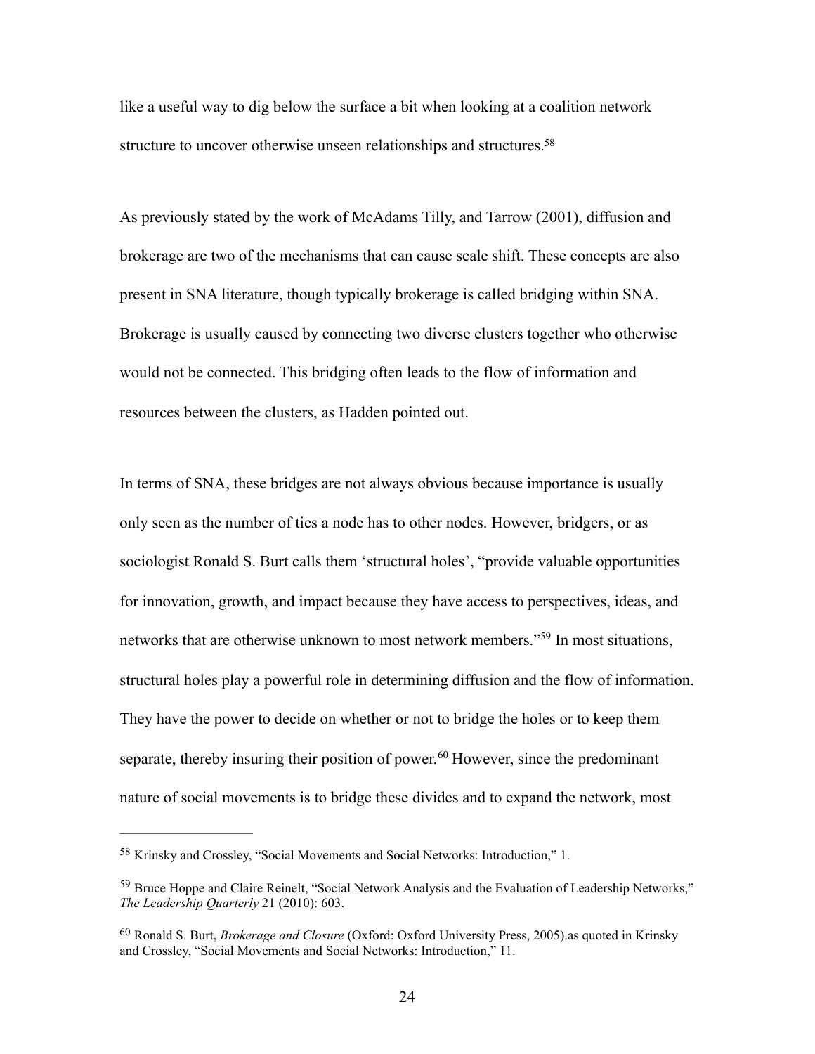like a useful way to dig below the surface a bit when looking at a coalition network structure to uncover otherwise unseen relationships and structures.[58]

As previously stated by the work of McAdams Tilly, and Tarrow (2001), diffusion and brokerage are two of the mechanisms that can cause scale shift. These concepts are also present in SNA literature, though typically brokerage is called bridging within SNA. Brokerage is usually caused by connecting two diverse clusters together who otherwise would not be connected. This bridging often leads to the flow of information and resources between the clusters, as Hadden pointed out.

In terms of SNA, these bridges are not always obvious because importance is usually only seen as the number of ties a node has to other nodes. However, bridgers, or as sociologist Ronald S. Burt calls them 'structural holes', "provide valuable opportunities for innovation, growth, and impact because they have access to perspectives, ideas, and networks that are otherwise unknown to most network members."[59] In most situations, structural holes play a powerful role in determining diffusion and the flow of information. They have the power to decide on whether or not to bridge the holes or to keep them separate, thereby insuring their position of power.[60] However, since the predominant nature of social movements is to bridge these divides and to expand the network, most

---

[58] Krinsky and Crossley, "Social Movements and Social Networks: Introduction," 1.

[59] Bruce Hoppe and Claire Reinelt, "Social Network Analysis and the Evaluation of Leadership Networks," *The Leadership Quarterly* 21 (2010): 603.

[60] Ronald S. Burt, *Brokerage and Closure* (Oxford: Oxford University Press, 2005).as quoted in Krinsky and Crossley, "Social Movements and Social Networks: Introduction," 11.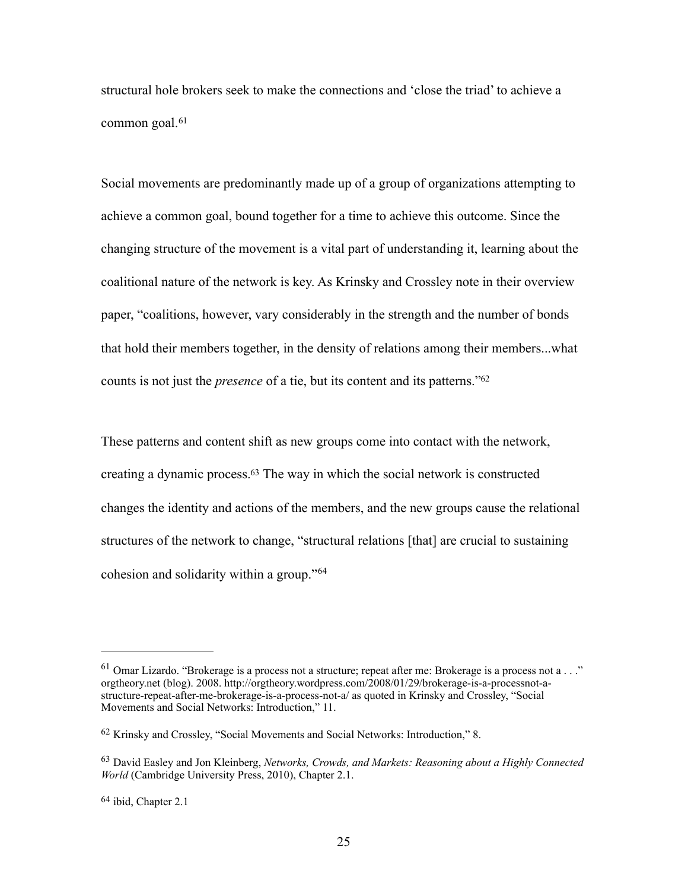structural hole brokers seek to make the connections and 'close the triad' to achieve a common goal.[61]

Social movements are predominantly made up of a group of organizations attempting to achieve a common goal, bound together for a time to achieve this outcome. Since the changing structure of the movement is a vital part of understanding it, learning about the coalitional nature of the network is key. As Krinsky and Crossley note in their overview paper, "coalitions, however, vary considerably in the strength and the number of bonds that hold their members together, in the density of relations among their members...what counts is not just the *presence* of a tie, but its content and its patterns."[62]

These patterns and content shift as new groups come into contact with the network, creating a dynamic process.[63] The way in which the social network is constructed changes the identity and actions of the members, and the new groups cause the relational structures of the network to change, "structural relations [that] are crucial to sustaining cohesion and solidarity within a group."[64]

---

[61] Omar Lizardo. "Brokerage is a process not a structure; repeat after me: Brokerage is a process not a . . ." orgtheory.net (blog). 2008. http://orgtheory.wordpress.com/2008/01/29/brokerage-is-a-processnot-a-structure-repeat-after-me-brokerage-is-a-process-not-a/ as quoted in Krinsky and Crossley, "Social Movements and Social Networks: Introduction," 11.

[62] Krinsky and Crossley, "Social Movements and Social Networks: Introduction," 8.

[63] David Easley and Jon Kleinberg, *Networks, Crowds, and Markets: Reasoning about a Highly Connected World* (Cambridge University Press, 2010), Chapter 2.1.

[64] ibid, Chapter 2.1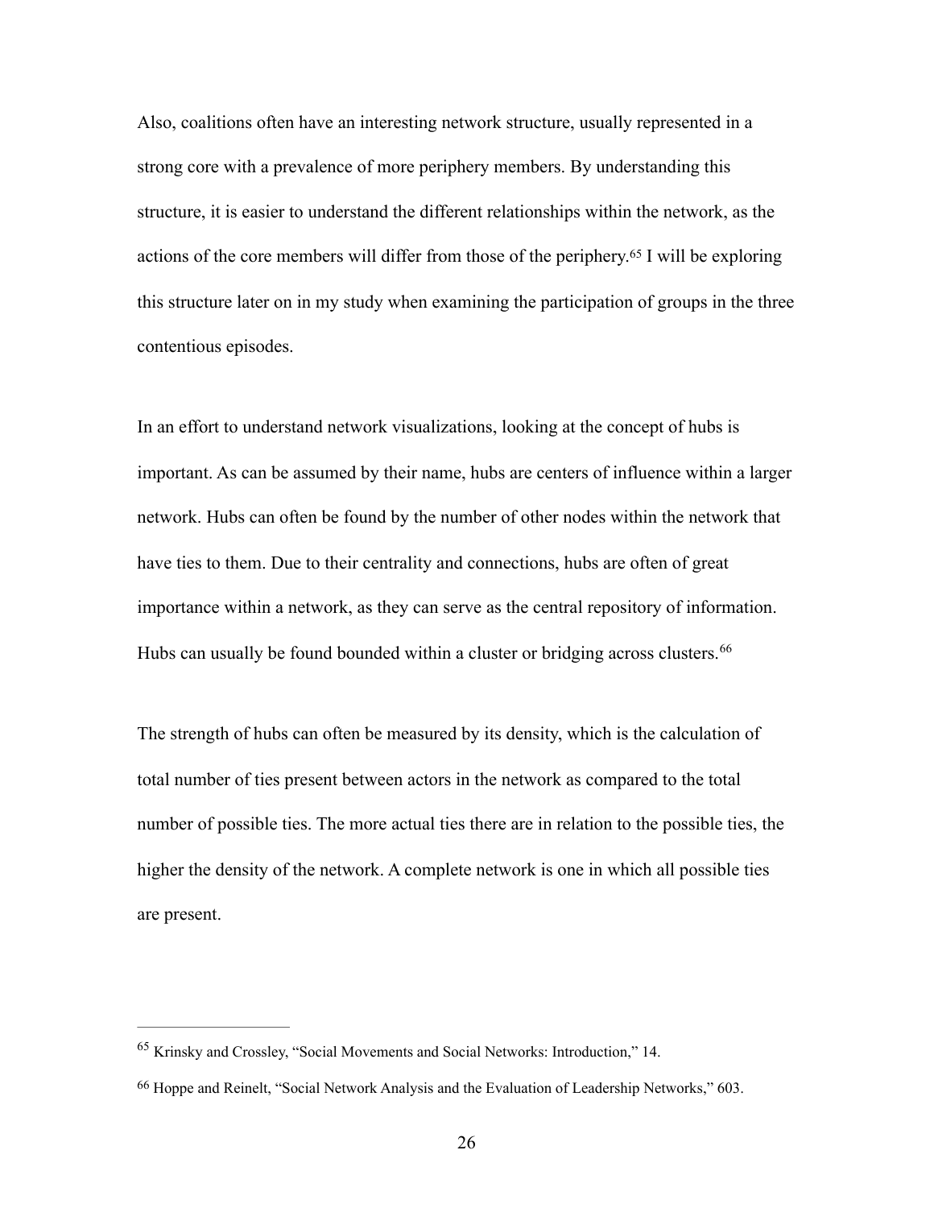Also, coalitions often have an interesting network structure, usually represented in a strong core with a prevalence of more periphery members. By understanding this structure, it is easier to understand the different relationships within the network, as the actions of the core members will differ from those of the periphery.[65] I will be exploring this structure later on in my study when examining the participation of groups in the three contentious episodes.

In an effort to understand network visualizations, looking at the concept of hubs is important. As can be assumed by their name, hubs are centers of influence within a larger network. Hubs can often be found by the number of other nodes within the network that have ties to them. Due to their centrality and connections, hubs are often of great importance within a network, as they can serve as the central repository of information. Hubs can usually be found bounded within a cluster or bridging across clusters.[66]

The strength of hubs can often be measured by its density, which is the calculation of total number of ties present between actors in the network as compared to the total number of possible ties. The more actual ties there are in relation to the possible ties, the higher the density of the network. A complete network is one in which all possible ties are present.

---

[65] Krinsky and Crossley, "Social Movements and Social Networks: Introduction," 14.

[66] Hoppe and Reinelt, "Social Network Analysis and the Evaluation of Leadership Networks," 603.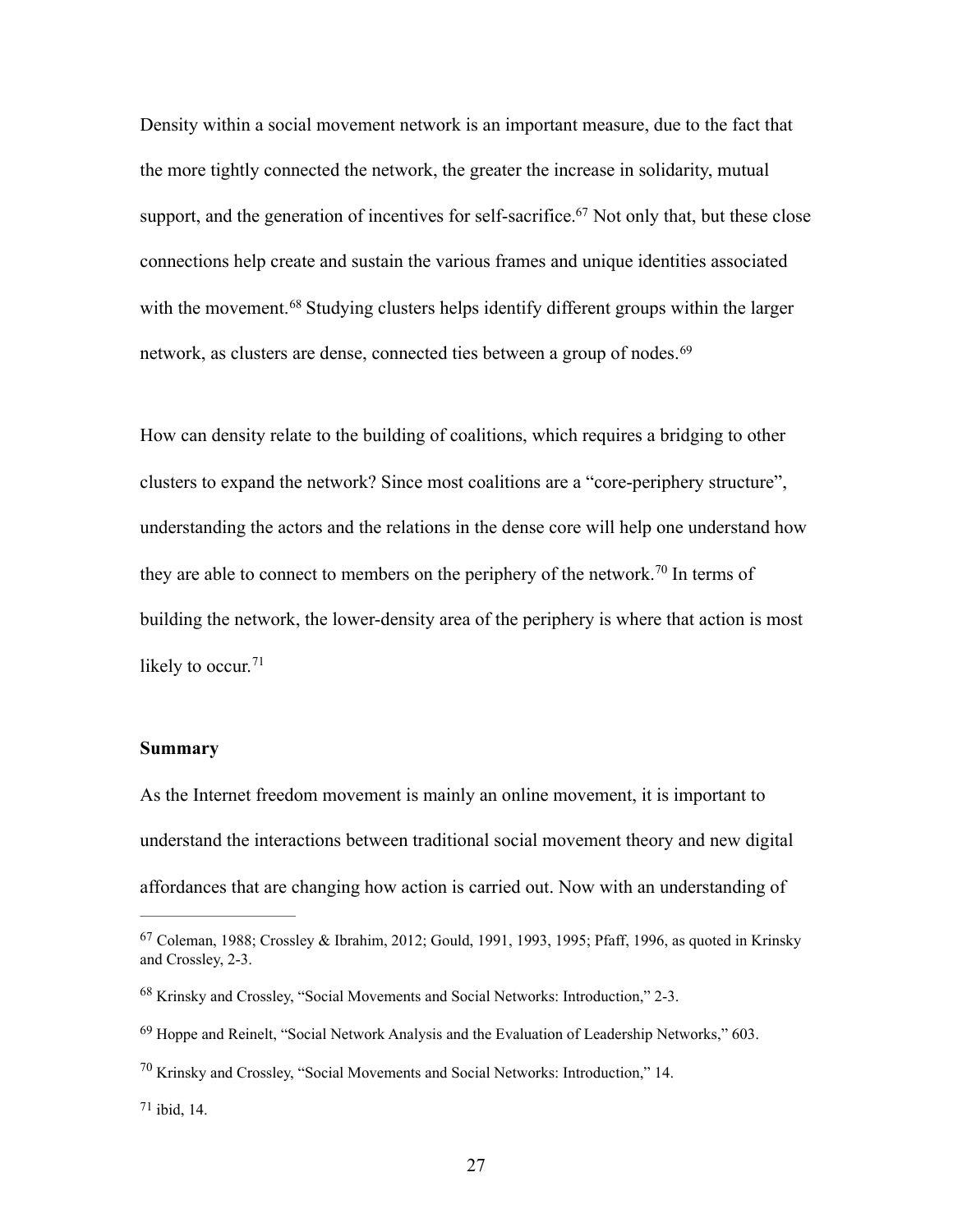Density within a social movement network is an important measure, due to the fact that the more tightly connected the network, the greater the increase in solidarity, mutual support, and the generation of incentives for self-sacrifice.[67] Not only that, but these close connections help create and sustain the various frames and unique identities associated with the movement.[68] Studying clusters helps identify different groups within the larger network, as clusters are dense, connected ties between a group of nodes.[69]

How can density relate to the building of coalitions, which requires a bridging to other clusters to expand the network? Since most coalitions are a "core-periphery structure", understanding the actors and the relations in the dense core will help one understand how they are able to connect to members on the periphery of the network.[70] In terms of building the network, the lower-density area of the periphery is where that action is most likely to occur.[71]

**Summary**

As the Internet freedom movement is mainly an online movement, it is important to understand the interactions between traditional social movement theory and new digital affordances that are changing how action is carried out. Now with an understanding of

---

[67] Coleman, 1988; Crossley & Ibrahim, 2012; Gould, 1991, 1993, 1995; Pfaff, 1996, as quoted in Krinsky and Crossley, 2-3.

[68] Krinsky and Crossley, "Social Movements and Social Networks: Introduction," 2-3.

[69] Hoppe and Reinelt, "Social Network Analysis and the Evaluation of Leadership Networks," 603.

[70] Krinsky and Crossley, "Social Movements and Social Networks: Introduction," 14.

[71] ibid, 14.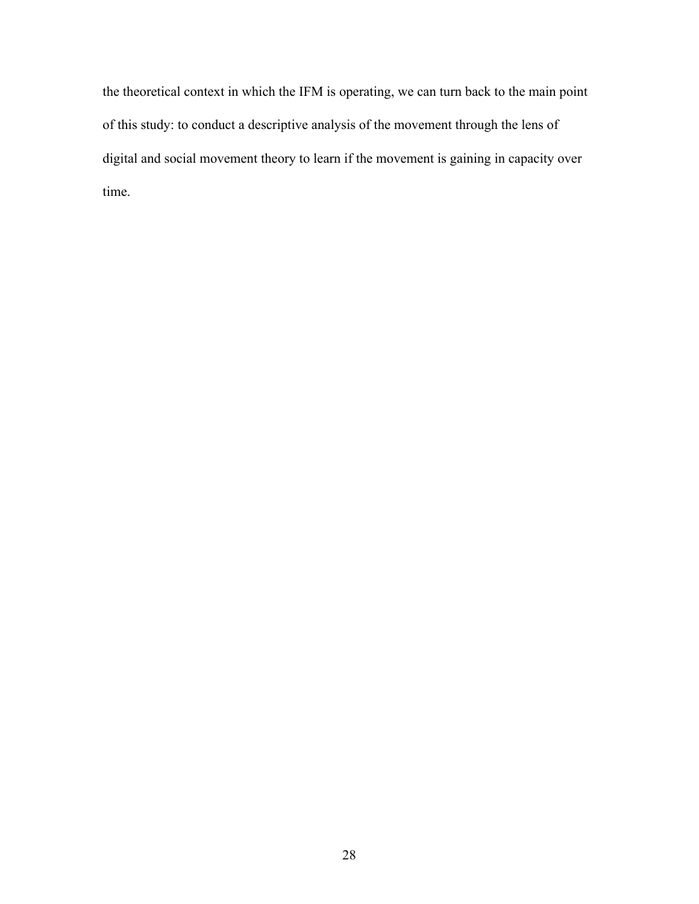the theoretical context in which the IFM is operating, we can turn back to the main point of this study: to conduct a descriptive analysis of the movement through the lens of digital and social movement theory to learn if the movement is gaining in capacity over time.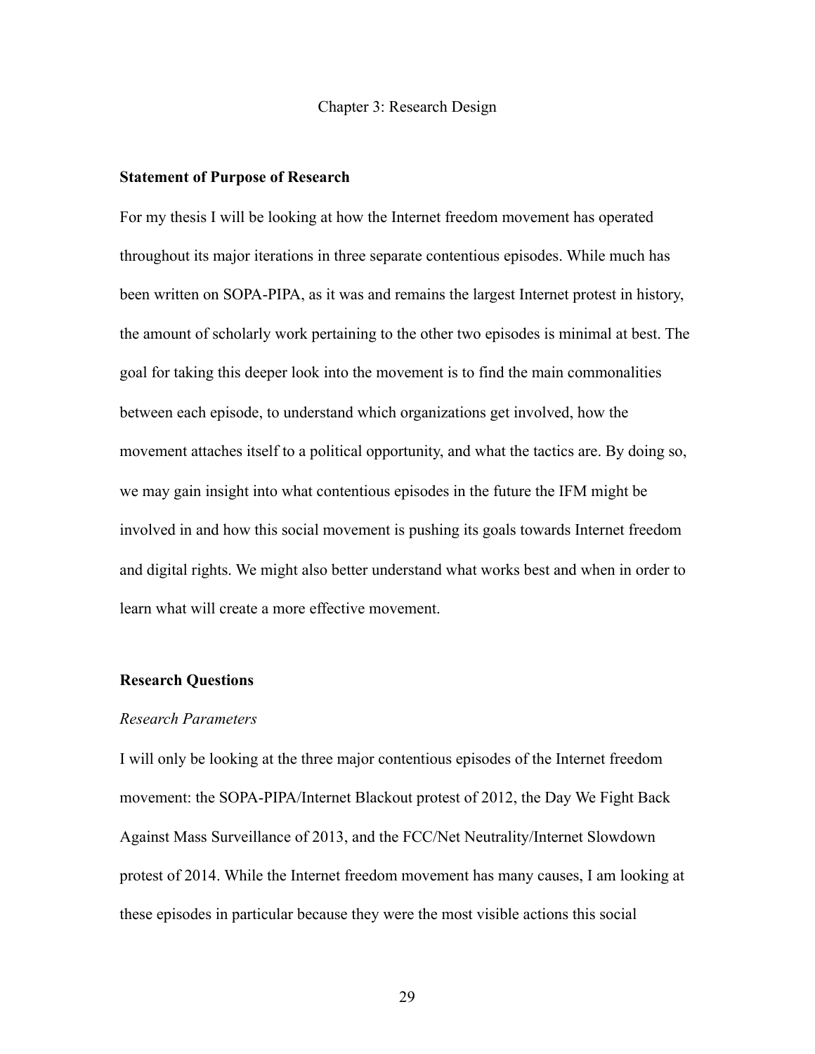# Chapter 3: Research Design

**Statement of Purpose of Research**

For my thesis I will be looking at how the Internet freedom movement has operated throughout its major iterations in three separate contentious episodes. While much has been written on SOPA-PIPA, as it was and remains the largest Internet protest in history, the amount of scholarly work pertaining to the other two episodes is minimal at best. The goal for taking this deeper look into the movement is to find the main commonalities between each episode, to understand which organizations get involved, how the movement attaches itself to a political opportunity, and what the tactics are. By doing so, we may gain insight into what contentious episodes in the future the IFM might be involved in and how this social movement is pushing its goals towards Internet freedom and digital rights. We might also better understand what works best and when in order to learn what will create a more effective movement.

**Research Questions**

*Research Parameters*

I will only be looking at the three major contentious episodes of the Internet freedom movement: the SOPA-PIPA/Internet Blackout protest of 2012, the Day We Fight Back Against Mass Surveillance of 2013, and the FCC/Net Neutrality/Internet Slowdown protest of 2014. While the Internet freedom movement has many causes, I am looking at these episodes in particular because they were the most visible actions this social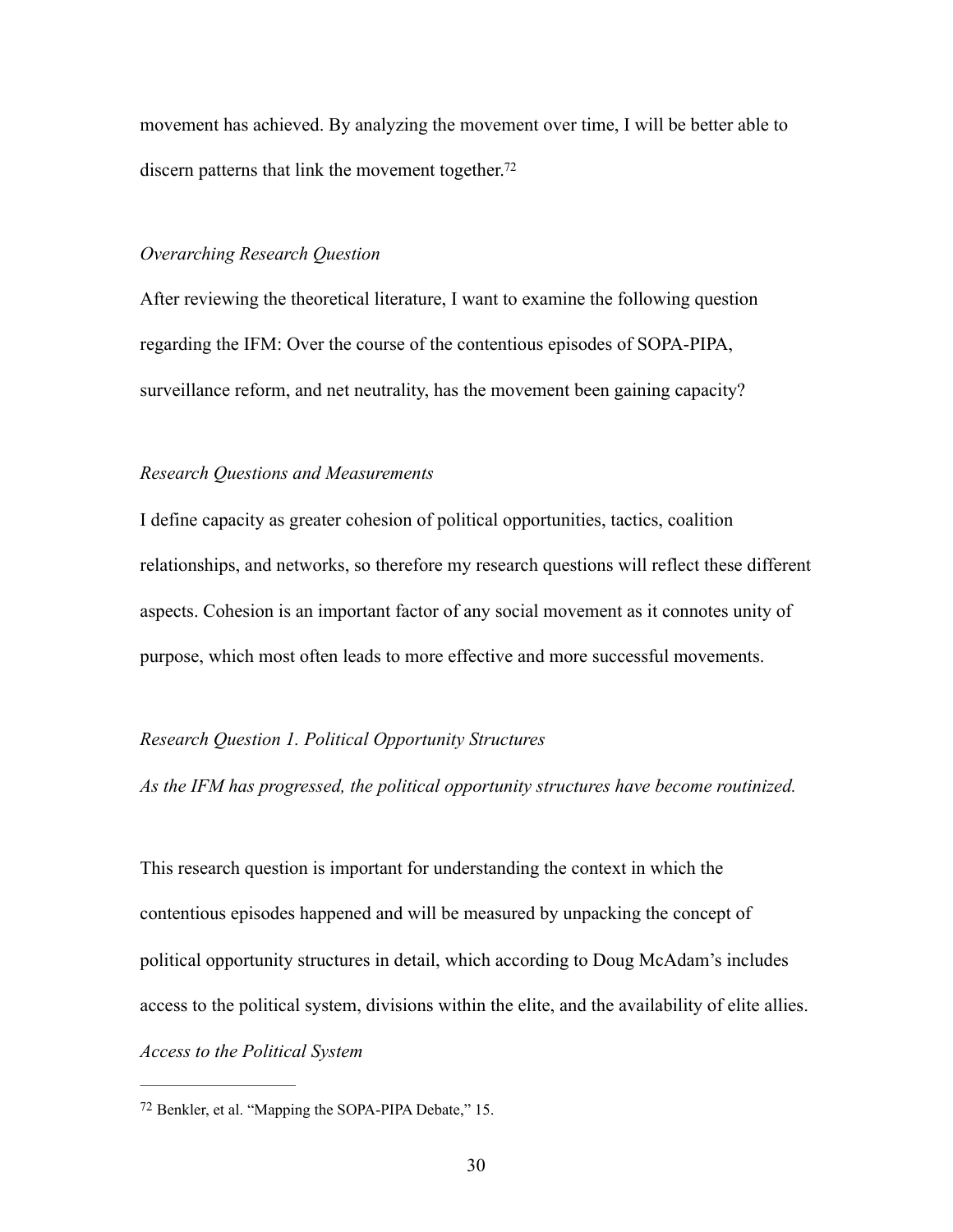movement has achieved. By analyzing the movement over time, I will be better able to discern patterns that link the movement together.[72]

*Overarching Research Question*

After reviewing the theoretical literature, I want to examine the following question regarding the IFM: Over the course of the contentious episodes of SOPA-PIPA, surveillance reform, and net neutrality, has the movement been gaining capacity?

*Research Questions and Measurements*

I define capacity as greater cohesion of political opportunities, tactics, coalition relationships, and networks, so therefore my research questions will reflect these different aspects. Cohesion is an important factor of any social movement as it connotes unity of purpose, which most often leads to more effective and more successful movements.

*Research Question 1. Political Opportunity Structures*

*As the IFM has progressed, the political opportunity structures have become routinized.*

This research question is important for understanding the context in which the contentious episodes happened and will be measured by unpacking the concept of political opportunity structures in detail, which according to Doug McAdam's includes access to the political system, divisions within the elite, and the availability of elite allies.

*Access to the Political System*

---

[72] Benkler, et al. "Mapping the SOPA-PIPA Debate," 15.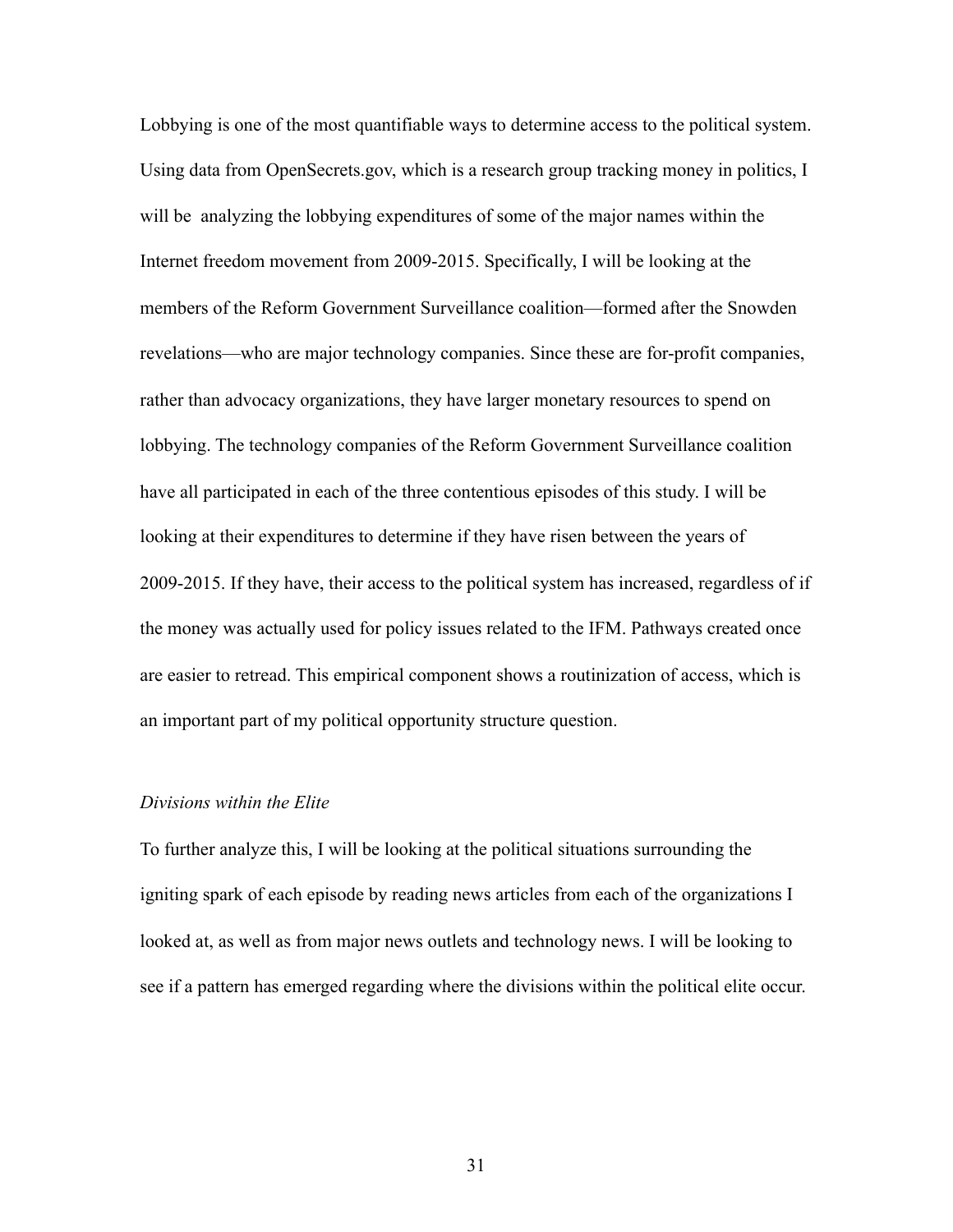Lobbying is one of the most quantifiable ways to determine access to the political system. Using data from OpenSecrets.gov, which is a research group tracking money in politics, I will be  analyzing the lobbying expenditures of some of the major names within the Internet freedom movement from 2009-2015. Specifically, I will be looking at the members of the Reform Government Surveillance coalition—formed after the Snowden revelations—who are major technology companies. Since these are for-profit companies, rather than advocacy organizations, they have larger monetary resources to spend on lobbying. The technology companies of the Reform Government Surveillance coalition have all participated in each of the three contentious episodes of this study. I will be looking at their expenditures to determine if they have risen between the years of 2009-2015. If they have, their access to the political system has increased, regardless of if the money was actually used for policy issues related to the IFM. Pathways created once are easier to retread. This empirical component shows a routinization of access, which is an important part of my political opportunity structure question.

*Divisions within the Elite*

To further analyze this, I will be looking at the political situations surrounding the igniting spark of each episode by reading news articles from each of the organizations I looked at, as well as from major news outlets and technology news. I will be looking to see if a pattern has emerged regarding where the divisions within the political elite occur.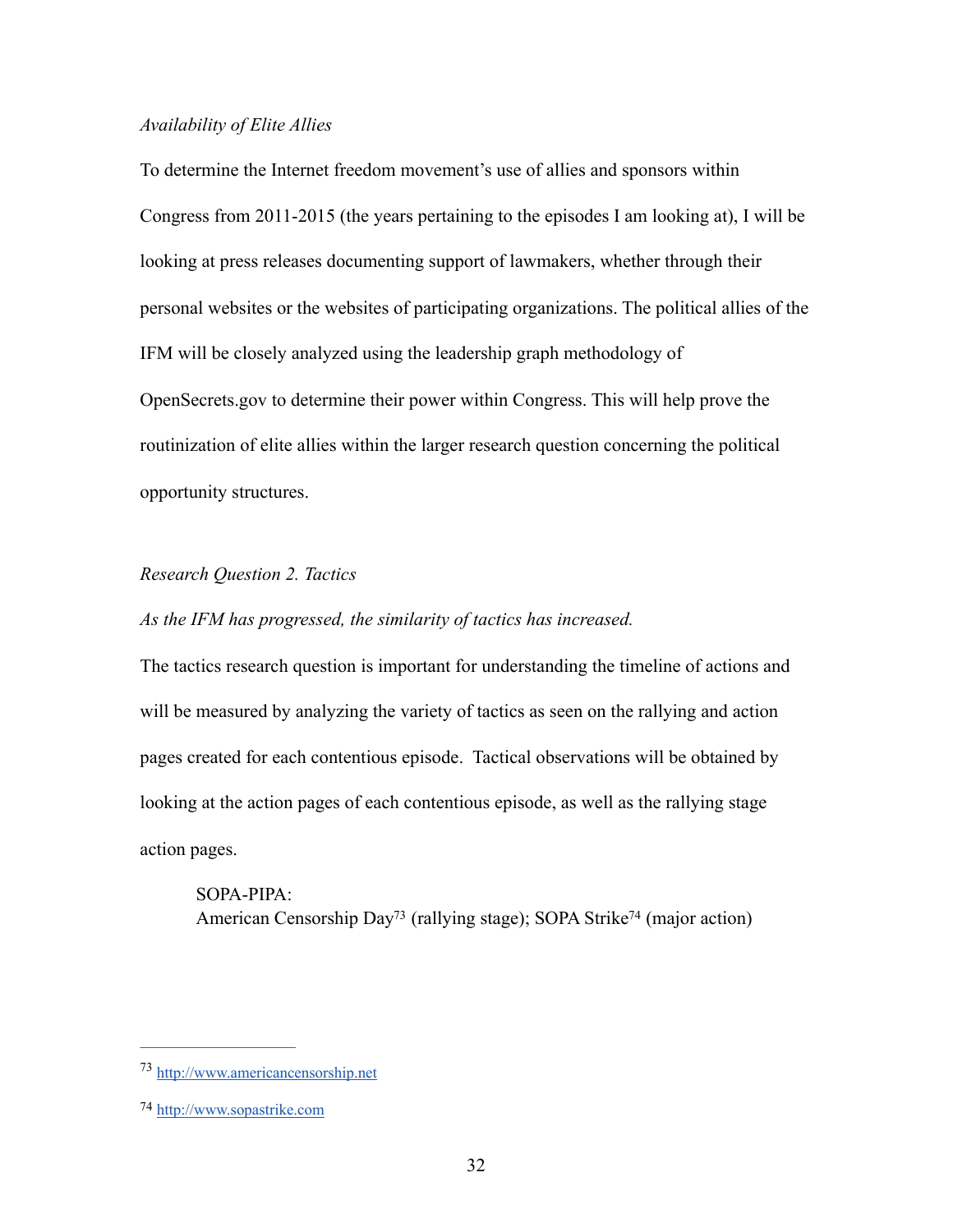*Availability of Elite Allies*

To determine the Internet freedom movement's use of allies and sponsors within Congress from 2011-2015 (the years pertaining to the episodes I am looking at), I will be looking at press releases documenting support of lawmakers, whether through their personal websites or the websites of participating organizations. The political allies of the IFM will be closely analyzed using the leadership graph methodology of OpenSecrets.gov to determine their power within Congress. This will help prove the routinization of elite allies within the larger research question concerning the political opportunity structures.

*Research Question 2. Tactics*

*As the IFM has progressed, the similarity of tactics has increased.*

The tactics research question is important for understanding the timeline of actions and will be measured by analyzing the variety of tactics as seen on the rallying and action pages created for each contentious episode. Tactical observations will be obtained by looking at the action pages of each contentious episode, as well as the rallying stage action pages.

> SOPA-PIPA:
> American Censorship Day[73] (rallying stage); SOPA Strike[74] (major action)

---

[73] http://www.americancensorship.net

[74] http://www.sopastrike.com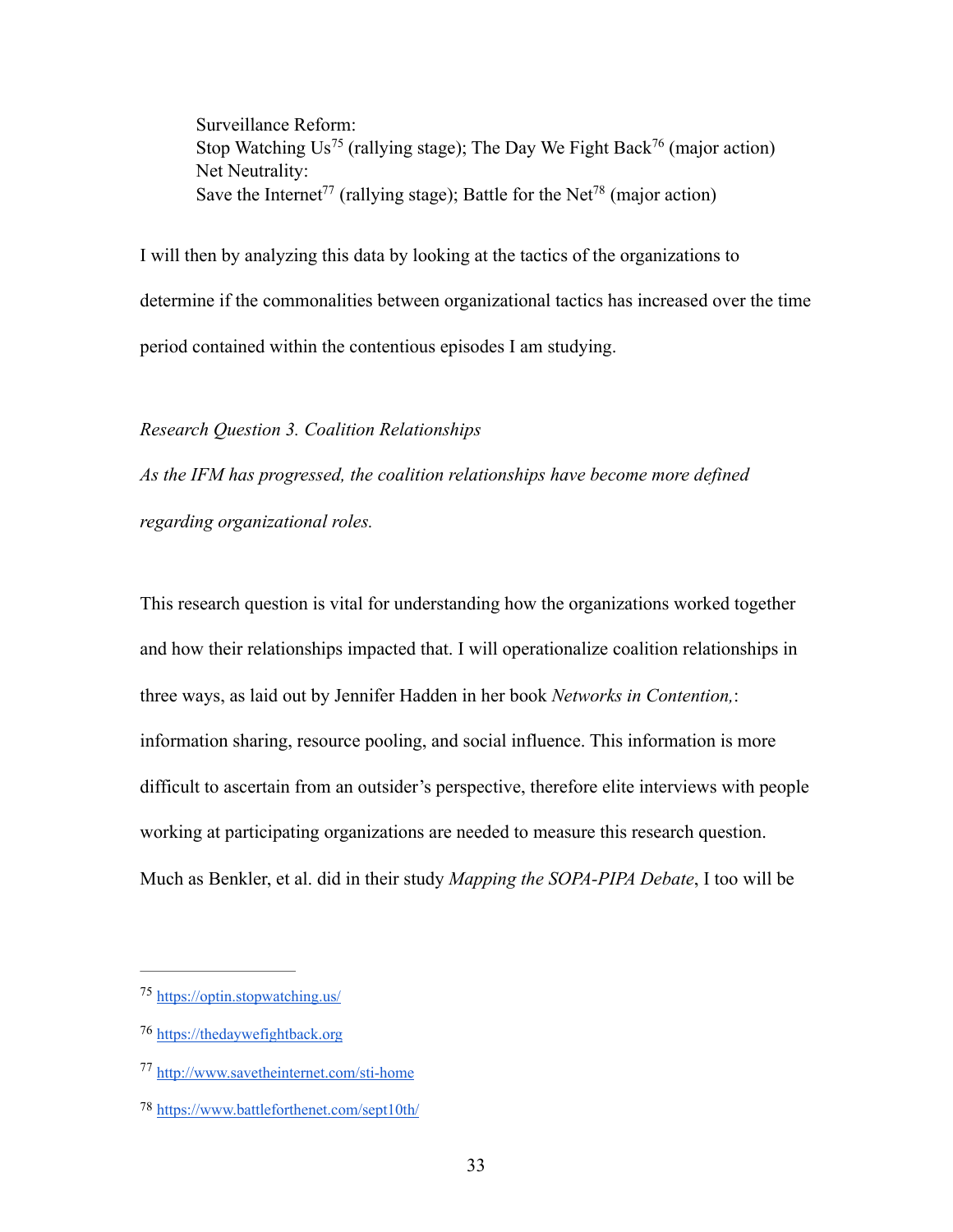Surveillance Reform:
Stop Watching Us[75] (rallying stage); The Day We Fight Back[76] (major action)
Net Neutrality:
Save the Internet[77] (rallying stage); Battle for the Net[78] (major action)

I will then by analyzing this data by looking at the tactics of the organizations to determine if the commonalities between organizational tactics has increased over the time period contained within the contentious episodes I am studying.

*Research Question 3. Coalition Relationships*

*As the IFM has progressed, the coalition relationships have become more defined regarding organizational roles.*

This research question is vital for understanding how the organizations worked together and how their relationships impacted that. I will operationalize coalition relationships in three ways, as laid out by Jennifer Hadden in her book *Networks in Contention,*: information sharing, resource pooling, and social influence. This information is more difficult to ascertain from an outsider's perspective, therefore elite interviews with people working at participating organizations are needed to measure this research question. Much as Benkler, et al. did in their study *Mapping the SOPA-PIPA Debate*, I too will be

---

[75] https://optin.stopwatching.us/

[76] https://thedaywefightback.org

[77] http://www.savetheinternet.com/sti-home

[78] https://www.battleforthenet.com/sept10th/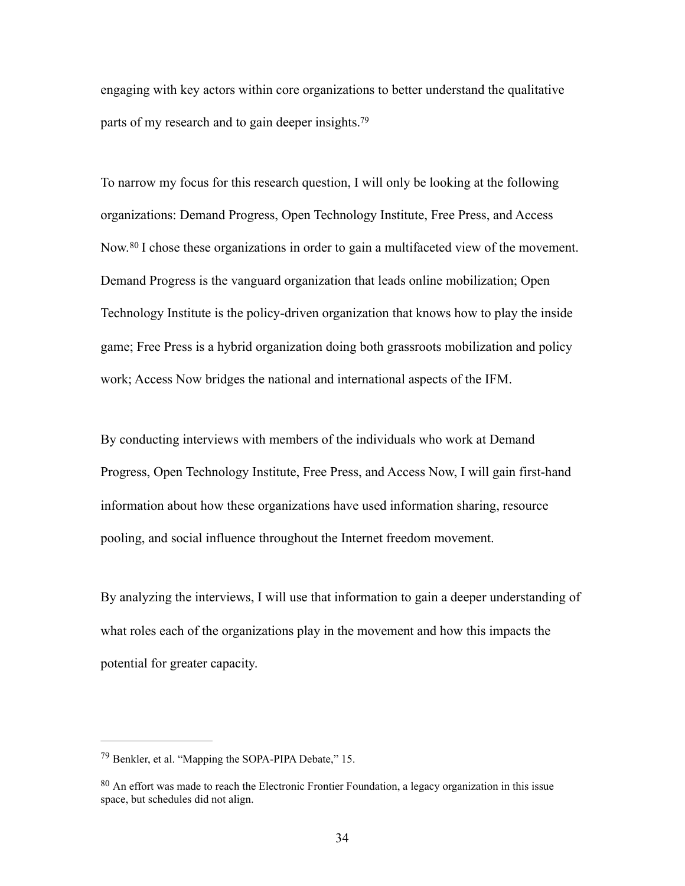engaging with key actors within core organizations to better understand the qualitative parts of my research and to gain deeper insights.[79]

To narrow my focus for this research question, I will only be looking at the following organizations: Demand Progress, Open Technology Institute, Free Press, and Access Now.[80] I chose these organizations in order to gain a multifaceted view of the movement. Demand Progress is the vanguard organization that leads online mobilization; Open Technology Institute is the policy-driven organization that knows how to play the inside game; Free Press is a hybrid organization doing both grassroots mobilization and policy work; Access Now bridges the national and international aspects of the IFM.

By conducting interviews with members of the individuals who work at Demand Progress, Open Technology Institute, Free Press, and Access Now, I will gain first-hand information about how these organizations have used information sharing, resource pooling, and social influence throughout the Internet freedom movement.

By analyzing the interviews, I will use that information to gain a deeper understanding of what roles each of the organizations play in the movement and how this impacts the potential for greater capacity.

---

[79] Benkler, et al. "Mapping the SOPA-PIPA Debate," 15.

[80] An effort was made to reach the Electronic Frontier Foundation, a legacy organization in this issue space, but schedules did not align.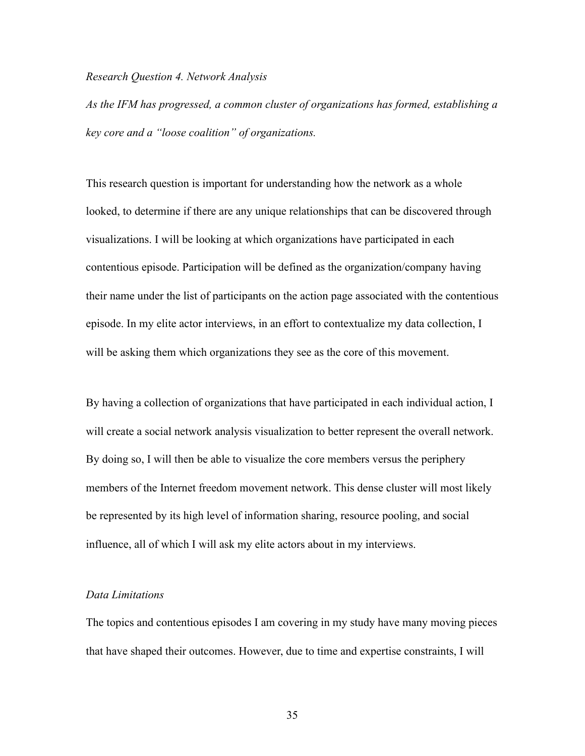*Research Question 4. Network Analysis*

*As the IFM has progressed, a common cluster of organizations has formed, establishing a key core and a "loose coalition" of organizations.*

This research question is important for understanding how the network as a whole looked, to determine if there are any unique relationships that can be discovered through visualizations. I will be looking at which organizations have participated in each contentious episode. Participation will be defined as the organization/company having their name under the list of participants on the action page associated with the contentious episode. In my elite actor interviews, in an effort to contextualize my data collection, I will be asking them which organizations they see as the core of this movement.

By having a collection of organizations that have participated in each individual action, I will create a social network analysis visualization to better represent the overall network. By doing so, I will then be able to visualize the core members versus the periphery members of the Internet freedom movement network. This dense cluster will most likely be represented by its high level of information sharing, resource pooling, and social influence, all of which I will ask my elite actors about in my interviews.

*Data Limitations*

The topics and contentious episodes I am covering in my study have many moving pieces that have shaped their outcomes. However, due to time and expertise constraints, I will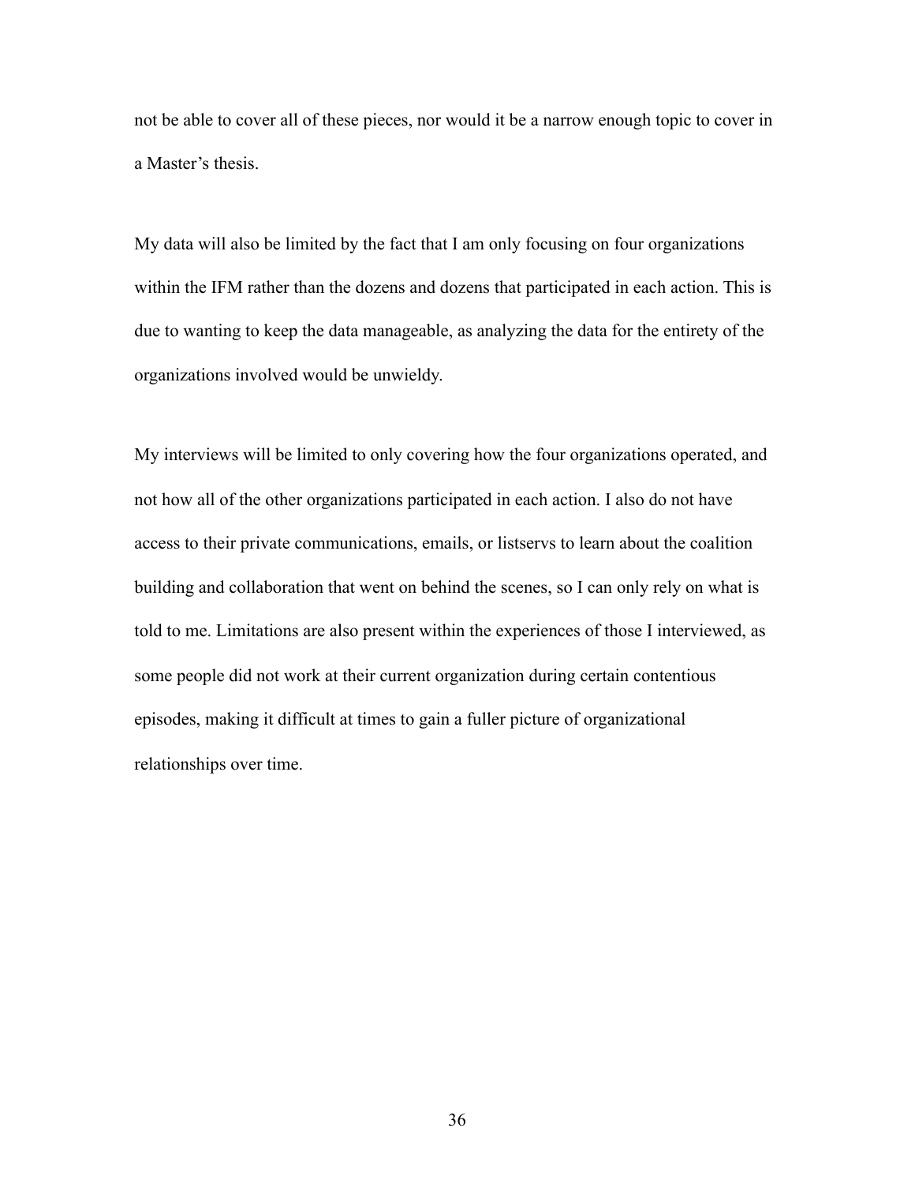not be able to cover all of these pieces, nor would it be a narrow enough topic to cover in a Master's thesis.

My data will also be limited by the fact that I am only focusing on four organizations within the IFM rather than the dozens and dozens that participated in each action. This is due to wanting to keep the data manageable, as analyzing the data for the entirety of the organizations involved would be unwieldy.

My interviews will be limited to only covering how the four organizations operated, and not how all of the other organizations participated in each action. I also do not have access to their private communications, emails, or listservs to learn about the coalition building and collaboration that went on behind the scenes, so I can only rely on what is told to me. Limitations are also present within the experiences of those I interviewed, as some people did not work at their current organization during certain contentious episodes, making it difficult at times to gain a fuller picture of organizational relationships over time.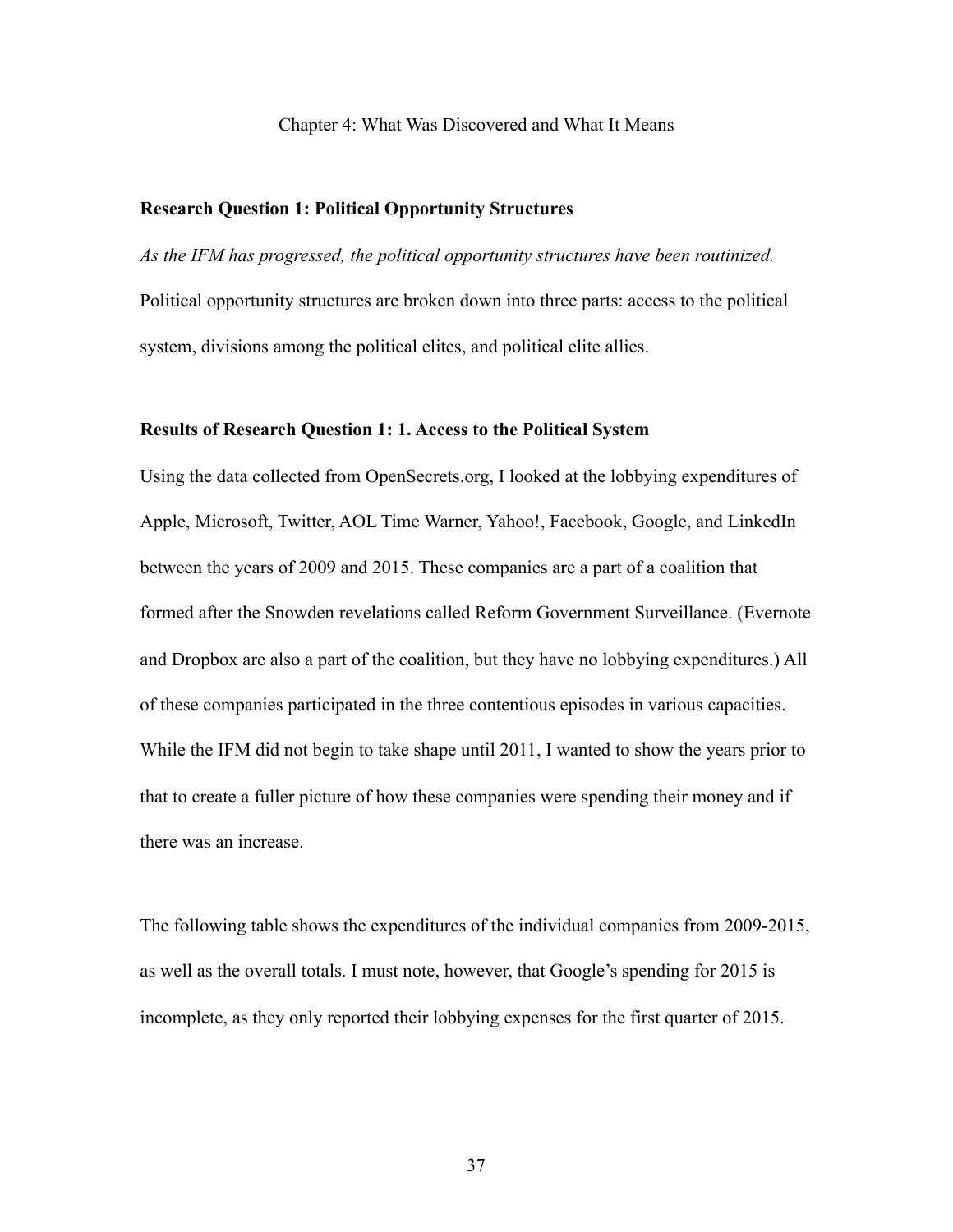# Chapter 4: What Was Discovered and What It Means

## Research Question 1: Political Opportunity Structures

*As the IFM has progressed, the political opportunity structures have been routinized.* Political opportunity structures are broken down into three parts: access to the political system, divisions among the political elites, and political elite allies.

## Results of Research Question 1: 1. Access to the Political System

Using the data collected from OpenSecrets.org, I looked at the lobbying expenditures of Apple, Microsoft, Twitter, AOL Time Warner, Yahoo!, Facebook, Google, and LinkedIn between the years of 2009 and 2015. These companies are a part of a coalition that formed after the Snowden revelations called Reform Government Surveillance. (Evernote and Dropbox are also a part of the coalition, but they have no lobbying expenditures.) All of these companies participated in the three contentious episodes in various capacities. While the IFM did not begin to take shape until 2011, I wanted to show the years prior to that to create a fuller picture of how these companies were spending their money and if there was an increase.

The following table shows the expenditures of the individual companies from 2009-2015, as well as the overall totals. I must note, however, that Google's spending for 2015 is incomplete, as they only reported their lobbying expenses for the first quarter of 2015.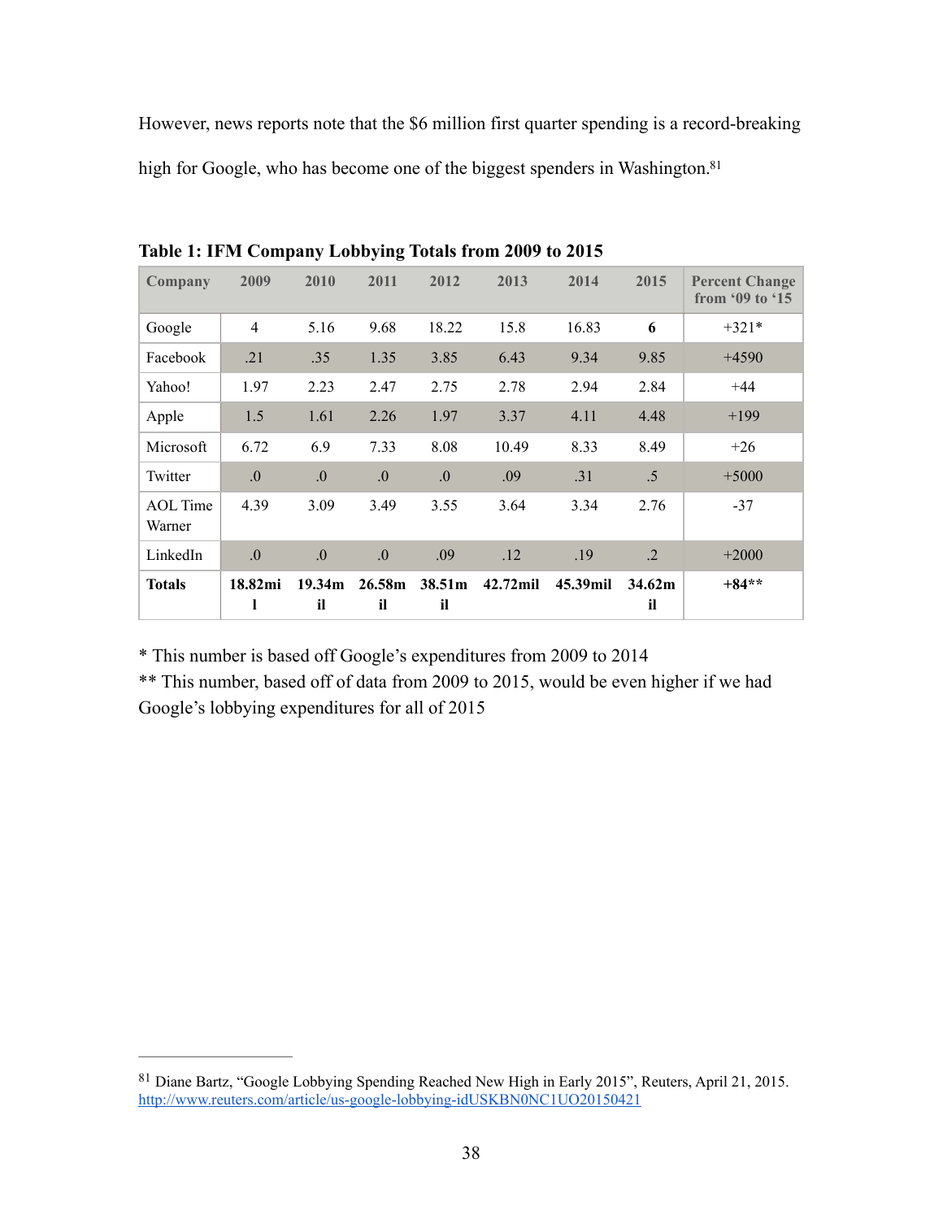However, news reports note that the $6 million first quarter spending is a record-breaking high for Google, who has become one of the biggest spenders in Washington.[81]

**Table 1: IFM Company Lobbying Totals from 2009 to 2015**

| Company | 2009 | 2010 | 2011 | 2012 | 2013 | 2014 | 2015 | Percent Change from '09 to '15 |
|---|---|---|---|---|---|---|---|---|
| Google | 4 | 5.16 | 9.68 | 18.22 | 15.8 | 16.83 | **6** | +321* |
| Facebook | .21 | .35 | 1.35 | 3.85 | 6.43 | 9.34 | 9.85 | +4590 |
| Yahoo! | 1.97 | 2.23 | 2.47 | 2.75 | 2.78 | 2.94 | 2.84 | +44 |
| Apple | 1.5 | 1.61 | 2.26 | 1.97 | 3.37 | 4.11 | 4.48 | +199 |
| Microsoft | 6.72 | 6.9 | 7.33 | 8.08 | 10.49 | 8.33 | 8.49 | +26 |
| Twitter | .0 | .0 | .0 | .0 | .09 | .31 | .5 | +5000 |
| AOL Time Warner | 4.39 | 3.09 | 3.49 | 3.55 | 3.64 | 3.34 | 2.76 | -37 |
| LinkedIn | .0 | .0 | .0 | .09 | .12 | .19 | .2 | +2000 |
| **Totals** | **18.82mil** | **19.34mil** | **26.58mil** | **38.51mil** | **42.72mil** | **45.39mil** | **34.62mil** | **+84**** |

* This number is based off Google's expenditures from 2009 to 2014

** This number, based off of data from 2009 to 2015, would be even higher if we had Google's lobbying expenditures for all of 2015

[81] Diane Bartz, "Google Lobbying Spending Reached New High in Early 2015", Reuters, April 21, 2015. http://www.reuters.com/article/us-google-lobbying-idUSKBN0NC1UO20150421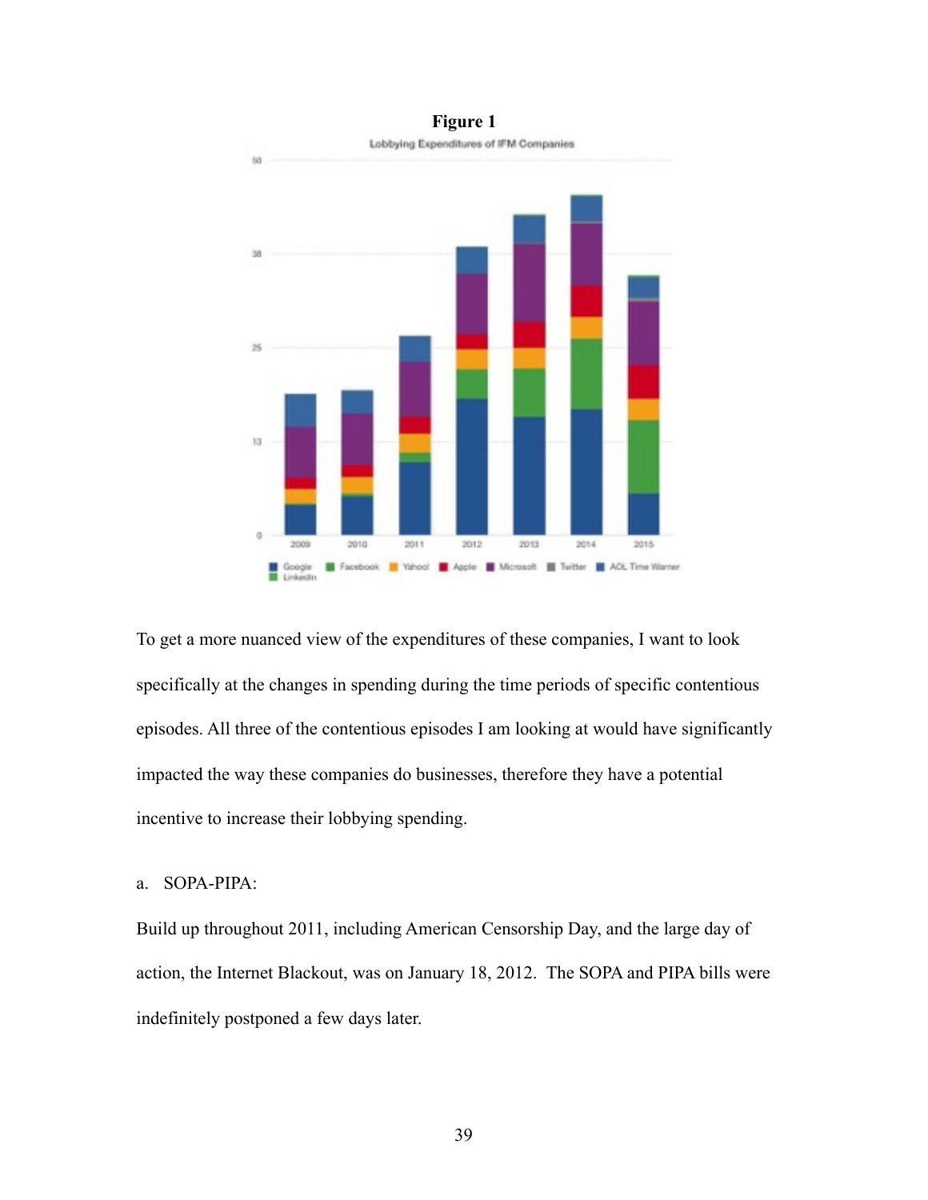**Figure 1**

To get a more nuanced view of the expenditures of these companies, I want to look specifically at the changes in spending during the time periods of specific contentious episodes. All three of the contentious episodes I am looking at would have significantly impacted the way these companies do businesses, therefore they have a potential incentive to increase their lobbying spending.

a. SOPA-PIPA:

Build up throughout 2011, including American Censorship Day, and the large day of action, the Internet Blackout, was on January 18, 2012. The SOPA and PIPA bills were indefinitely postponed a few days later.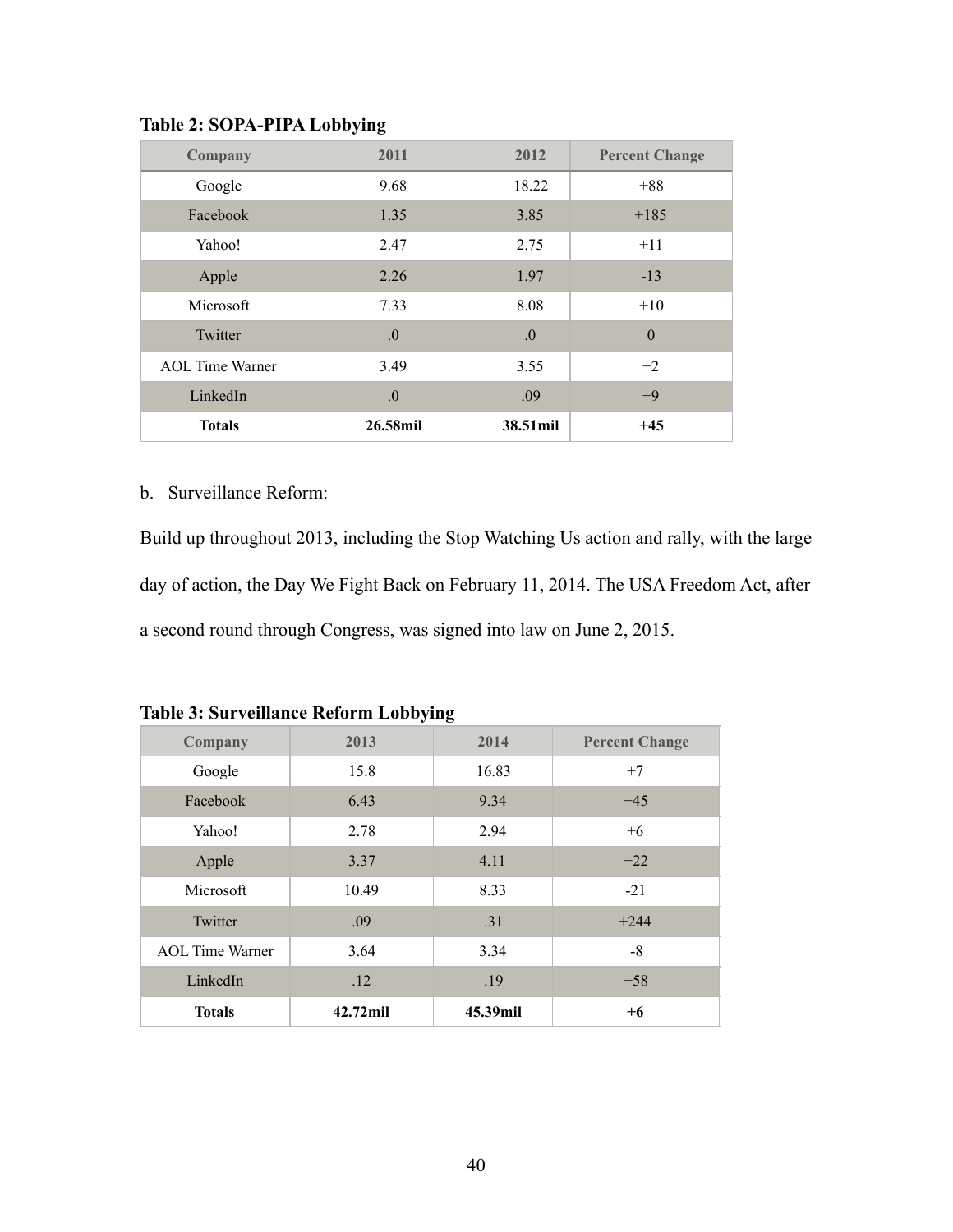**Table 2: SOPA-PIPA Lobbying**

| Company | 2011 | 2012 | Percent Change |
|---|---|---|---|
| Google | 9.68 | 18.22 | +88 |
| Facebook | 1.35 | 3.85 | +185 |
| Yahoo! | 2.47 | 2.75 | +11 |
| Apple | 2.26 | 1.97 | -13 |
| Microsoft | 7.33 | 8.08 | +10 |
| Twitter | .0 | .0 | 0 |
| AOL Time Warner | 3.49 | 3.55 | +2 |
| LinkedIn | .0 | .09 | +9 |
| **Totals** | **26.58mil** | **38.51mil** | **+45** |

b. Surveillance Reform:

Build up throughout 2013, including the Stop Watching Us action and rally, with the large day of action, the Day We Fight Back on February 11, 2014. The USA Freedom Act, after a second round through Congress, was signed into law on June 2, 2015.

**Table 3: Surveillance Reform Lobbying**

| Company | 2013 | 2014 | Percent Change |
|---|---|---|---|
| Google | 15.8 | 16.83 | +7 |
| Facebook | 6.43 | 9.34 | +45 |
| Yahoo! | 2.78 | 2.94 | +6 |
| Apple | 3.37 | 4.11 | +22 |
| Microsoft | 10.49 | 8.33 | -21 |
| Twitter | .09 | .31 | +244 |
| AOL Time Warner | 3.64 | 3.34 | -8 |
| LinkedIn | .12 | .19 | +58 |
| **Totals** | **42.72mil** | **45.39mil** | **+6** |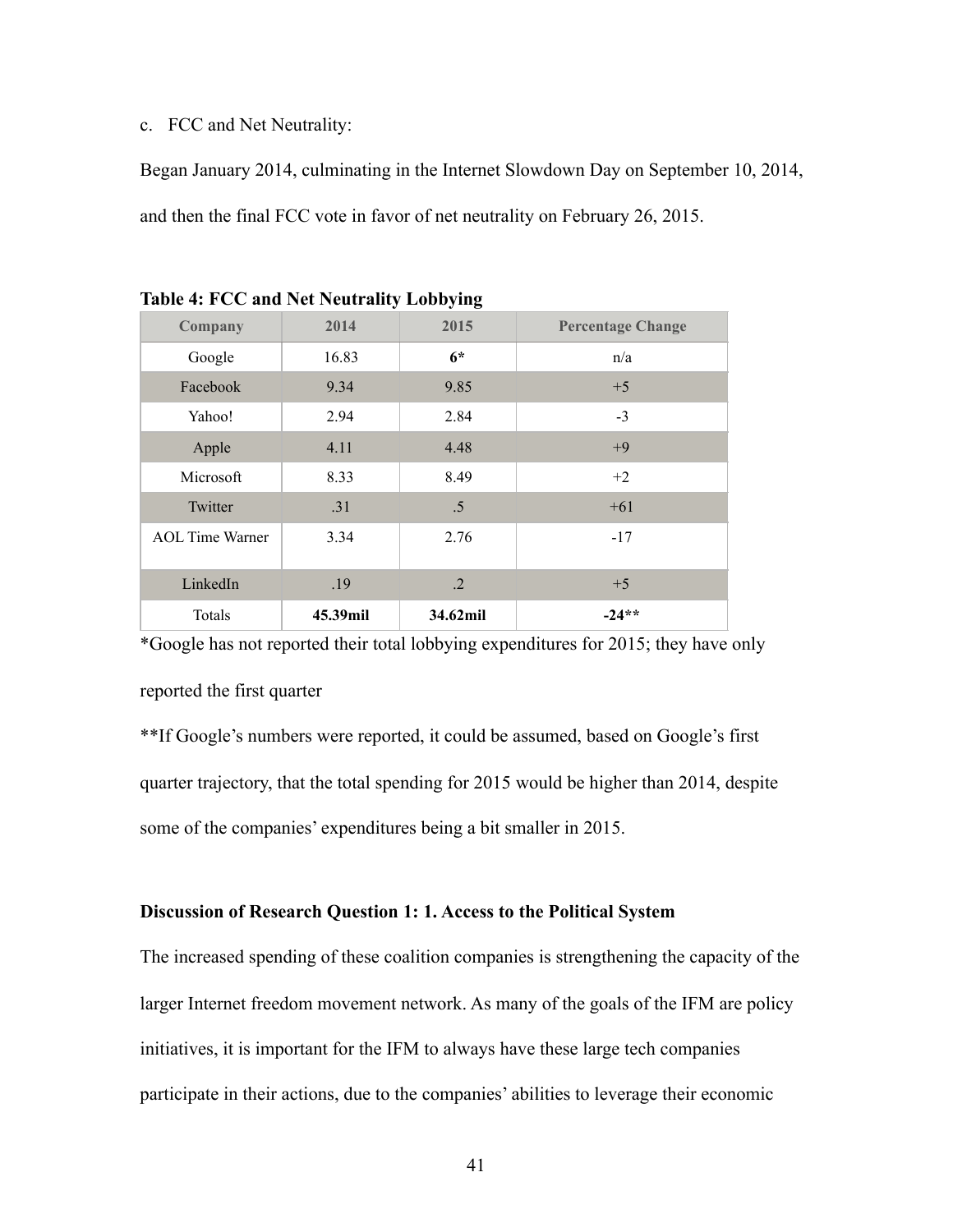c. FCC and Net Neutrality:

Began January 2014, culminating in the Internet Slowdown Day on September 10, 2014, and then the final FCC vote in favor of net neutrality on February 26, 2015.

**Table 4: FCC and Net Neutrality Lobbying**

| Company | 2014 | 2015 | Percentage Change |
|---|---|---|---|
| Google | 16.83 | **6*** | n/a |
| Facebook | 9.34 | 9.85 | +5 |
| Yahoo! | 2.94 | 2.84 | -3 |
| Apple | 4.11 | 4.48 | +9 |
| Microsoft | 8.33 | 8.49 | +2 |
| Twitter | .31 | .5 | +61 |
| AOL Time Warner | 3.34 | 2.76 | -17 |
| LinkedIn | .19 | .2 | +5 |
| Totals | **45.39mil** | **34.62mil** | **-24**** |

*Google has not reported their total lobbying expenditures for 2015; they have only reported the first quarter

**If Google's numbers were reported, it could be assumed, based on Google's first quarter trajectory, that the total spending for 2015 would be higher than 2014, despite some of the companies' expenditures being a bit smaller in 2015.

**Discussion of Research Question 1: 1. Access to the Political System**

The increased spending of these coalition companies is strengthening the capacity of the larger Internet freedom movement network. As many of the goals of the IFM are policy initiatives, it is important for the IFM to always have these large tech companies participate in their actions, due to the companies' abilities to leverage their economic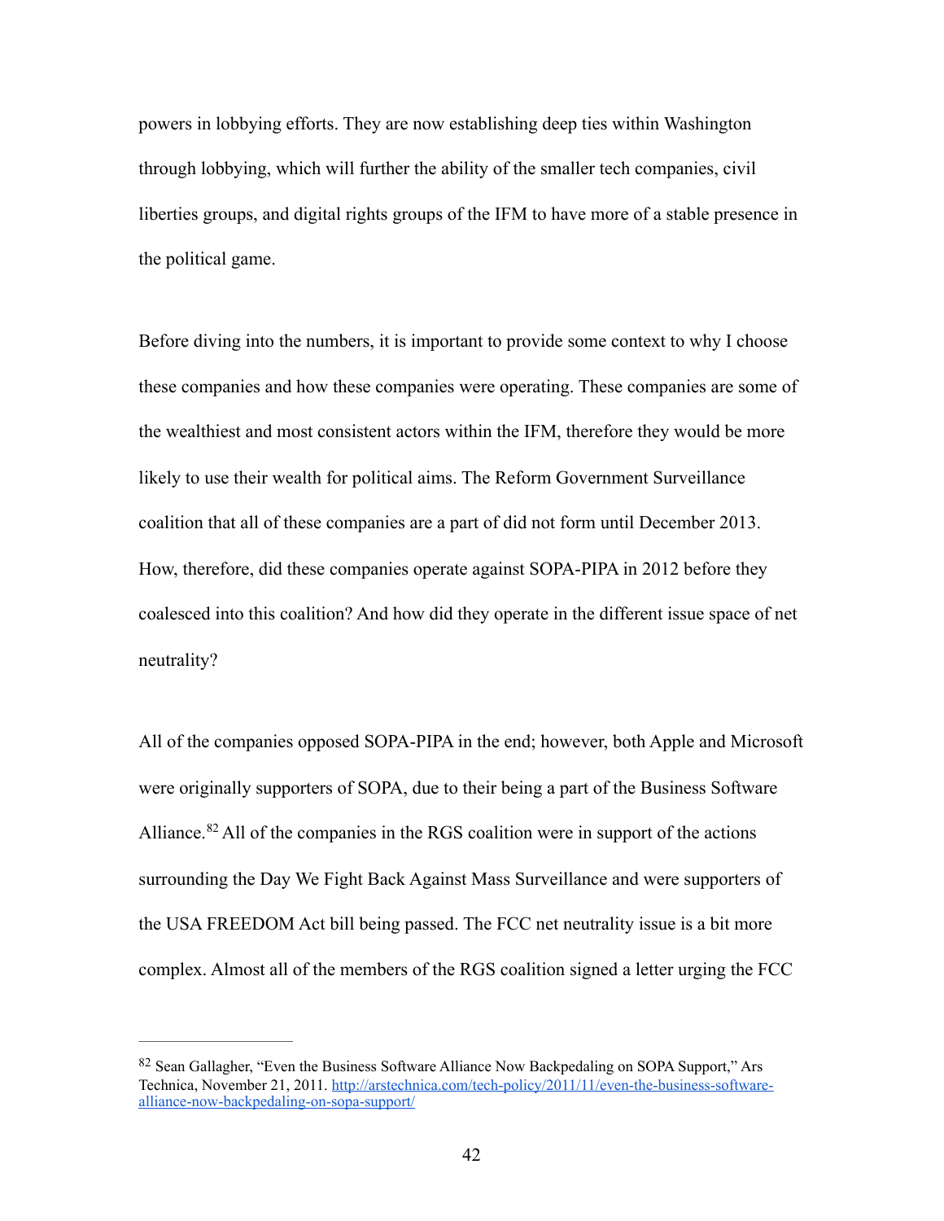powers in lobbying efforts. They are now establishing deep ties within Washington through lobbying, which will further the ability of the smaller tech companies, civil liberties groups, and digital rights groups of the IFM to have more of a stable presence in the political game.

Before diving into the numbers, it is important to provide some context to why I choose these companies and how these companies were operating. These companies are some of the wealthiest and most consistent actors within the IFM, therefore they would be more likely to use their wealth for political aims. The Reform Government Surveillance coalition that all of these companies are a part of did not form until December 2013. How, therefore, did these companies operate against SOPA-PIPA in 2012 before they coalesced into this coalition? And how did they operate in the different issue space of net neutrality?

All of the companies opposed SOPA-PIPA in the end; however, both Apple and Microsoft were originally supporters of SOPA, due to their being a part of the Business Software Alliance.[82] All of the companies in the RGS coalition were in support of the actions surrounding the Day We Fight Back Against Mass Surveillance and were supporters of the USA FREEDOM Act bill being passed. The FCC net neutrality issue is a bit more complex. Almost all of the members of the RGS coalition signed a letter urging the FCC

---

[82] Sean Gallagher, "Even the Business Software Alliance Now Backpedaling on SOPA Support," Ars Technica, November 21, 2011. http://arstechnica.com/tech-policy/2011/11/even-the-business-software-alliance-now-backpedaling-on-sopa-support/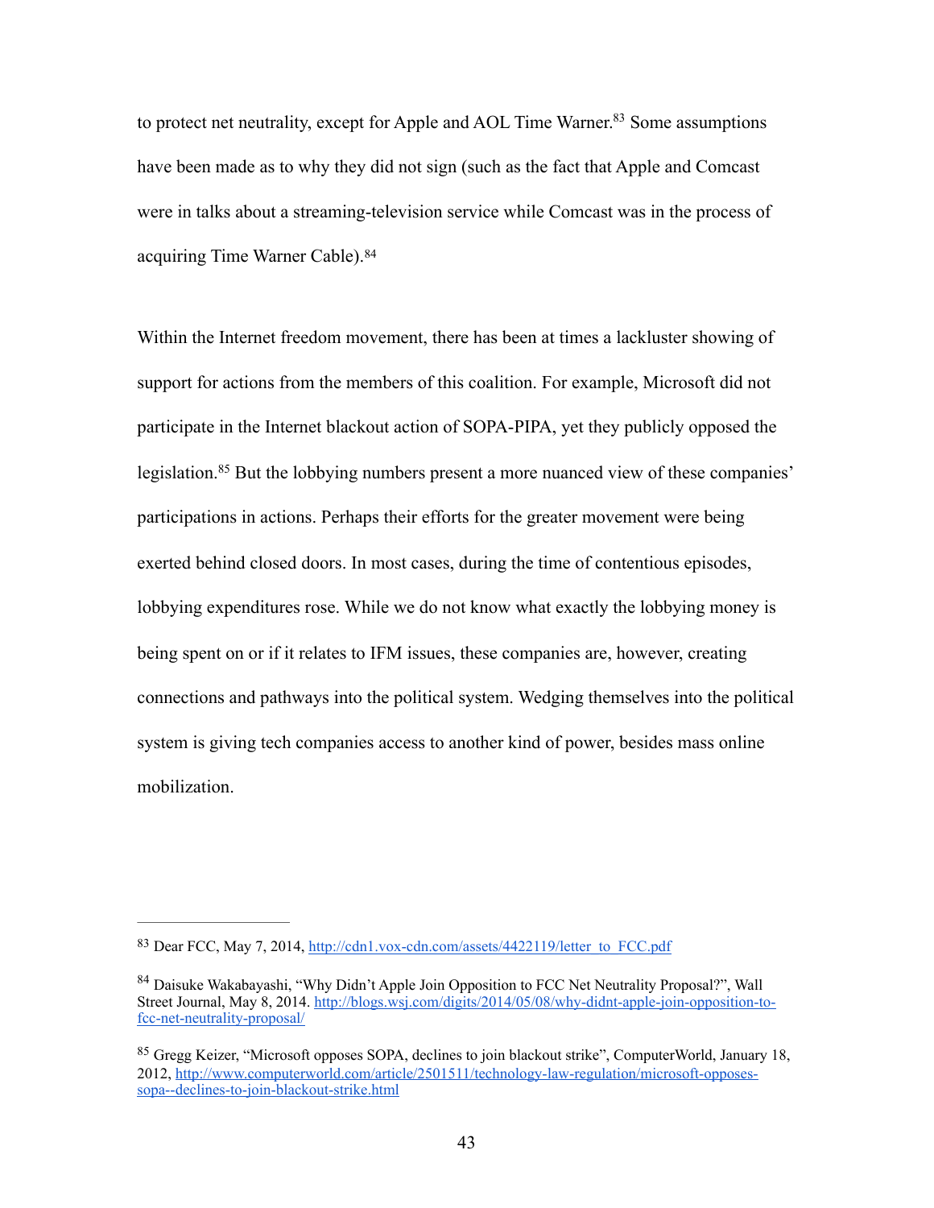to protect net neutrality, except for Apple and AOL Time Warner.[83] Some assumptions have been made as to why they did not sign (such as the fact that Apple and Comcast were in talks about a streaming-television service while Comcast was in the process of acquiring Time Warner Cable).[84]

Within the Internet freedom movement, there has been at times a lackluster showing of support for actions from the members of this coalition. For example, Microsoft did not participate in the Internet blackout action of SOPA-PIPA, yet they publicly opposed the legislation.[85] But the lobbying numbers present a more nuanced view of these companies' participations in actions. Perhaps their efforts for the greater movement were being exerted behind closed doors. In most cases, during the time of contentious episodes, lobbying expenditures rose. While we do not know what exactly the lobbying money is being spent on or if it relates to IFM issues, these companies are, however, creating connections and pathways into the political system. Wedging themselves into the political system is giving tech companies access to another kind of power, besides mass online mobilization.

---

[83] Dear FCC, May 7, 2014, http://cdn1.vox-cdn.com/assets/4422119/letter_to_FCC.pdf

[84] Daisuke Wakabayashi, "Why Didn't Apple Join Opposition to FCC Net Neutrality Proposal?", Wall Street Journal, May 8, 2014. http://blogs.wsj.com/digits/2014/05/08/why-didnt-apple-join-opposition-to-fcc-net-neutrality-proposal/

[85] Gregg Keizer, "Microsoft opposes SOPA, declines to join blackout strike", ComputerWorld, January 18, 2012, http://www.computerworld.com/article/2501511/technology-law-regulation/microsoft-opposes-sopa--declines-to-join-blackout-strike.html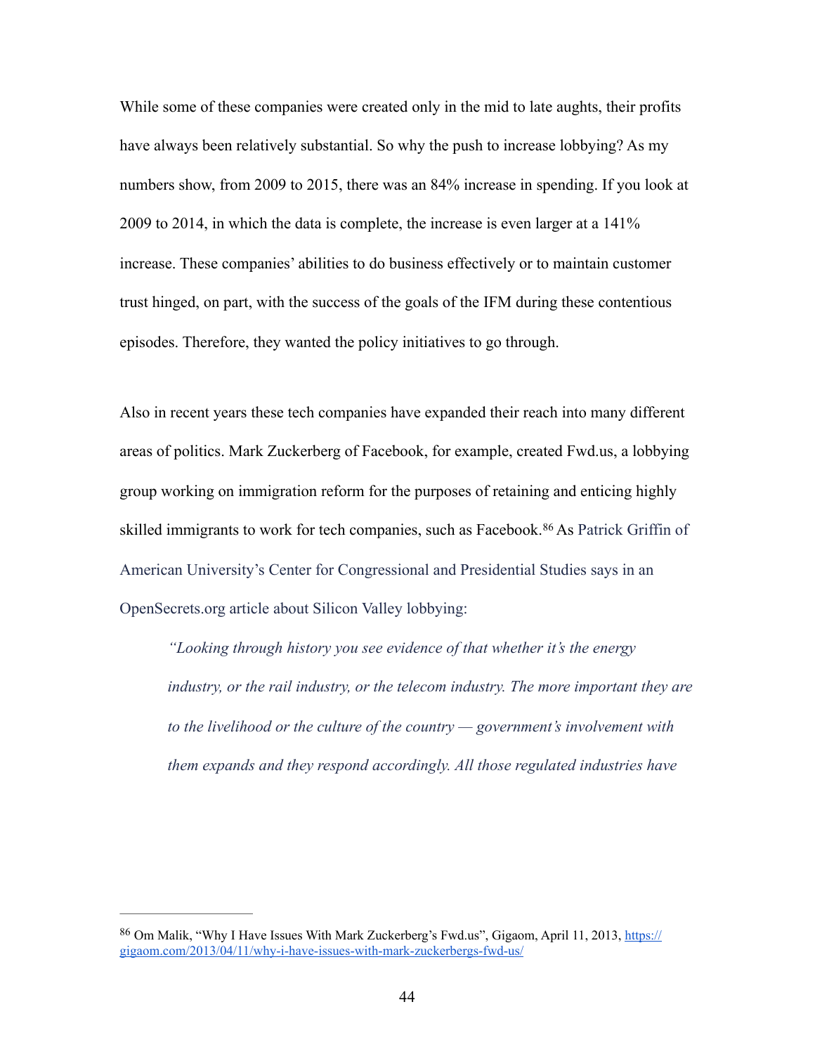While some of these companies were created only in the mid to late aughts, their profits have always been relatively substantial. So why the push to increase lobbying? As my numbers show, from 2009 to 2015, there was an 84% increase in spending. If you look at 2009 to 2014, in which the data is complete, the increase is even larger at a 141% increase. These companies' abilities to do business effectively or to maintain customer trust hinged, on part, with the success of the goals of the IFM during these contentious episodes. Therefore, they wanted the policy initiatives to go through.

Also in recent years these tech companies have expanded their reach into many different areas of politics. Mark Zuckerberg of Facebook, for example, created Fwd.us, a lobbying group working on immigration reform for the purposes of retaining and enticing highly skilled immigrants to work for tech companies, such as Facebook.[86] As Patrick Griffin of American University's Center for Congressional and Presidential Studies says in an OpenSecrets.org article about Silicon Valley lobbying:

> *"Looking through history you see evidence of that whether it's the energy industry, or the rail industry, or the telecom industry. The more important they are to the livelihood or the culture of the country — government's involvement with them expands and they respond accordingly. All those regulated industries have*

---

[86] Om Malik, "Why I Have Issues With Mark Zuckerberg's Fwd.us", Gigaom, April 11, 2013, https://gigaom.com/2013/04/11/why-i-have-issues-with-mark-zuckerbergs-fwd-us/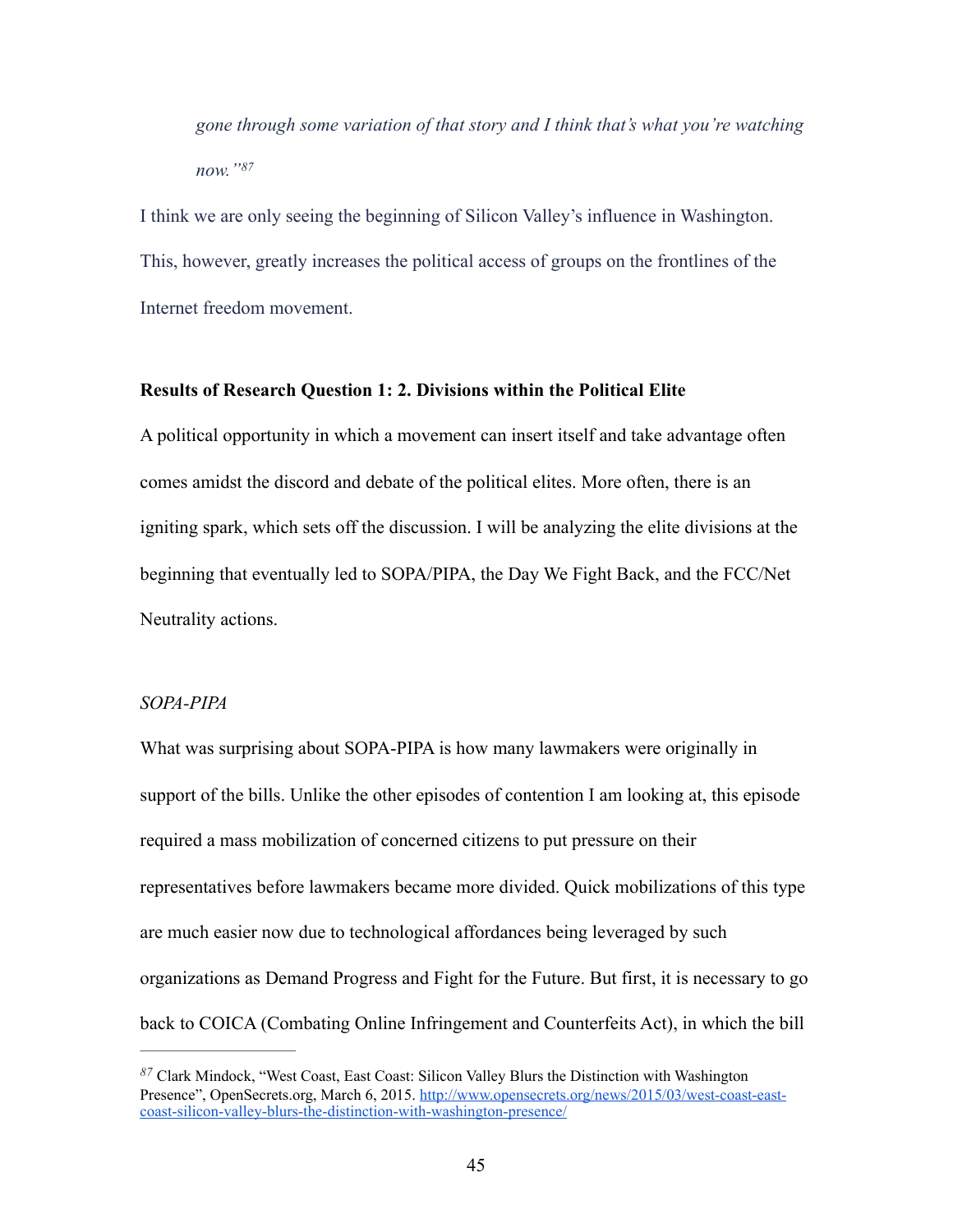*gone through some variation of that story and I think that's what you're watching now."*[87]

I think we are only seeing the beginning of Silicon Valley's influence in Washington. This, however, greatly increases the political access of groups on the frontlines of the Internet freedom movement.

**Results of Research Question 1: 2. Divisions within the Political Elite**

A political opportunity in which a movement can insert itself and take advantage often comes amidst the discord and debate of the political elites. More often, there is an igniting spark, which sets off the discussion. I will be analyzing the elite divisions at the beginning that eventually led to SOPA/PIPA, the Day We Fight Back, and the FCC/Net Neutrality actions.

*SOPA-PIPA*

What was surprising about SOPA-PIPA is how many lawmakers were originally in support of the bills. Unlike the other episodes of contention I am looking at, this episode required a mass mobilization of concerned citizens to put pressure on their representatives before lawmakers became more divided. Quick mobilizations of this type are much easier now due to technological affordances being leveraged by such organizations as Demand Progress and Fight for the Future. But first, it is necessary to go back to COICA (Combating Online Infringement and Counterfeits Act), in which the bill

---

[87] Clark Mindock, "West Coast, East Coast: Silicon Valley Blurs the Distinction with Washington Presence", OpenSecrets.org, March 6, 2015. http://www.opensecrets.org/news/2015/03/west-coast-east-coast-silicon-valley-blurs-the-distinction-with-washington-presence/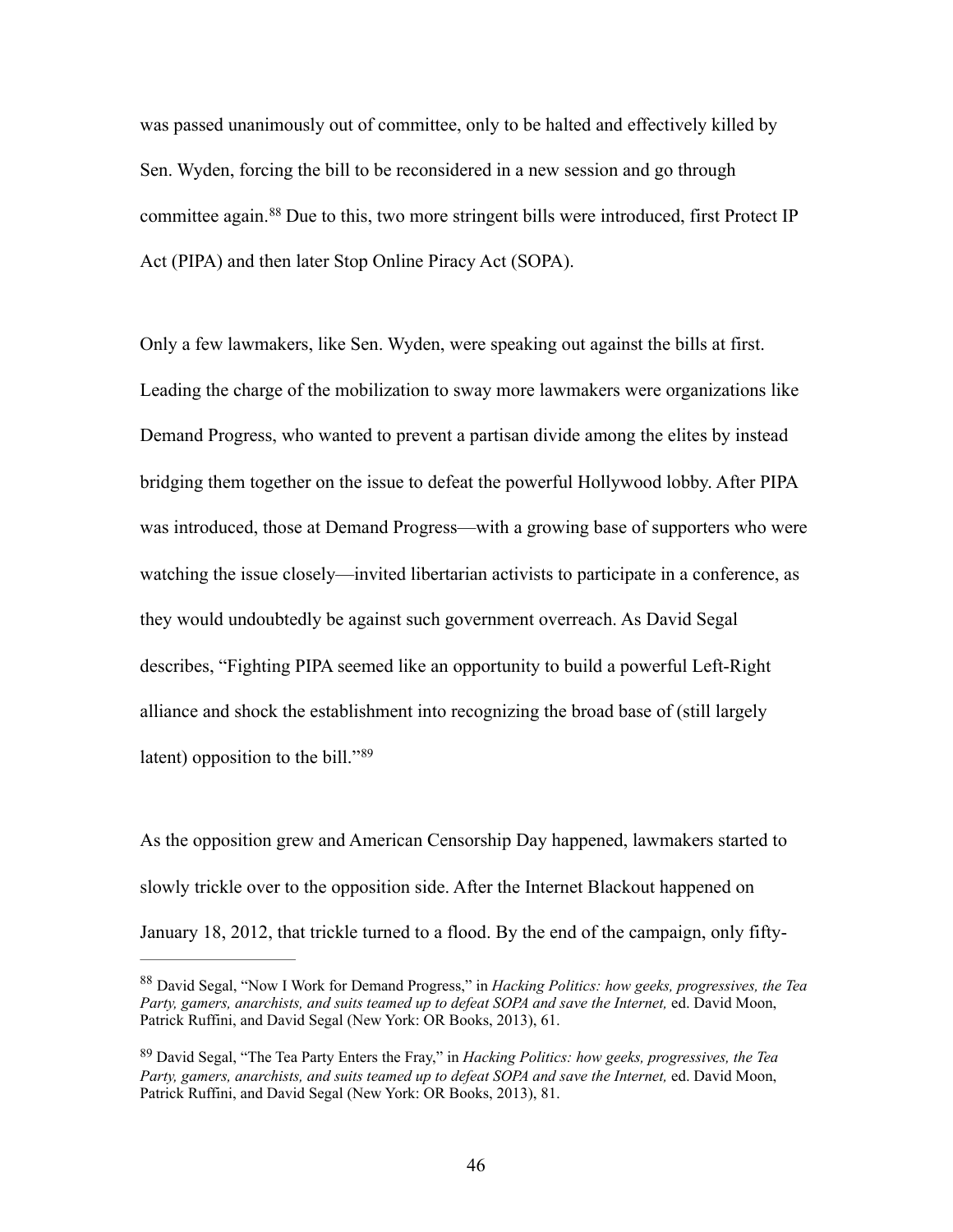was passed unanimously out of committee, only to be halted and effectively killed by Sen. Wyden, forcing the bill to be reconsidered in a new session and go through committee again.[88] Due to this, two more stringent bills were introduced, first Protect IP Act (PIPA) and then later Stop Online Piracy Act (SOPA).

Only a few lawmakers, like Sen. Wyden, were speaking out against the bills at first. Leading the charge of the mobilization to sway more lawmakers were organizations like Demand Progress, who wanted to prevent a partisan divide among the elites by instead bridging them together on the issue to defeat the powerful Hollywood lobby. After PIPA was introduced, those at Demand Progress—with a growing base of supporters who were watching the issue closely—invited libertarian activists to participate in a conference, as they would undoubtedly be against such government overreach. As David Segal describes, "Fighting PIPA seemed like an opportunity to build a powerful Left-Right alliance and shock the establishment into recognizing the broad base of (still largely latent) opposition to the bill."[89]

As the opposition grew and American Censorship Day happened, lawmakers started to slowly trickle over to the opposition side. After the Internet Blackout happened on January 18, 2012, that trickle turned to a flood. By the end of the campaign, only fifty-

---

[88] David Segal, "Now I Work for Demand Progress," in *Hacking Politics: how geeks, progressives, the Tea Party, gamers, anarchists, and suits teamed up to defeat SOPA and save the Internet,* ed. David Moon, Patrick Ruffini, and David Segal (New York: OR Books, 2013), 61.

[89] David Segal, "The Tea Party Enters the Fray," in *Hacking Politics: how geeks, progressives, the Tea Party, gamers, anarchists, and suits teamed up to defeat SOPA and save the Internet,* ed. David Moon, Patrick Ruffini, and David Segal (New York: OR Books, 2013), 81.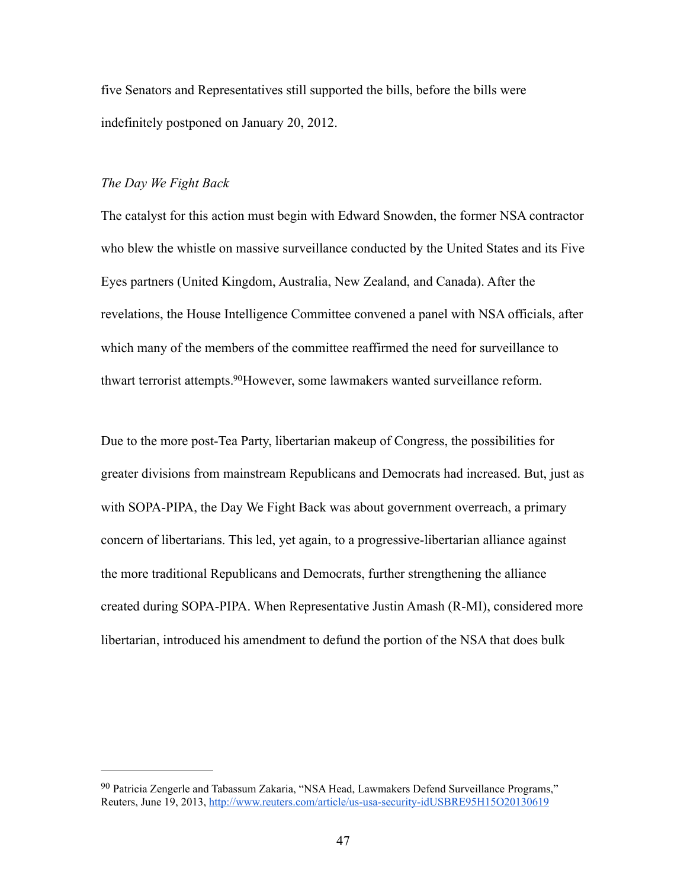five Senators and Representatives still supported the bills, before the bills were indefinitely postponed on January 20, 2012.

*The Day We Fight Back*

The catalyst for this action must begin with Edward Snowden, the former NSA contractor who blew the whistle on massive surveillance conducted by the United States and its Five Eyes partners (United Kingdom, Australia, New Zealand, and Canada). After the revelations, the House Intelligence Committee convened a panel with NSA officials, after which many of the members of the committee reaffirmed the need for surveillance to thwart terrorist attempts.[90] However, some lawmakers wanted surveillance reform.

Due to the more post-Tea Party, libertarian makeup of Congress, the possibilities for greater divisions from mainstream Republicans and Democrats had increased. But, just as with SOPA-PIPA, the Day We Fight Back was about government overreach, a primary concern of libertarians. This led, yet again, to a progressive-libertarian alliance against the more traditional Republicans and Democrats, further strengthening the alliance created during SOPA-PIPA. When Representative Justin Amash (R-MI), considered more libertarian, introduced his amendment to defund the portion of the NSA that does bulk

---

[90] Patricia Zengerle and Tabassum Zakaria, "NSA Head, Lawmakers Defend Surveillance Programs," Reuters, June 19, 2013, http://www.reuters.com/article/us-usa-security-idUSBRE95H15O20130619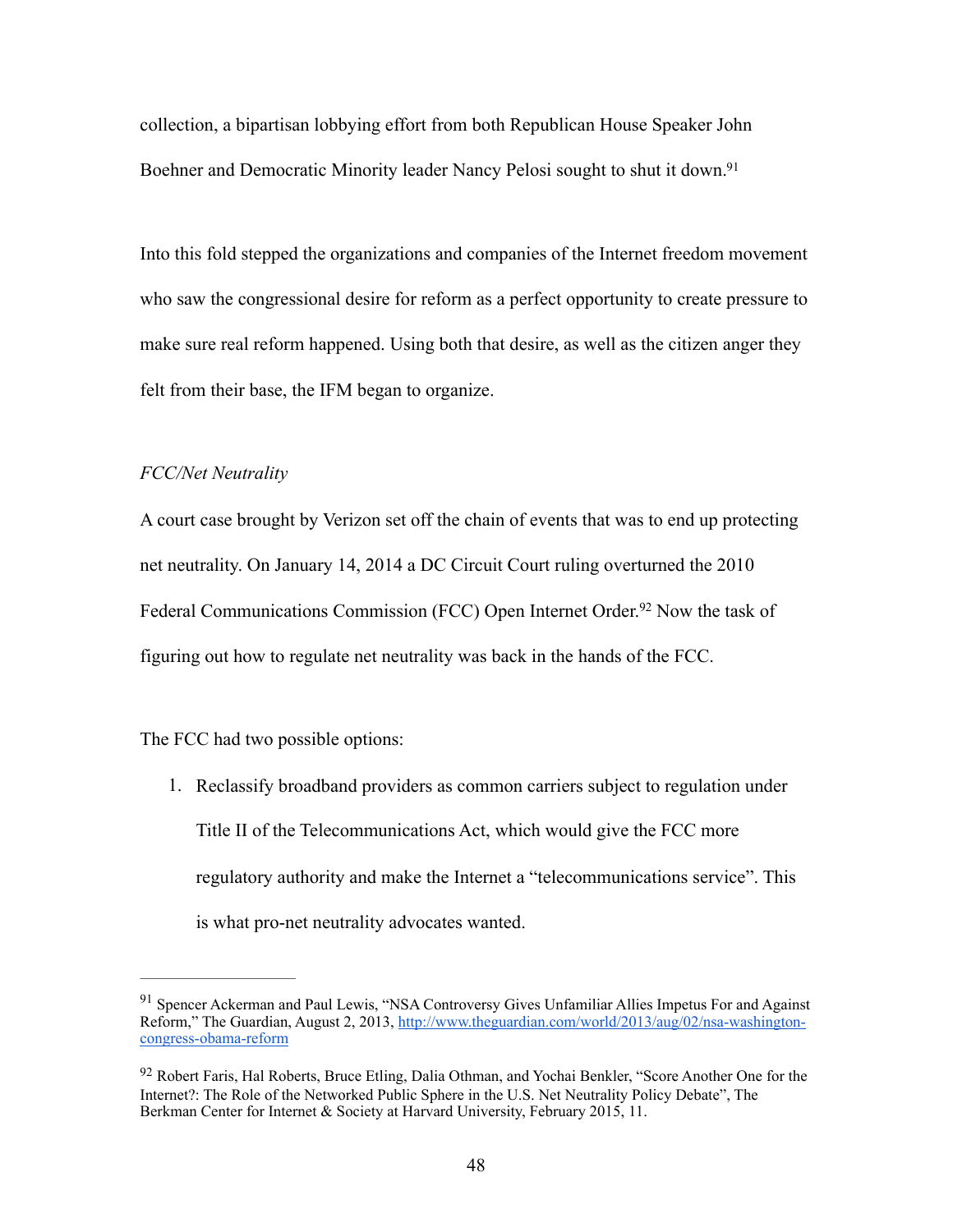collection, a bipartisan lobbying effort from both Republican House Speaker John Boehner and Democratic Minority leader Nancy Pelosi sought to shut it down.[91]

Into this fold stepped the organizations and companies of the Internet freedom movement who saw the congressional desire for reform as a perfect opportunity to create pressure to make sure real reform happened. Using both that desire, as well as the citizen anger they felt from their base, the IFM began to organize.

*FCC/Net Neutrality*

A court case brought by Verizon set off the chain of events that was to end up protecting net neutrality. On January 14, 2014 a DC Circuit Court ruling overturned the 2010 Federal Communications Commission (FCC) Open Internet Order.[92] Now the task of figuring out how to regulate net neutrality was back in the hands of the FCC.

The FCC had two possible options:

1. Reclassify broadband providers as common carriers subject to regulation under Title II of the Telecommunications Act, which would give the FCC more regulatory authority and make the Internet a "telecommunications service". This is what pro-net neutrality advocates wanted.

---

[91] Spencer Ackerman and Paul Lewis, "NSA Controversy Gives Unfamiliar Allies Impetus For and Against Reform," The Guardian, August 2, 2013, http://www.theguardian.com/world/2013/aug/02/nsa-washington-congress-obama-reform

[92] Robert Faris, Hal Roberts, Bruce Etling, Dalia Othman, and Yochai Benkler, "Score Another One for the Internet?: The Role of the Networked Public Sphere in the U.S. Net Neutrality Policy Debate", The Berkman Center for Internet & Society at Harvard University, February 2015, 11.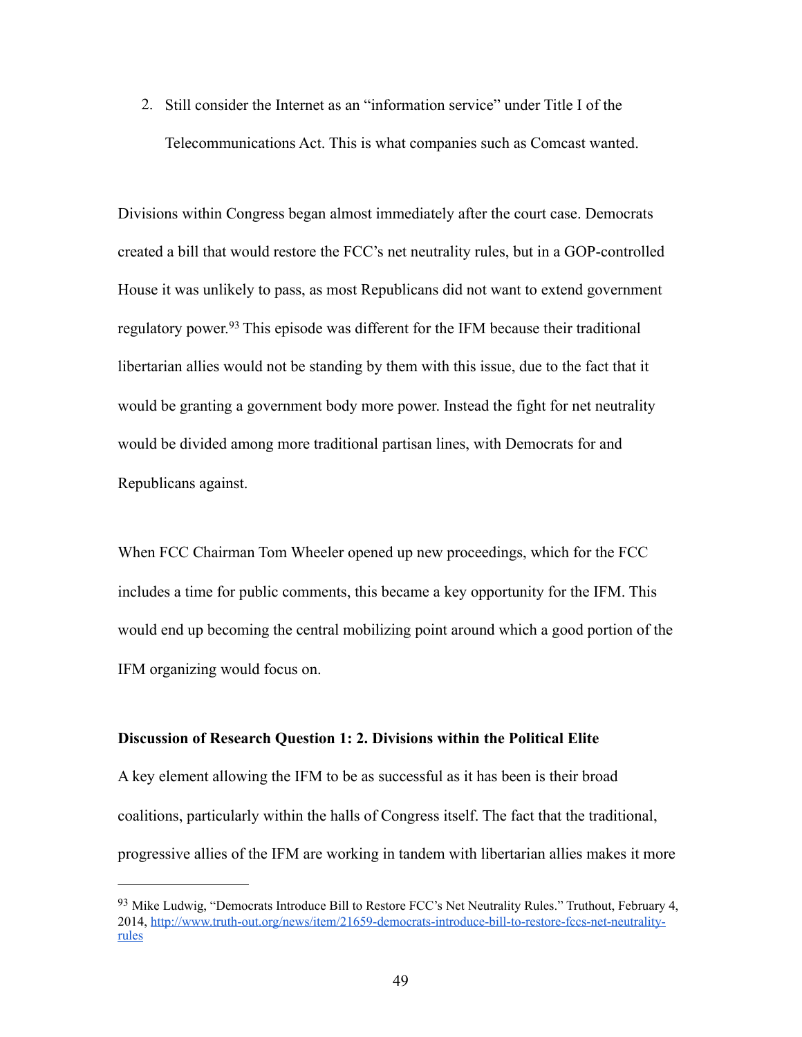2. Still consider the Internet as an "information service" under Title I of the Telecommunications Act. This is what companies such as Comcast wanted.

Divisions within Congress began almost immediately after the court case. Democrats created a bill that would restore the FCC's net neutrality rules, but in a GOP-controlled House it was unlikely to pass, as most Republicans did not want to extend government regulatory power.[93] This episode was different for the IFM because their traditional libertarian allies would not be standing by them with this issue, due to the fact that it would be granting a government body more power. Instead the fight for net neutrality would be divided among more traditional partisan lines, with Democrats for and Republicans against.

When FCC Chairman Tom Wheeler opened up new proceedings, which for the FCC includes a time for public comments, this became a key opportunity for the IFM. This would end up becoming the central mobilizing point around which a good portion of the IFM organizing would focus on.

**Discussion of Research Question 1: 2. Divisions within the Political Elite**

A key element allowing the IFM to be as successful as it has been is their broad coalitions, particularly within the halls of Congress itself. The fact that the traditional, progressive allies of the IFM are working in tandem with libertarian allies makes it more

---

[93] Mike Ludwig, "Democrats Introduce Bill to Restore FCC's Net Neutrality Rules." Truthout, February 4, 2014, http://www.truth-out.org/news/item/21659-democrats-introduce-bill-to-restore-fccs-net-neutrality-rules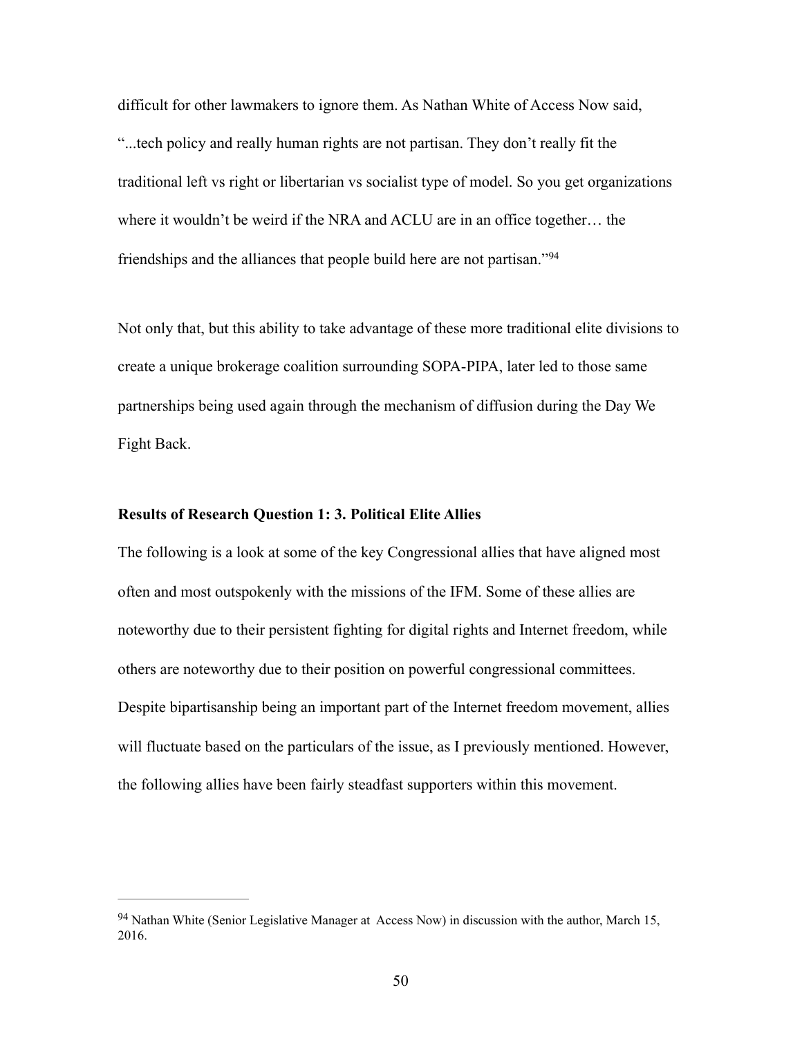difficult for other lawmakers to ignore them. As Nathan White of Access Now said, "...tech policy and really human rights are not partisan. They don't really fit the traditional left vs right or libertarian vs socialist type of model. So you get organizations where it wouldn't be weird if the NRA and ACLU are in an office together… the friendships and the alliances that people build here are not partisan."[94]

Not only that, but this ability to take advantage of these more traditional elite divisions to create a unique brokerage coalition surrounding SOPA-PIPA, later led to those same partnerships being used again through the mechanism of diffusion during the Day We Fight Back.

**Results of Research Question 1: 3. Political Elite Allies**

The following is a look at some of the key Congressional allies that have aligned most often and most outspokenly with the missions of the IFM. Some of these allies are noteworthy due to their persistent fighting for digital rights and Internet freedom, while others are noteworthy due to their position on powerful congressional committees. Despite bipartisanship being an important part of the Internet freedom movement, allies will fluctuate based on the particulars of the issue, as I previously mentioned. However, the following allies have been fairly steadfast supporters within this movement.

---

[94] Nathan White (Senior Legislative Manager at Access Now) in discussion with the author, March 15, 2016.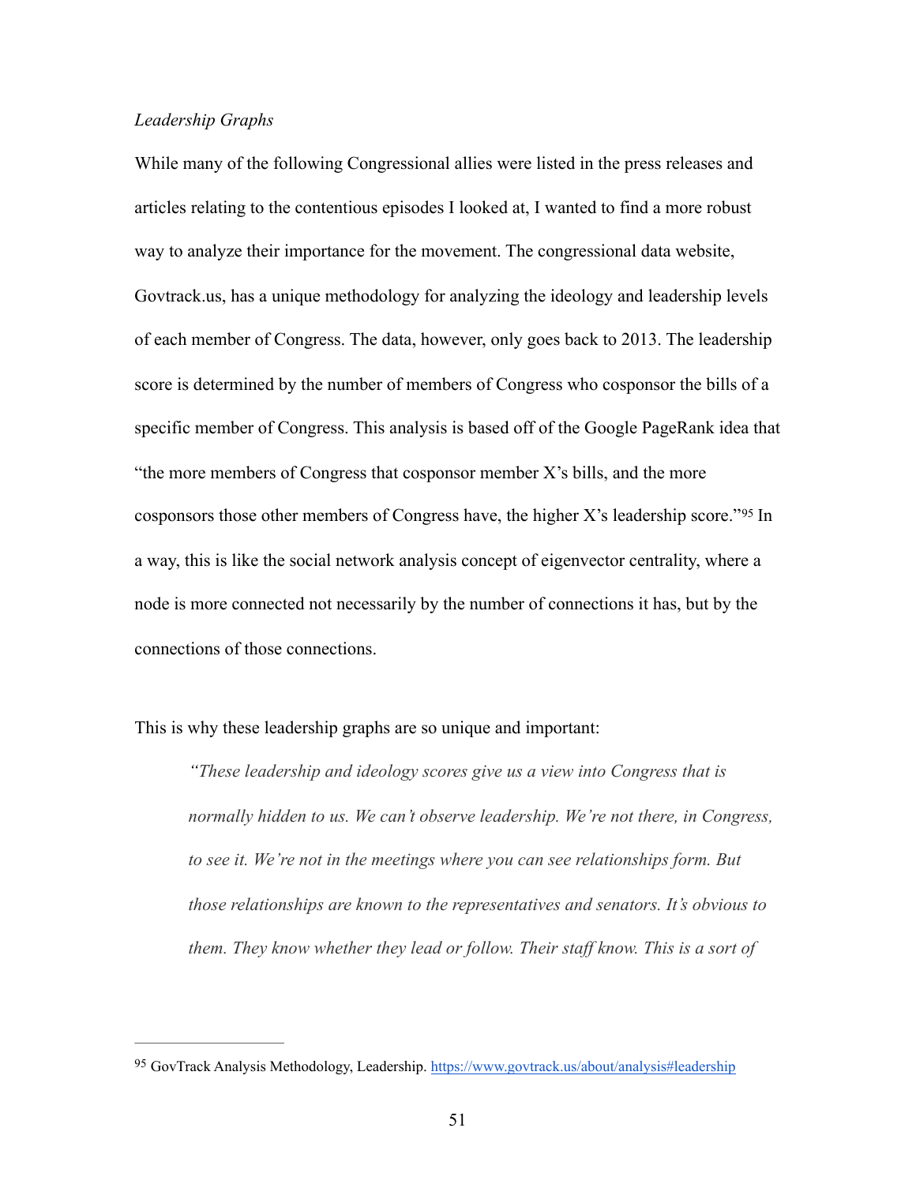*Leadership Graphs*

While many of the following Congressional allies were listed in the press releases and articles relating to the contentious episodes I looked at, I wanted to find a more robust way to analyze their importance for the movement. The congressional data website, Govtrack.us, has a unique methodology for analyzing the ideology and leadership levels of each member of Congress. The data, however, only goes back to 2013. The leadership score is determined by the number of members of Congress who cosponsor the bills of a specific member of Congress. This analysis is based off of the Google PageRank idea that "the more members of Congress that cosponsor member X's bills, and the more cosponsors those other members of Congress have, the higher X's leadership score."[95] In a way, this is like the social network analysis concept of eigenvector centrality, where a node is more connected not necessarily by the number of connections it has, but by the connections of those connections.

This is why these leadership graphs are so unique and important:

> *"These leadership and ideology scores give us a view into Congress that is normally hidden to us. We can't observe leadership. We're not there, in Congress, to see it. We're not in the meetings where you can see relationships form. But those relationships are known to the representatives and senators. It's obvious to them. They know whether they lead or follow. Their staff know. This is a sort of*

---

[95] GovTrack Analysis Methodology, Leadership. https://www.govtrack.us/about/analysis#leadership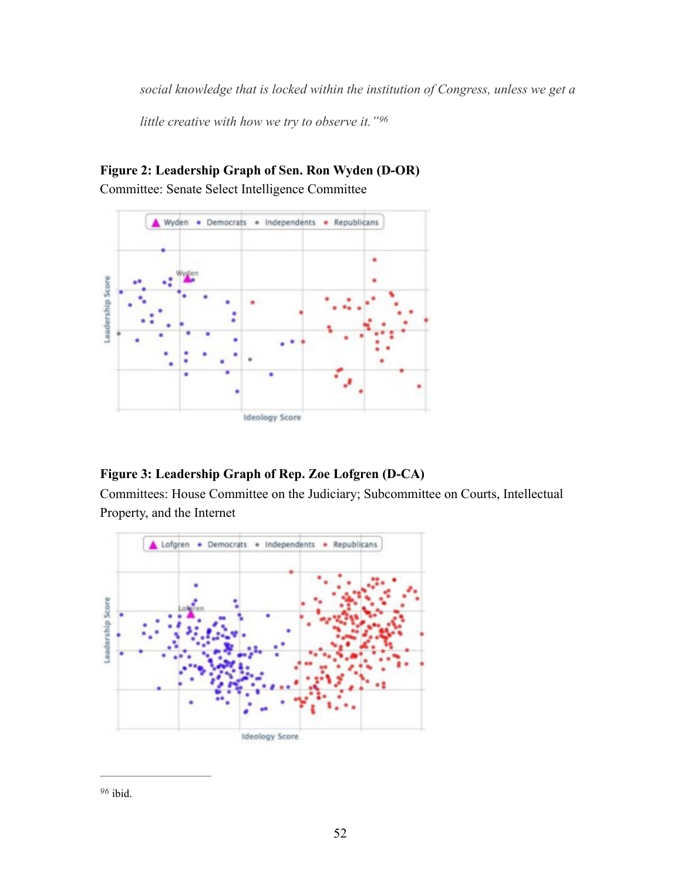*social knowledge that is locked within the institution of Congress, unless we get a little creative with how we try to observe it."*[96]

**Figure 2: Leadership Graph of Sen. Ron Wyden (D-OR)**

Committee: Senate Select Intelligence Committee

**Figure 3: Leadership Graph of Rep. Zoe Lofgren (D-CA)**

Committees: House Committee on the Judiciary; Subcommittee on Courts, Intellectual Property, and the Internet

---

[96] ibid.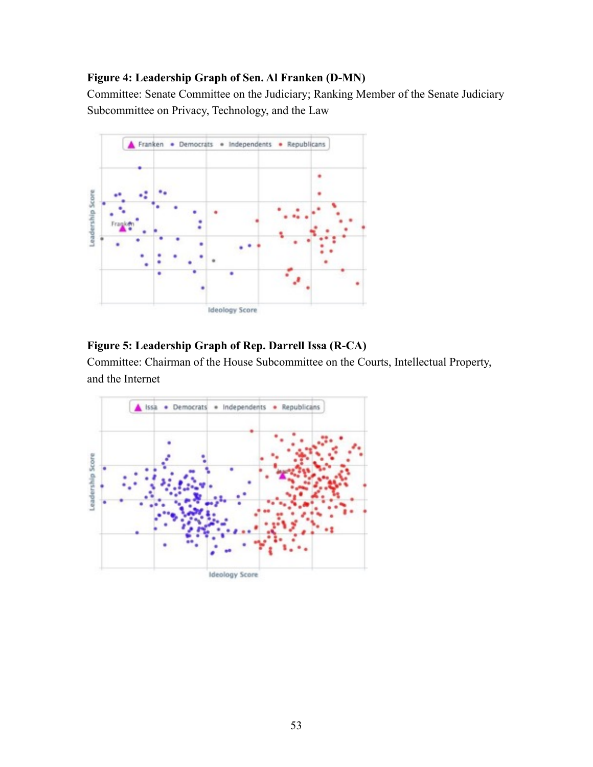**Figure 4: Leadership Graph of Sen. Al Franken (D-MN)**

Committee: Senate Committee on the Judiciary; Ranking Member of the Senate Judiciary Subcommittee on Privacy, Technology, and the Law

**Figure 5: Leadership Graph of Rep. Darrell Issa (R-CA)**

Committee: Chairman of the House Subcommittee on the Courts, Intellectual Property, and the Internet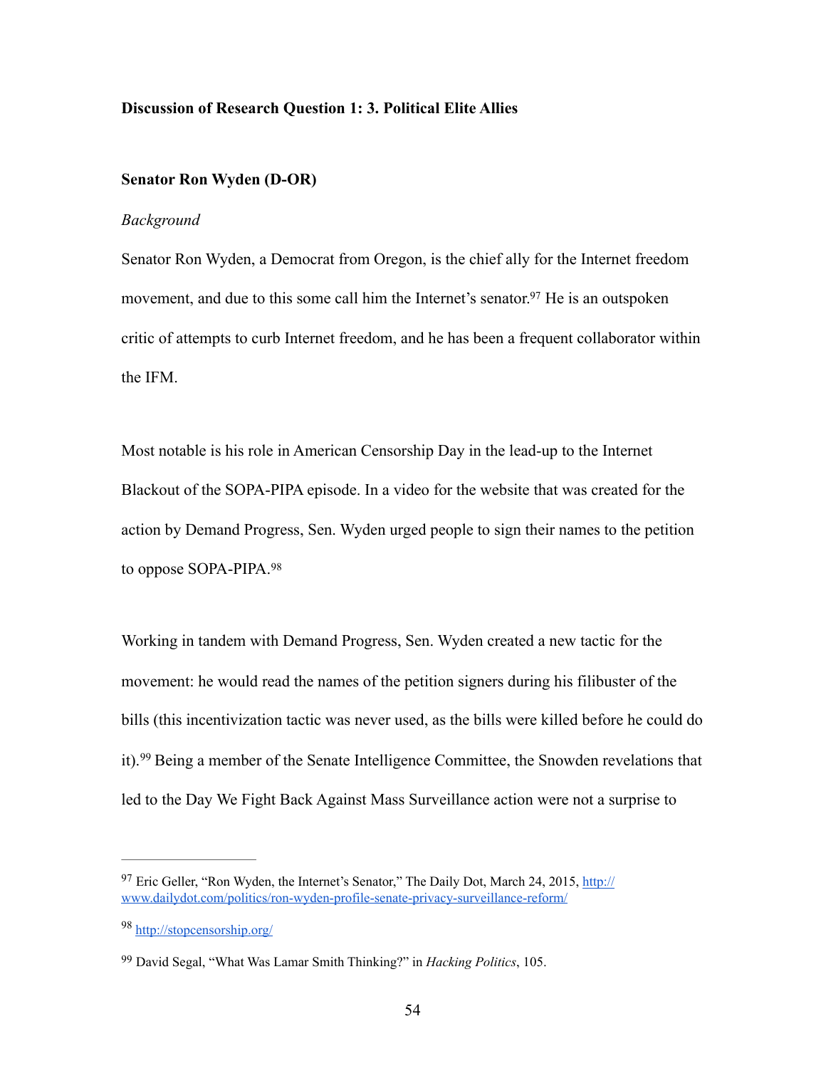**Discussion of Research Question 1: 3. Political Elite Allies**

**Senator Ron Wyden (D-OR)**

*Background*

Senator Ron Wyden, a Democrat from Oregon, is the chief ally for the Internet freedom movement, and due to this some call him the Internet's senator.[97] He is an outspoken critic of attempts to curb Internet freedom, and he has been a frequent collaborator within the IFM.

Most notable is his role in American Censorship Day in the lead-up to the Internet Blackout of the SOPA-PIPA episode. In a video for the website that was created for the action by Demand Progress, Sen. Wyden urged people to sign their names to the petition to oppose SOPA-PIPA.[98]

Working in tandem with Demand Progress, Sen. Wyden created a new tactic for the movement: he would read the names of the petition signers during his filibuster of the bills (this incentivization tactic was never used, as the bills were killed before he could do it).[99] Being a member of the Senate Intelligence Committee, the Snowden revelations that led to the Day We Fight Back Against Mass Surveillance action were not a surprise to

---

[97] Eric Geller, "Ron Wyden, the Internet's Senator," The Daily Dot, March 24, 2015, http://www.dailydot.com/politics/ron-wyden-profile-senate-privacy-surveillance-reform/

[98] http://stopcensorship.org/

[99] David Segal, "What Was Lamar Smith Thinking?" in *Hacking Politics*, 105.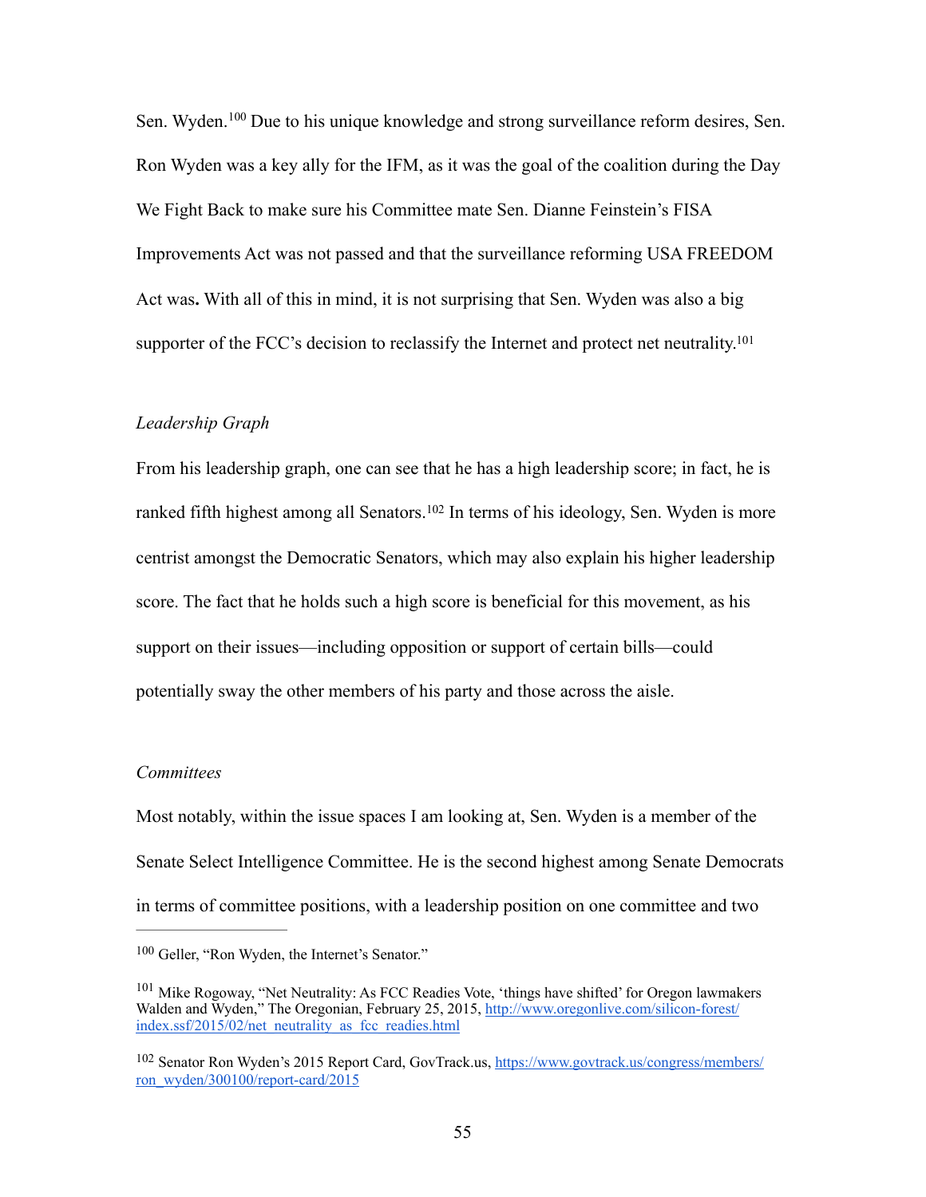Sen. Wyden.[100] Due to his unique knowledge and strong surveillance reform desires, Sen. Ron Wyden was a key ally for the IFM, as it was the goal of the coalition during the Day We Fight Back to make sure his Committee mate Sen. Dianne Feinstein's FISA Improvements Act was not passed and that the surveillance reforming USA FREEDOM Act was**.** With all of this in mind, it is not surprising that Sen. Wyden was also a big supporter of the FCC's decision to reclassify the Internet and protect net neutrality.[101]

*Leadership Graph*

From his leadership graph, one can see that he has a high leadership score; in fact, he is ranked fifth highest among all Senators.[102] In terms of his ideology, Sen. Wyden is more centrist amongst the Democratic Senators, which may also explain his higher leadership score. The fact that he holds such a high score is beneficial for this movement, as his support on their issues—including opposition or support of certain bills—could potentially sway the other members of his party and those across the aisle.

*Committees*

Most notably, within the issue spaces I am looking at, Sen. Wyden is a member of the Senate Select Intelligence Committee. He is the second highest among Senate Democrats in terms of committee positions, with a leadership position on one committee and two

---

[100] Geller, "Ron Wyden, the Internet's Senator."

[101] Mike Rogoway, "Net Neutrality: As FCC Readies Vote, 'things have shifted' for Oregon lawmakers Walden and Wyden," The Oregonian, February 25, 2015, http://www.oregonlive.com/silicon-forest/index.ssf/2015/02/net_neutrality_as_fcc_readies.html

[102] Senator Ron Wyden's 2015 Report Card, GovTrack.us, https://www.govtrack.us/congress/members/ron_wyden/300100/report-card/2015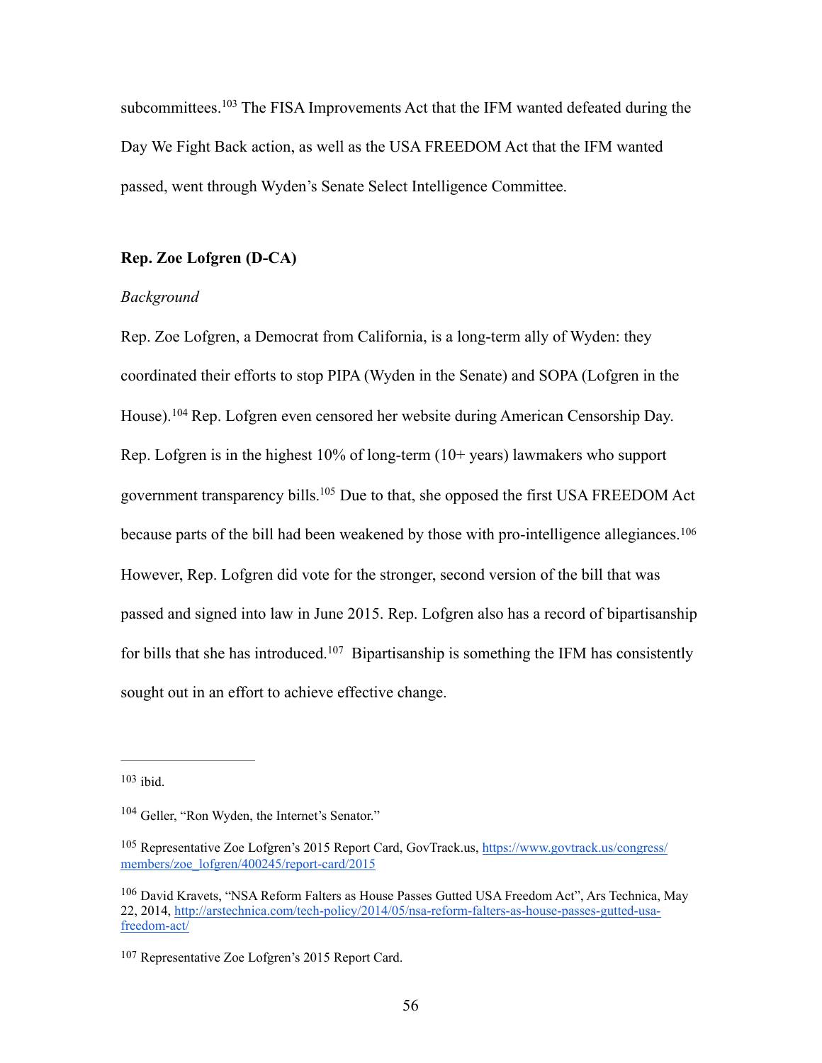subcommittees.[103] The FISA Improvements Act that the IFM wanted defeated during the Day We Fight Back action, as well as the USA FREEDOM Act that the IFM wanted passed, went through Wyden's Senate Select Intelligence Committee.

**Rep. Zoe Lofgren (D-CA)**

*Background*

Rep. Zoe Lofgren, a Democrat from California, is a long-term ally of Wyden: they coordinated their efforts to stop PIPA (Wyden in the Senate) and SOPA (Lofgren in the House).[104] Rep. Lofgren even censored her website during American Censorship Day. Rep. Lofgren is in the highest 10% of long-term (10+ years) lawmakers who support government transparency bills.[105] Due to that, she opposed the first USA FREEDOM Act because parts of the bill had been weakened by those with pro-intelligence allegiances.[106] However, Rep. Lofgren did vote for the stronger, second version of the bill that was passed and signed into law in June 2015. Rep. Lofgren also has a record of bipartisanship for bills that she has introduced.[107] Bipartisanship is something the IFM has consistently sought out in an effort to achieve effective change.

---

[103] ibid.

[104] Geller, "Ron Wyden, the Internet's Senator."

[105] Representative Zoe Lofgren's 2015 Report Card, GovTrack.us, https://www.govtrack.us/congress/members/zoe_lofgren/400245/report-card/2015

[106] David Kravets, "NSA Reform Falters as House Passes Gutted USA Freedom Act", Ars Technica, May 22, 2014, http://arstechnica.com/tech-policy/2014/05/nsa-reform-falters-as-house-passes-gutted-usa-freedom-act/

[107] Representative Zoe Lofgren's 2015 Report Card.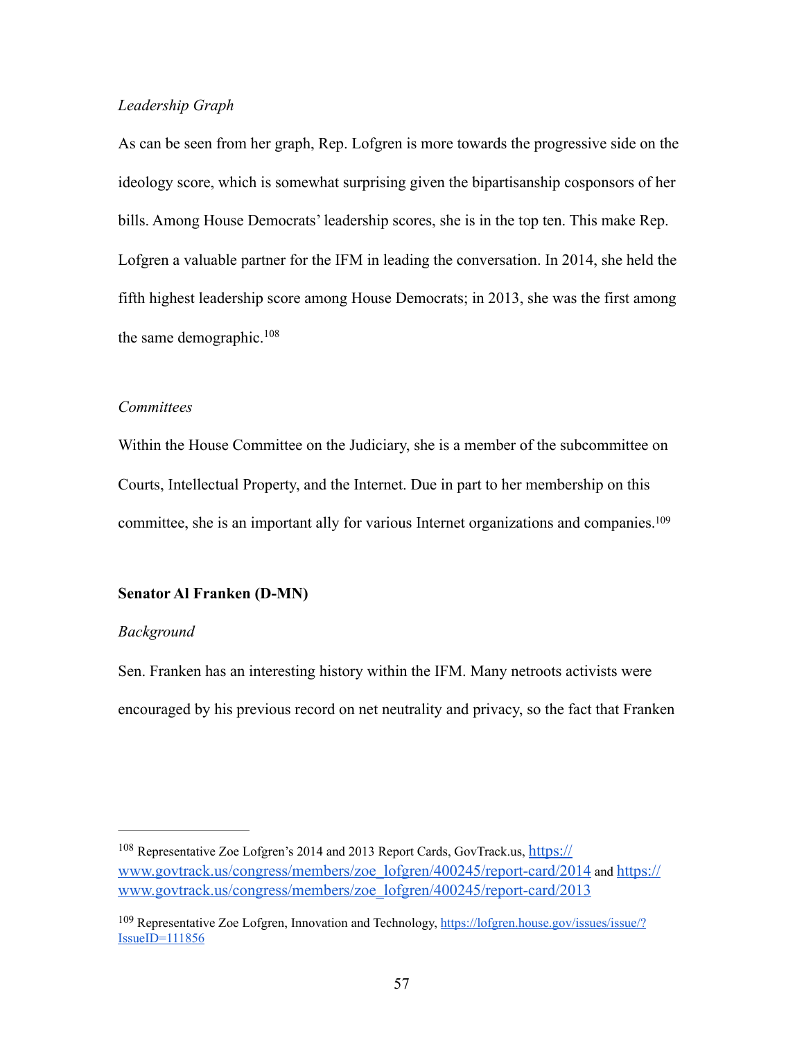*Leadership Graph*

As can be seen from her graph, Rep. Lofgren is more towards the progressive side on the ideology score, which is somewhat surprising given the bipartisanship cosponsors of her bills. Among House Democrats' leadership scores, she is in the top ten. This make Rep. Lofgren a valuable partner for the IFM in leading the conversation. In 2014, she held the fifth highest leadership score among House Democrats; in 2013, she was the first among the same demographic.[108]

*Committees*

Within the House Committee on the Judiciary, she is a member of the subcommittee on Courts, Intellectual Property, and the Internet. Due in part to her membership on this committee, she is an important ally for various Internet organizations and companies.[109]

**Senator Al Franken (D-MN)**

*Background*

Sen. Franken has an interesting history within the IFM. Many netroots activists were encouraged by his previous record on net neutrality and privacy, so the fact that Franken

---

[108] Representative Zoe Lofgren's 2014 and 2013 Report Cards, GovTrack.us, https://www.govtrack.us/congress/members/zoe_lofgren/400245/report-card/2014 and https://www.govtrack.us/congress/members/zoe_lofgren/400245/report-card/2013

[109] Representative Zoe Lofgren, Innovation and Technology, https://lofgren.house.gov/issues/issue/?IssueID=111856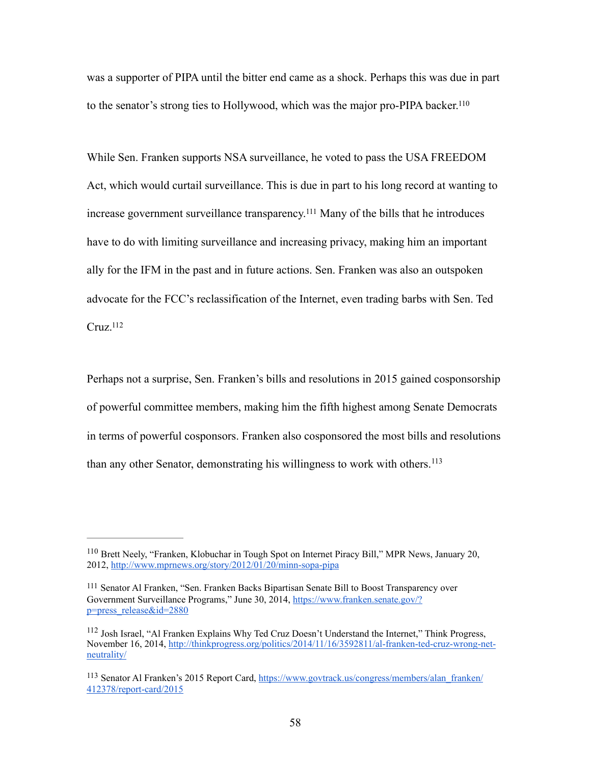was a supporter of PIPA until the bitter end came as a shock. Perhaps this was due in part to the senator's strong ties to Hollywood, which was the major pro-PIPA backer.[110]

While Sen. Franken supports NSA surveillance, he voted to pass the USA FREEDOM Act, which would curtail surveillance. This is due in part to his long record at wanting to increase government surveillance transparency.[111] Many of the bills that he introduces have to do with limiting surveillance and increasing privacy, making him an important ally for the IFM in the past and in future actions. Sen. Franken was also an outspoken advocate for the FCC's reclassification of the Internet, even trading barbs with Sen. Ted Cruz.[112]

Perhaps not a surprise, Sen. Franken's bills and resolutions in 2015 gained cosponsorship of powerful committee members, making him the fifth highest among Senate Democrats in terms of powerful cosponsors. Franken also cosponsored the most bills and resolutions than any other Senator, demonstrating his willingness to work with others.[113]

---

[110] Brett Neely, "Franken, Klobuchar in Tough Spot on Internet Piracy Bill," MPR News, January 20, 2012, http://www.mprnews.org/story/2012/01/20/minn-sopa-pipa

[111] Senator Al Franken, "Sen. Franken Backs Bipartisan Senate Bill to Boost Transparency over Government Surveillance Programs," June 30, 2014, https://www.franken.senate.gov/?p=press_release&id=2880

[112] Josh Israel, "Al Franken Explains Why Ted Cruz Doesn't Understand the Internet," Think Progress, November 16, 2014, http://thinkprogress.org/politics/2014/11/16/3592811/al-franken-ted-cruz-wrong-net-neutrality/

[113] Senator Al Franken's 2015 Report Card, https://www.govtrack.us/congress/members/alan_franken/412378/report-card/2015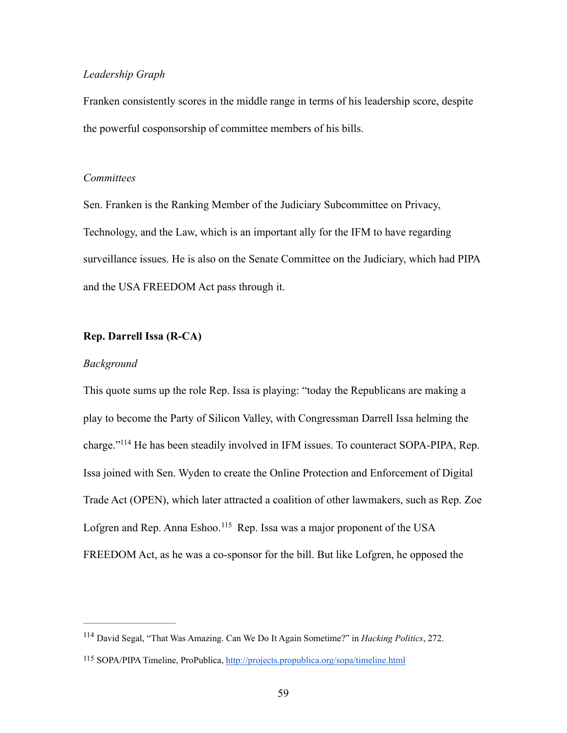*Leadership Graph*

Franken consistently scores in the middle range in terms of his leadership score, despite the powerful cosponsorship of committee members of his bills.

*Committees*

Sen. Franken is the Ranking Member of the Judiciary Subcommittee on Privacy, Technology, and the Law, which is an important ally for the IFM to have regarding surveillance issues. He is also on the Senate Committee on the Judiciary, which had PIPA and the USA FREEDOM Act pass through it.

**Rep. Darrell Issa (R-CA)**

*Background*

This quote sums up the role Rep. Issa is playing: "today the Republicans are making a play to become the Party of Silicon Valley, with Congressman Darrell Issa helming the charge."[114] He has been steadily involved in IFM issues. To counteract SOPA-PIPA, Rep. Issa joined with Sen. Wyden to create the Online Protection and Enforcement of Digital Trade Act (OPEN), which later attracted a coalition of other lawmakers, such as Rep. Zoe Lofgren and Rep. Anna Eshoo.[115] Rep. Issa was a major proponent of the USA FREEDOM Act, as he was a co-sponsor for the bill. But like Lofgren, he opposed the

---

[114] David Segal, "That Was Amazing. Can We Do It Again Sometime?" in *Hacking Politics*, 272.

[115] SOPA/PIPA Timeline, ProPublica, http://projects.propublica.org/sopa/timeline.html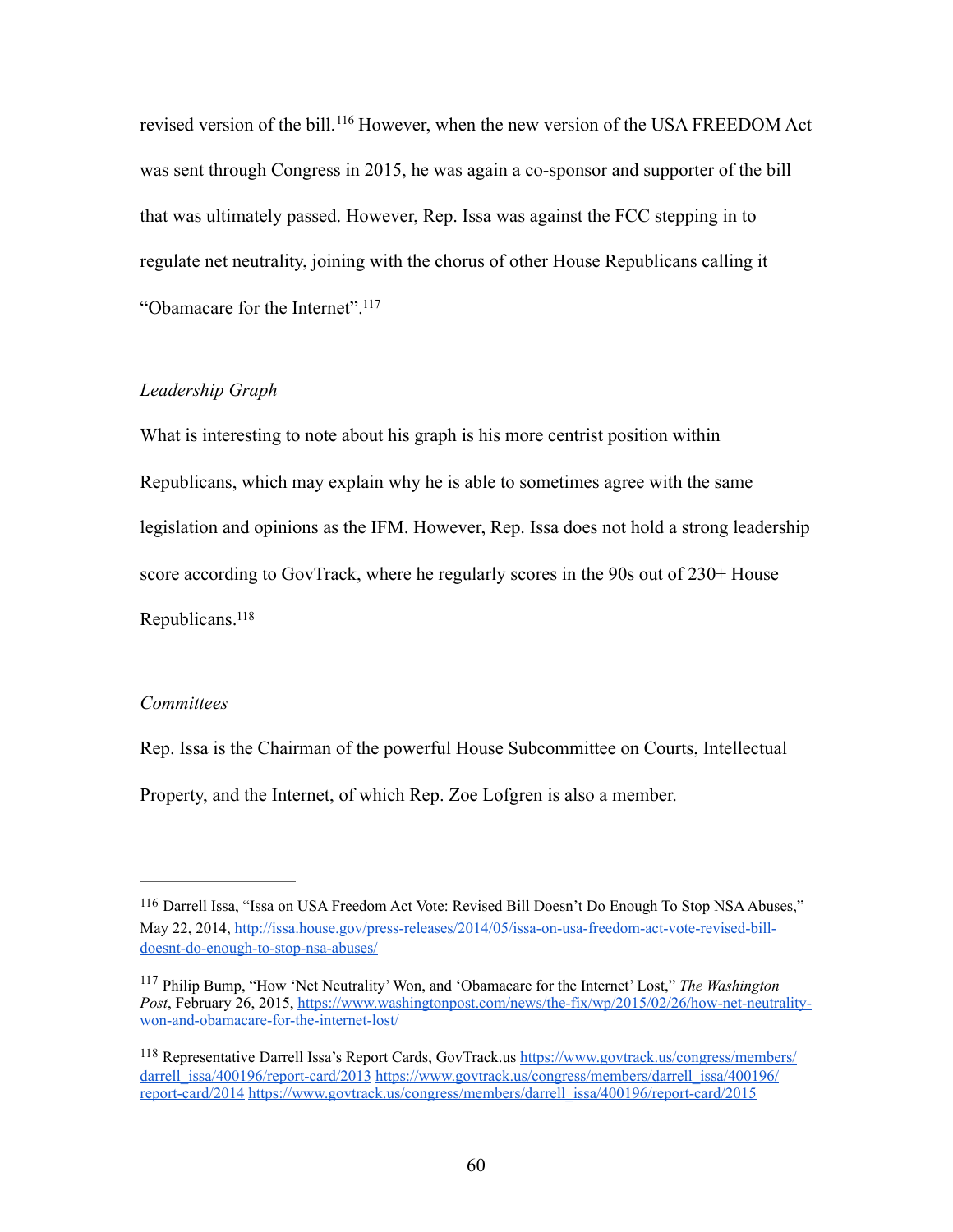revised version of the bill.[116] However, when the new version of the USA FREEDOM Act was sent through Congress in 2015, he was again a co-sponsor and supporter of the bill that was ultimately passed. However, Rep. Issa was against the FCC stepping in to regulate net neutrality, joining with the chorus of other House Republicans calling it "Obamacare for the Internet".[117]

*Leadership Graph*

What is interesting to note about his graph is his more centrist position within Republicans, which may explain why he is able to sometimes agree with the same legislation and opinions as the IFM. However, Rep. Issa does not hold a strong leadership score according to GovTrack, where he regularly scores in the 90s out of 230+ House Republicans.[118]

*Committees*

Rep. Issa is the Chairman of the powerful House Subcommittee on Courts, Intellectual Property, and the Internet, of which Rep. Zoe Lofgren is also a member.

---

[116] Darrell Issa, "Issa on USA Freedom Act Vote: Revised Bill Doesn't Do Enough To Stop NSA Abuses," May 22, 2014, http://issa.house.gov/press-releases/2014/05/issa-on-usa-freedom-act-vote-revised-bill-doesnt-do-enough-to-stop-nsa-abuses/

[117] Philip Bump, "How 'Net Neutrality' Won, and 'Obamacare for the Internet' Lost," *The Washington Post*, February 26, 2015, https://www.washingtonpost.com/news/the-fix/wp/2015/02/26/how-net-neutrality-won-and-obamacare-for-the-internet-lost/

[118] Representative Darrell Issa's Report Cards, GovTrack.us https://www.govtrack.us/congress/members/darrell_issa/400196/report-card/2013 https://www.govtrack.us/congress/members/darrell_issa/400196/report-card/2014 https://www.govtrack.us/congress/members/darrell_issa/400196/report-card/2015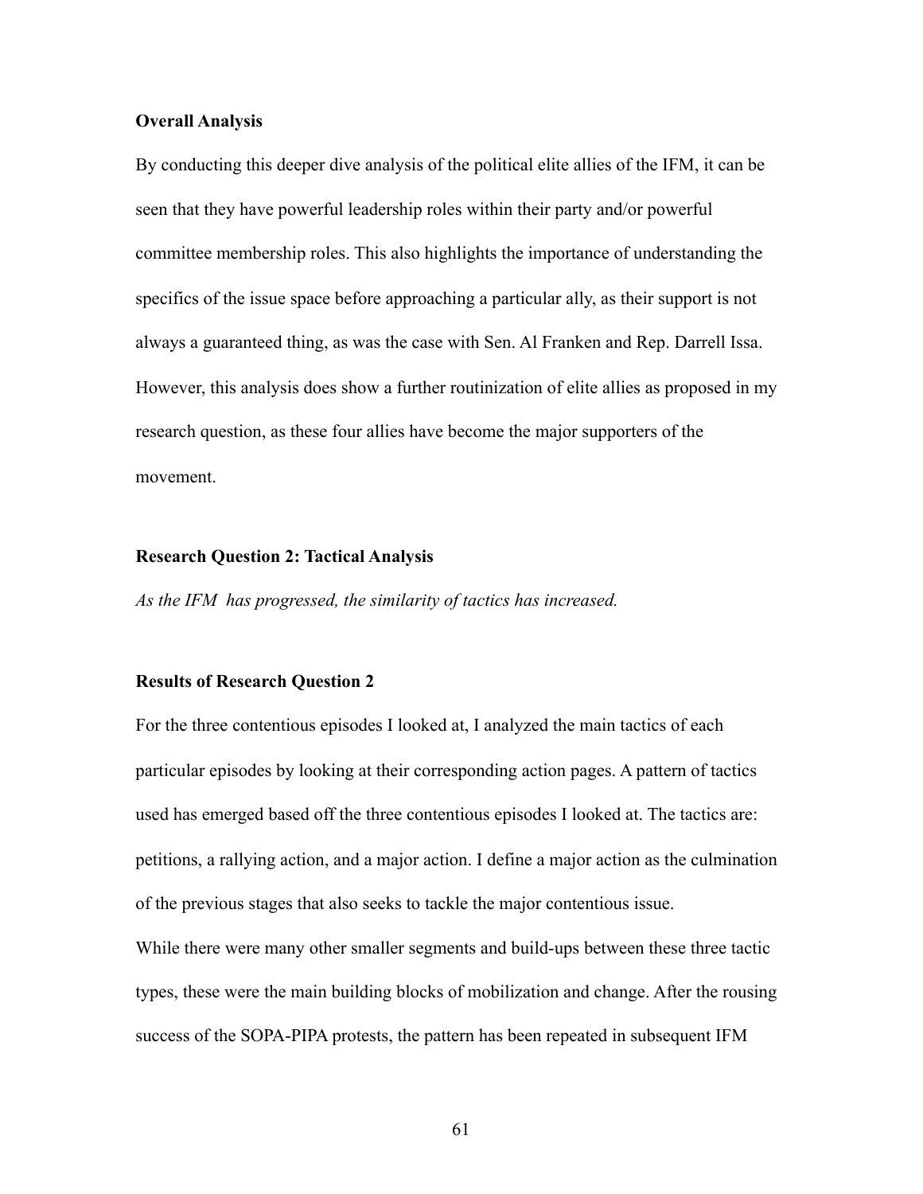**Overall Analysis**

By conducting this deeper dive analysis of the political elite allies of the IFM, it can be seen that they have powerful leadership roles within their party and/or powerful committee membership roles. This also highlights the importance of understanding the specifics of the issue space before approaching a particular ally, as their support is not always a guaranteed thing, as was the case with Sen. Al Franken and Rep. Darrell Issa. However, this analysis does show a further routinization of elite allies as proposed in my research question, as these four allies have become the major supporters of the movement.

**Research Question 2: Tactical Analysis**

*As the IFM has progressed, the similarity of tactics has increased.*

**Results of Research Question 2**

For the three contentious episodes I looked at, I analyzed the main tactics of each particular episodes by looking at their corresponding action pages. A pattern of tactics used has emerged based off the three contentious episodes I looked at. The tactics are: petitions, a rallying action, and a major action. I define a major action as the culmination of the previous stages that also seeks to tackle the major contentious issue.

While there were many other smaller segments and build-ups between these three tactic types, these were the main building blocks of mobilization and change. After the rousing success of the SOPA-PIPA protests, the pattern has been repeated in subsequent IFM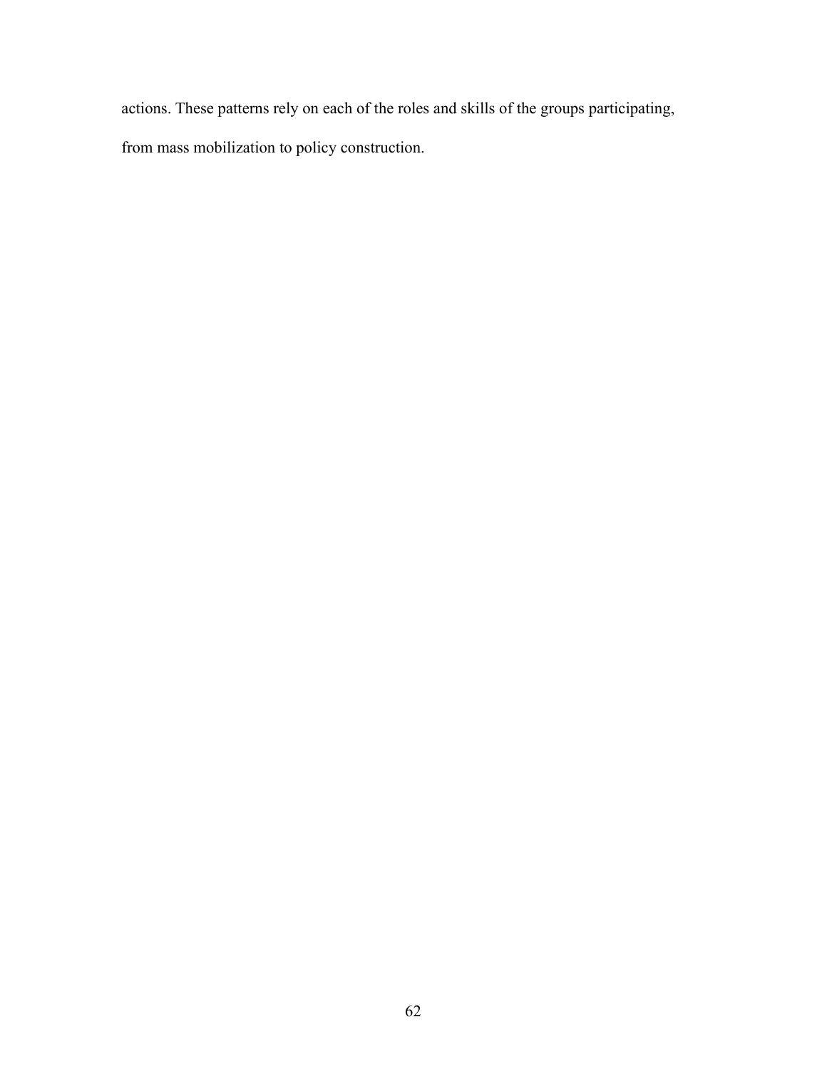actions. These patterns rely on each of the roles and skills of the groups participating, from mass mobilization to policy construction.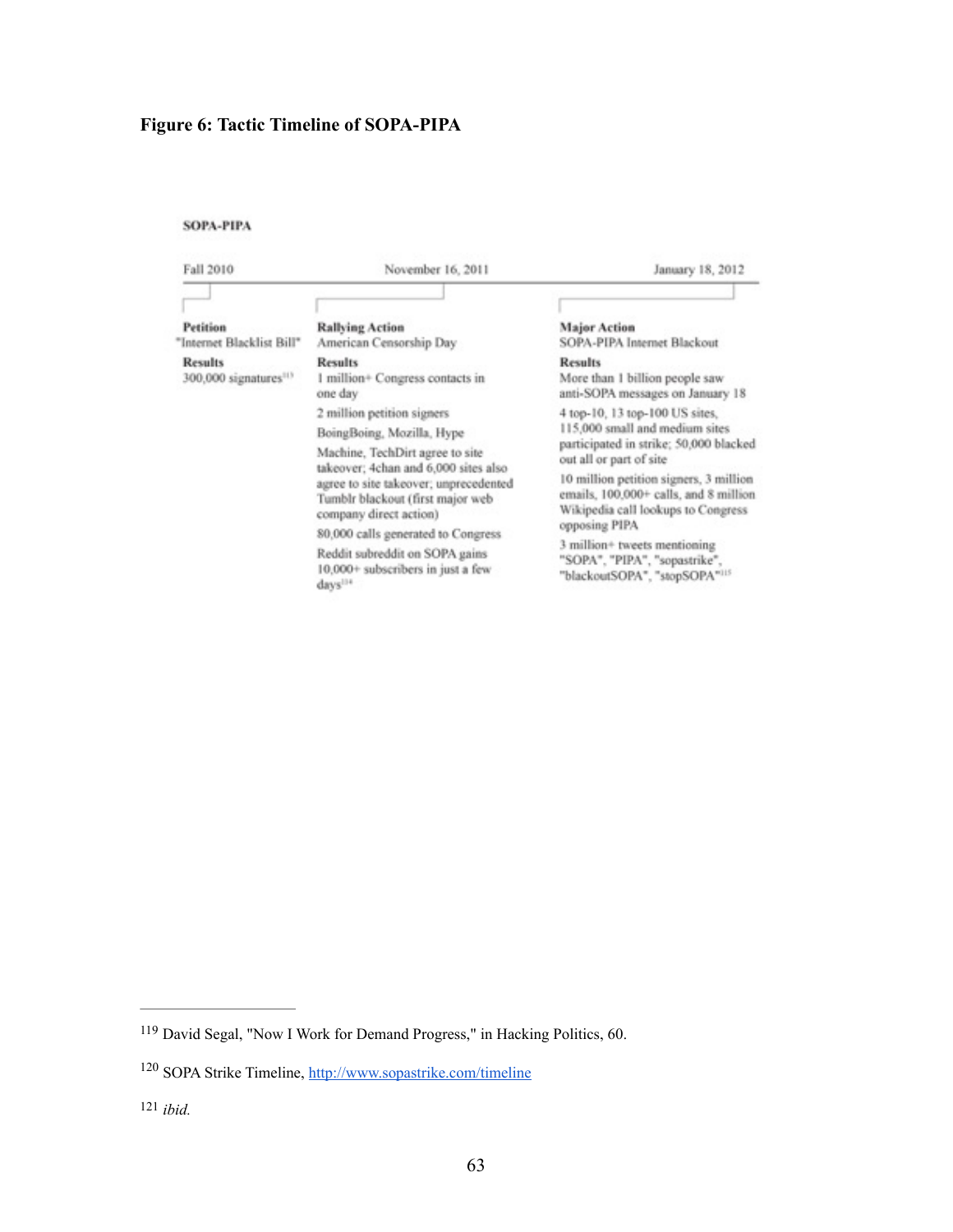**Figure 6: Tactic Timeline of SOPA-PIPA**

**SOPA-PIPA**

| Fall 2010 | November 16, 2011 | January 18, 2012 |
|---|---|---|
| **Petition**<br>"Internet Blacklist Bill" | **Rallying Action**<br>American Censorship Day | **Major Action**<br>SOPA-PIPA Internet Blackout |
| **Results**<br>300,000 signatures[113] | **Results**<br>1 million+ Congress contacts in one day<br>2 million petition signers<br>BoingBoing, Mozilla, Hype Machine, TechDirt agree to site takeover; 4chan and 6,000 sites also agree to site takeover; unprecedented Tumblr blackout (first major web company direct action)<br>80,000 calls generated to Congress<br>Reddit subreddit on SOPA gains 10,000+ subscribers in just a few days[114] | **Results**<br>More than 1 billion people saw anti-SOPA messages on January 18<br>4 top-10, 13 top-100 US sites, 115,000 small and medium sites participated in strike; 50,000 blacked out all or part of site<br>10 million petition signers, 3 million emails, 100,000+ calls, and 8 million Wikipedia call lookups to Congress opposing PIPA<br>3 million+ tweets mentioning "SOPA", "PIPA", "sopastrike", "blackoutSOPA", "stopSOPA"[115] |

---

[119] David Segal, "Now I Work for Demand Progress," in Hacking Politics, 60.

[120] SOPA Strike Timeline, http://www.sopastrike.com/timeline

[121] *ibid.*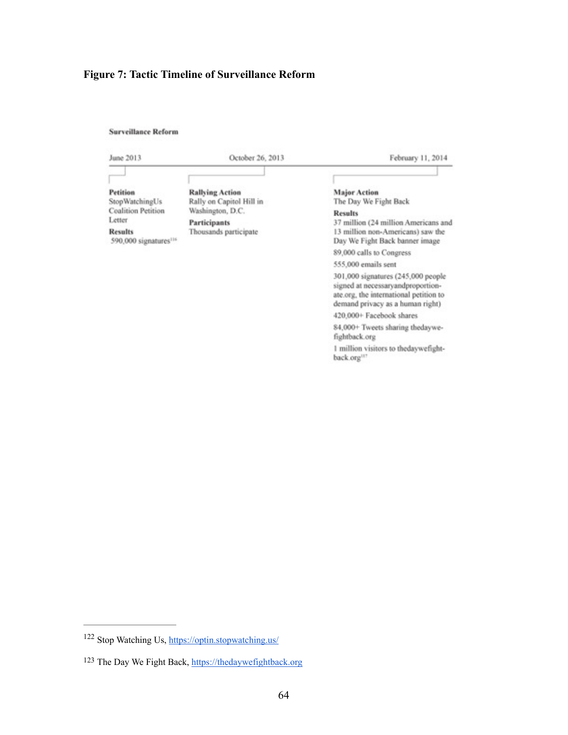**Figure 7: Tactic Timeline of Surveillance Reform**

**Surveillance Reform**

June 2013 | October 26, 2013 | February 11, 2014

**Petition**
StopWatchingUs Coalition Petition Letter

**Results**
590,000 signatures[116]

**Rallying Action**
Rally on Capitol Hill in Washington, D.C.

**Participants**
Thousands participate

**Major Action**
The Day We Fight Back

**Results**
37 million (24 million Americans and 13 million non-Americans) saw the Day We Fight Back banner image

89,000 calls to Congress

555,000 emails sent

301,000 signatures (245,000 people signed at necessaryandproportionate.org, the international petition to demand privacy as a human right)

420,000+ Facebook shares

84,000+ Tweets sharing thedaywefightback.org

1 million visitors to thedaywefightback.org[117]

---

[122] Stop Watching Us, https://optin.stopwatching.us/

[123] The Day We Fight Back, https://thedaywefightback.org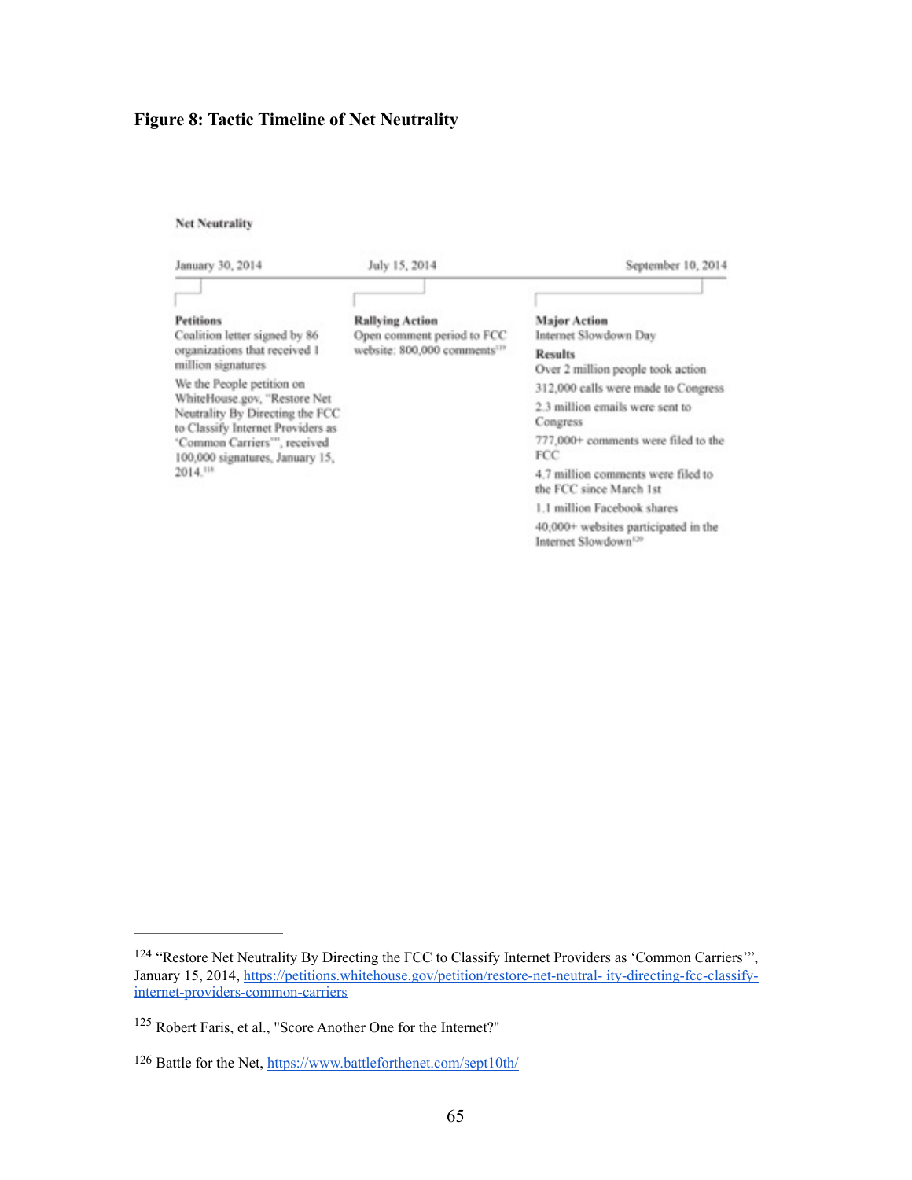**Figure 8: Tactic Timeline of Net Neutrality**

**Net Neutrality**

| January 30, 2014 | July 15, 2014 | September 10, 2014 |
|---|---|---|
| **Petitions**<br>Coalition letter signed by 86 organizations that received 1 million signatures<br><br>We the People petition on WhiteHouse.gov, "Restore Net Neutrality By Directing the FCC to Classify Internet Providers as 'Common Carriers'", received 100,000 signatures, January 15, 2014.[118] | **Rallying Action**<br>Open comment period to FCC website: 800,000 comments[119] | **Major Action**<br>Internet Slowdown Day<br><br>**Results**<br>Over 2 million people took action<br><br>312,000 calls were made to Congress<br><br>2.3 million emails were sent to Congress<br><br>777,000+ comments were filed to the FCC<br><br>4.7 million comments were filed to the FCC since March 1st<br><br>1.1 million Facebook shares<br><br>40,000+ websites participated in the Internet Slowdown[120] |

---

124 "Restore Net Neutrality By Directing the FCC to Classify Internet Providers as 'Common Carriers'", January 15, 2014, https://petitions.whitehouse.gov/petition/restore-net-neutral- ity-directing-fcc-classify-internet-providers-common-carriers

125 Robert Faris, et al., "Score Another One for the Internet?"

126 Battle for the Net, https://www.battleforthenet.com/sept10th/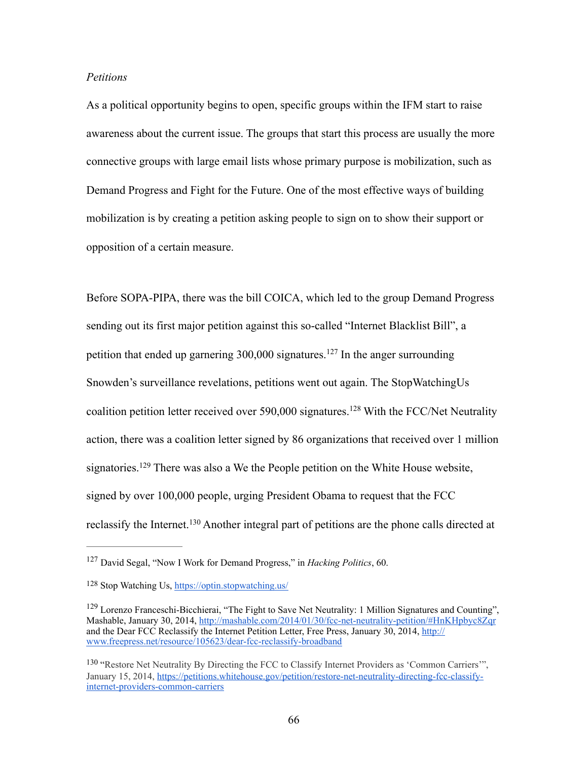*Petitions*

As a political opportunity begins to open, specific groups within the IFM start to raise awareness about the current issue. The groups that start this process are usually the more connective groups with large email lists whose primary purpose is mobilization, such as Demand Progress and Fight for the Future. One of the most effective ways of building mobilization is by creating a petition asking people to sign on to show their support or opposition of a certain measure.

Before SOPA-PIPA, there was the bill COICA, which led to the group Demand Progress sending out its first major petition against this so-called "Internet Blacklist Bill", a petition that ended up garnering 300,000 signatures.[127] In the anger surrounding Snowden's surveillance revelations, petitions went out again. The StopWatchingUs coalition petition letter received over 590,000 signatures.[128] With the FCC/Net Neutrality action, there was a coalition letter signed by 86 organizations that received over 1 million signatories.[129] There was also a We the People petition on the White House website, signed by over 100,000 people, urging President Obama to request that the FCC reclassify the Internet.[130] Another integral part of petitions are the phone calls directed at

---

[127] David Segal, "Now I Work for Demand Progress," in *Hacking Politics*, 60.

[128] Stop Watching Us, https://optin.stopwatching.us/

[129] Lorenzo Franceschi-Bicchierai, "The Fight to Save Net Neutrality: 1 Million Signatures and Counting", Mashable, January 30, 2014, http://mashable.com/2014/01/30/fcc-net-neutrality-petition/#HnKHpbyc8Zqr and the Dear FCC Reclassify the Internet Petition Letter, Free Press, January 30, 2014, http://www.freepress.net/resource/105623/dear-fcc-reclassify-broadband

[130] "Restore Net Neutrality By Directing the FCC to Classify Internet Providers as 'Common Carriers'", January 15, 2014, https://petitions.whitehouse.gov/petition/restore-net-neutrality-directing-fcc-classify-internet-providers-common-carriers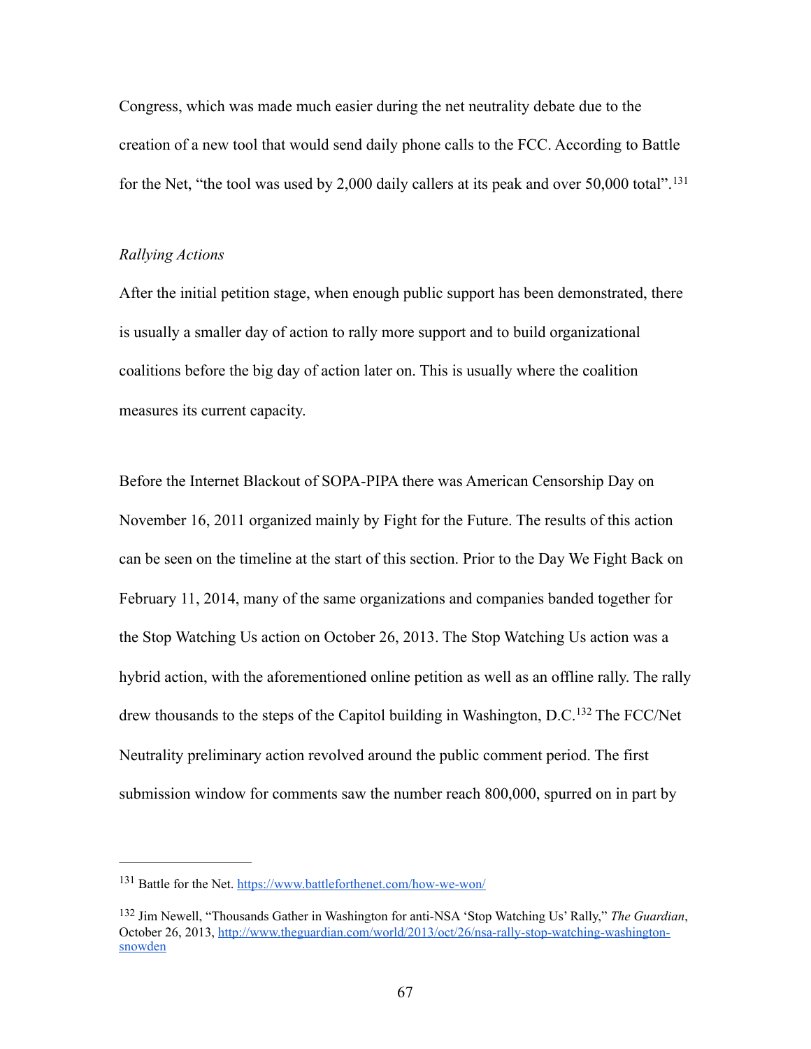Congress, which was made much easier during the net neutrality debate due to the creation of a new tool that would send daily phone calls to the FCC. According to Battle for the Net, "the tool was used by 2,000 daily callers at its peak and over 50,000 total".[131]

*Rallying Actions*

After the initial petition stage, when enough public support has been demonstrated, there is usually a smaller day of action to rally more support and to build organizational coalitions before the big day of action later on. This is usually where the coalition measures its current capacity.

Before the Internet Blackout of SOPA-PIPA there was American Censorship Day on November 16, 2011 organized mainly by Fight for the Future. The results of this action can be seen on the timeline at the start of this section. Prior to the Day We Fight Back on February 11, 2014, many of the same organizations and companies banded together for the Stop Watching Us action on October 26, 2013. The Stop Watching Us action was a hybrid action, with the aforementioned online petition as well as an offline rally. The rally drew thousands to the steps of the Capitol building in Washington, D.C.[132] The FCC/Net Neutrality preliminary action revolved around the public comment period. The first submission window for comments saw the number reach 800,000, spurred on in part by

---

[131] Battle for the Net. https://www.battleforthenet.com/how-we-won/

[132] Jim Newell, "Thousands Gather in Washington for anti-NSA 'Stop Watching Us' Rally," *The Guardian*, October 26, 2013, http://www.theguardian.com/world/2013/oct/26/nsa-rally-stop-watching-washington-snowden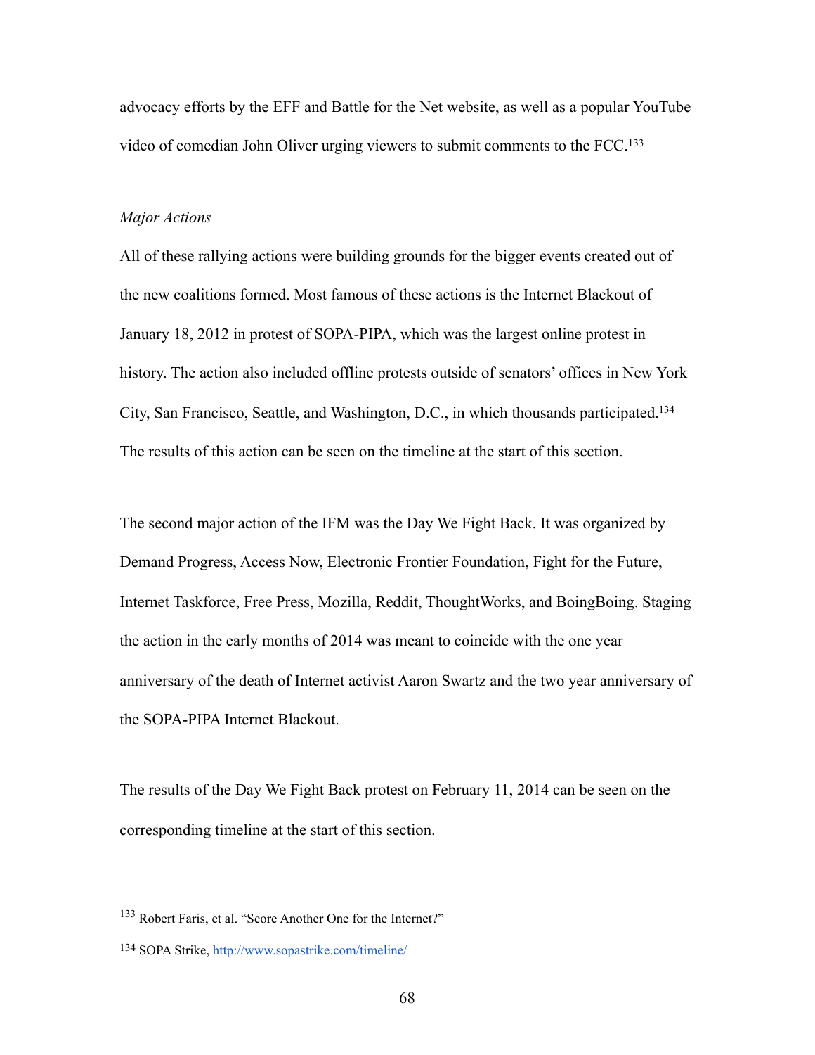advocacy efforts by the EFF and Battle for the Net website, as well as a popular YouTube video of comedian John Oliver urging viewers to submit comments to the FCC.[133]

*Major Actions*

All of these rallying actions were building grounds for the bigger events created out of the new coalitions formed. Most famous of these actions is the Internet Blackout of January 18, 2012 in protest of SOPA-PIPA, which was the largest online protest in history. The action also included offline protests outside of senators' offices in New York City, San Francisco, Seattle, and Washington, D.C., in which thousands participated.[134] The results of this action can be seen on the timeline at the start of this section.

The second major action of the IFM was the Day We Fight Back. It was organized by Demand Progress, Access Now, Electronic Frontier Foundation, Fight for the Future, Internet Taskforce, Free Press, Mozilla, Reddit, ThoughtWorks, and BoingBoing. Staging the action in the early months of 2014 was meant to coincide with the one year anniversary of the death of Internet activist Aaron Swartz and the two year anniversary of the SOPA-PIPA Internet Blackout.

The results of the Day We Fight Back protest on February 11, 2014 can be seen on the corresponding timeline at the start of this section.

---

[133] Robert Faris, et al. "Score Another One for the Internet?"

[134] SOPA Strike, http://www.sopastrike.com/timeline/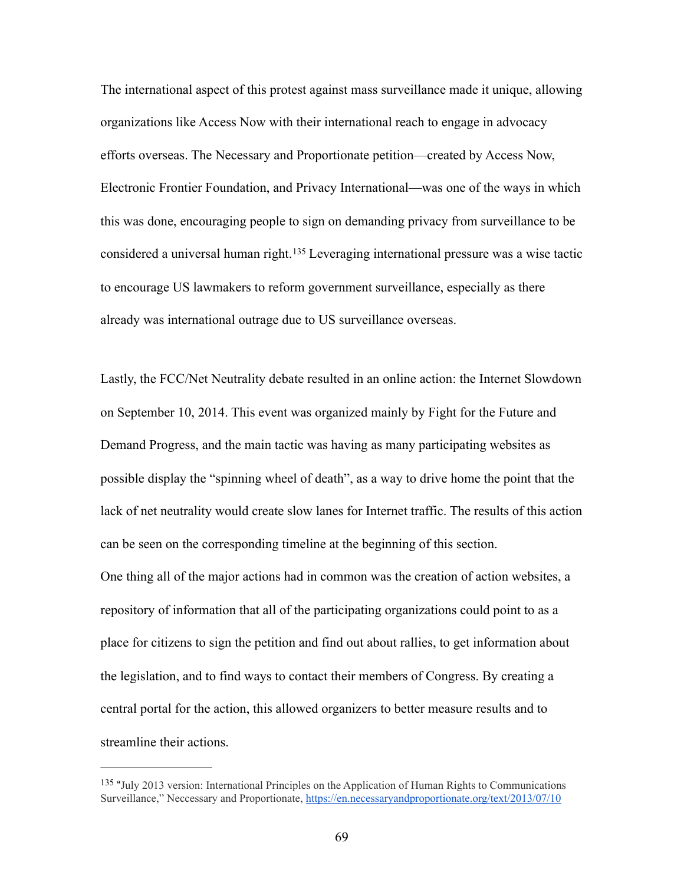The international aspect of this protest against mass surveillance made it unique, allowing organizations like Access Now with their international reach to engage in advocacy efforts overseas. The Necessary and Proportionate petition—created by Access Now, Electronic Frontier Foundation, and Privacy International—was one of the ways in which this was done, encouraging people to sign on demanding privacy from surveillance to be considered a universal human right.[135] Leveraging international pressure was a wise tactic to encourage US lawmakers to reform government surveillance, especially as there already was international outrage due to US surveillance overseas.

Lastly, the FCC/Net Neutrality debate resulted in an online action: the Internet Slowdown on September 10, 2014. This event was organized mainly by Fight for the Future and Demand Progress, and the main tactic was having as many participating websites as possible display the "spinning wheel of death", as a way to drive home the point that the lack of net neutrality would create slow lanes for Internet traffic. The results of this action can be seen on the corresponding timeline at the beginning of this section.

One thing all of the major actions had in common was the creation of action websites, a repository of information that all of the participating organizations could point to as a place for citizens to sign the petition and find out about rallies, to get information about the legislation, and to find ways to contact their members of Congress. By creating a central portal for the action, this allowed organizers to better measure results and to streamline their actions.

---

[135] "July 2013 version: International Principles on the Application of Human Rights to Communications Surveillance," Neccessary and Proportionate, https://en.necessaryandproportionate.org/text/2013/07/10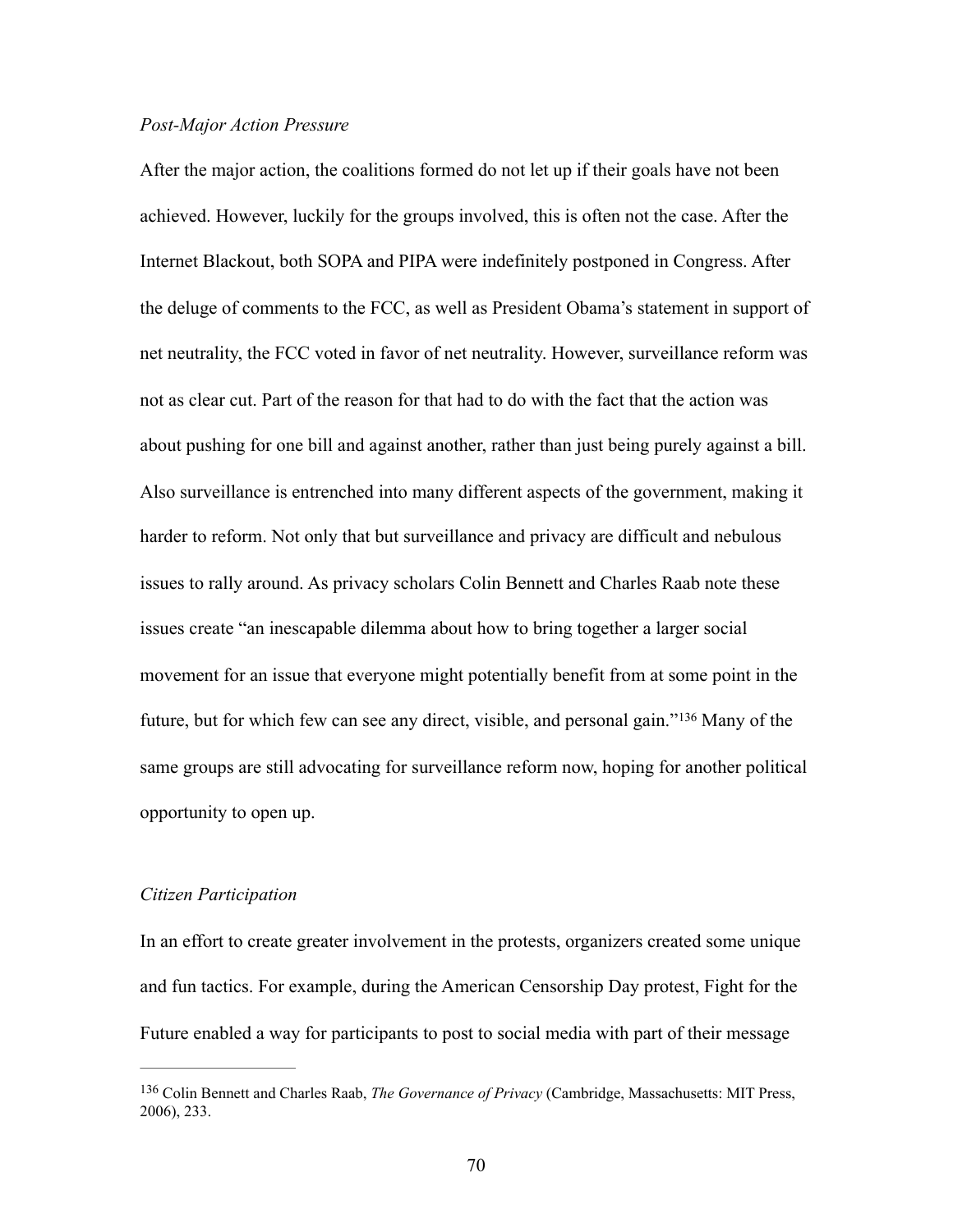*Post-Major Action Pressure*

After the major action, the coalitions formed do not let up if their goals have not been achieved. However, luckily for the groups involved, this is often not the case. After the Internet Blackout, both SOPA and PIPA were indefinitely postponed in Congress. After the deluge of comments to the FCC, as well as President Obama's statement in support of net neutrality, the FCC voted in favor of net neutrality. However, surveillance reform was not as clear cut. Part of the reason for that had to do with the fact that the action was about pushing for one bill and against another, rather than just being purely against a bill. Also surveillance is entrenched into many different aspects of the government, making it harder to reform. Not only that but surveillance and privacy are difficult and nebulous issues to rally around. As privacy scholars Colin Bennett and Charles Raab note these issues create "an inescapable dilemma about how to bring together a larger social movement for an issue that everyone might potentially benefit from at some point in the future, but for which few can see any direct, visible, and personal gain."[136] Many of the same groups are still advocating for surveillance reform now, hoping for another political opportunity to open up.

*Citizen Participation*

In an effort to create greater involvement in the protests, organizers created some unique and fun tactics. For example, during the American Censorship Day protest, Fight for the Future enabled a way for participants to post to social media with part of their message

---

[136] Colin Bennett and Charles Raab, *The Governance of Privacy* (Cambridge, Massachusetts: MIT Press, 2006), 233.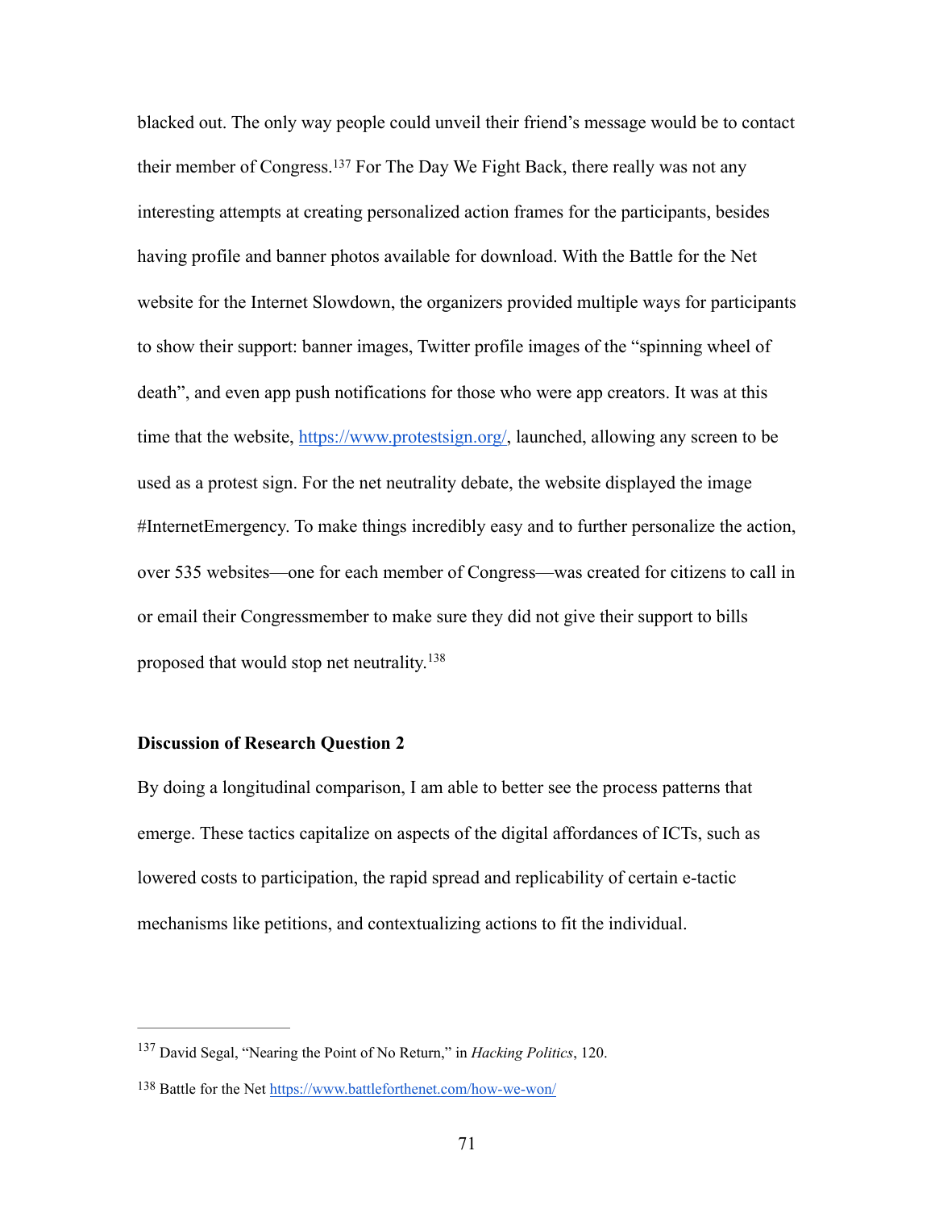blacked out. The only way people could unveil their friend's message would be to contact their member of Congress.[137] For The Day We Fight Back, there really was not any interesting attempts at creating personalized action frames for the participants, besides having profile and banner photos available for download. With the Battle for the Net website for the Internet Slowdown, the organizers provided multiple ways for participants to show their support: banner images, Twitter profile images of the "spinning wheel of death", and even app push notifications for those who were app creators. It was at this time that the website, https://www.protestsign.org/, launched, allowing any screen to be used as a protest sign. For the net neutrality debate, the website displayed the image #InternetEmergency. To make things incredibly easy and to further personalize the action, over 535 websites—one for each member of Congress—was created for citizens to call in or email their Congressmember to make sure they did not give their support to bills proposed that would stop net neutrality.[138]

**Discussion of Research Question 2**

By doing a longitudinal comparison, I am able to better see the process patterns that emerge. These tactics capitalize on aspects of the digital affordances of ICTs, such as lowered costs to participation, the rapid spread and replicability of certain e-tactic mechanisms like petitions, and contextualizing actions to fit the individual.

---

[137] David Segal, "Nearing the Point of No Return," in *Hacking Politics*, 120.

[138] Battle for the Net https://www.battleforthenet.com/how-we-won/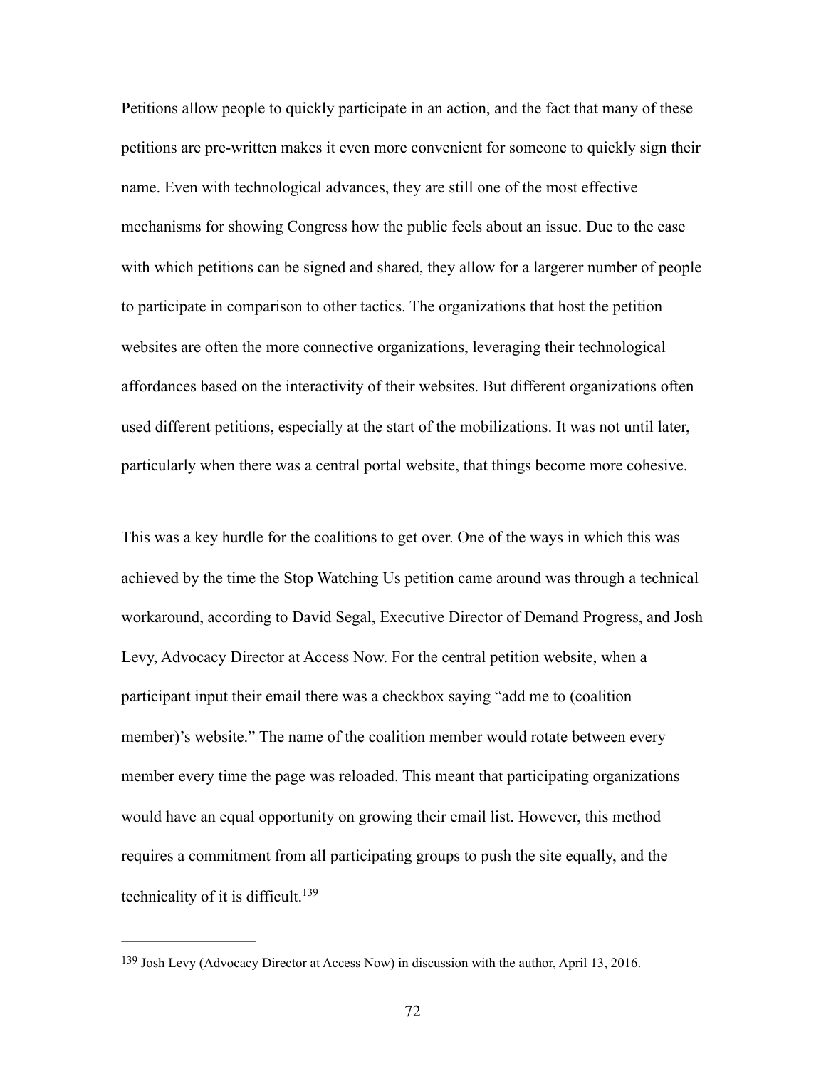Petitions allow people to quickly participate in an action, and the fact that many of these petitions are pre-written makes it even more convenient for someone to quickly sign their name. Even with technological advances, they are still one of the most effective mechanisms for showing Congress how the public feels about an issue. Due to the ease with which petitions can be signed and shared, they allow for a largerer number of people to participate in comparison to other tactics. The organizations that host the petition websites are often the more connective organizations, leveraging their technological affordances based on the interactivity of their websites. But different organizations often used different petitions, especially at the start of the mobilizations. It was not until later, particularly when there was a central portal website, that things become more cohesive.

This was a key hurdle for the coalitions to get over. One of the ways in which this was achieved by the time the Stop Watching Us petition came around was through a technical workaround, according to David Segal, Executive Director of Demand Progress, and Josh Levy, Advocacy Director at Access Now. For the central petition website, when a participant input their email there was a checkbox saying "add me to (coalition member)'s website." The name of the coalition member would rotate between every member every time the page was reloaded. This meant that participating organizations would have an equal opportunity on growing their email list. However, this method requires a commitment from all participating groups to push the site equally, and the technicality of it is difficult.[139]

---

[139] Josh Levy (Advocacy Director at Access Now) in discussion with the author, April 13, 2016.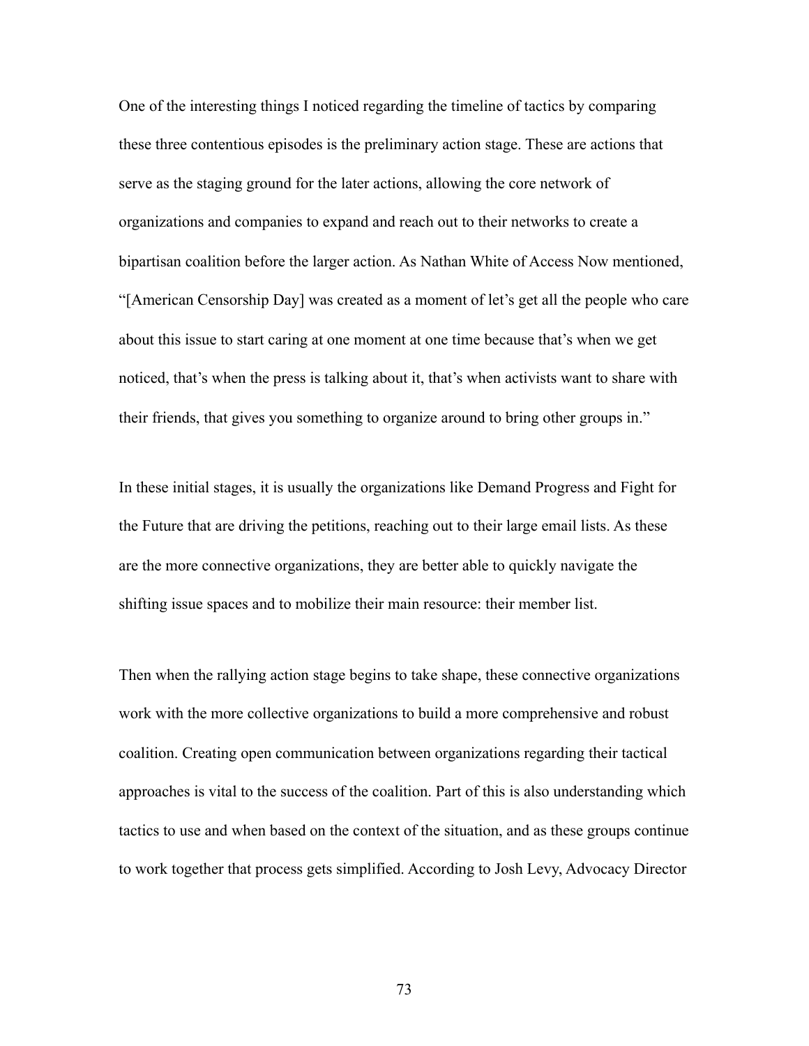One of the interesting things I noticed regarding the timeline of tactics by comparing these three contentious episodes is the preliminary action stage. These are actions that serve as the staging ground for the later actions, allowing the core network of organizations and companies to expand and reach out to their networks to create a bipartisan coalition before the larger action. As Nathan White of Access Now mentioned, "[American Censorship Day] was created as a moment of let's get all the people who care about this issue to start caring at one moment at one time because that's when we get noticed, that's when the press is talking about it, that's when activists want to share with their friends, that gives you something to organize around to bring other groups in."

In these initial stages, it is usually the organizations like Demand Progress and Fight for the Future that are driving the petitions, reaching out to their large email lists. As these are the more connective organizations, they are better able to quickly navigate the shifting issue spaces and to mobilize their main resource: their member list.

Then when the rallying action stage begins to take shape, these connective organizations work with the more collective organizations to build a more comprehensive and robust coalition. Creating open communication between organizations regarding their tactical approaches is vital to the success of the coalition. Part of this is also understanding which tactics to use and when based on the context of the situation, and as these groups continue to work together that process gets simplified. According to Josh Levy, Advocacy Director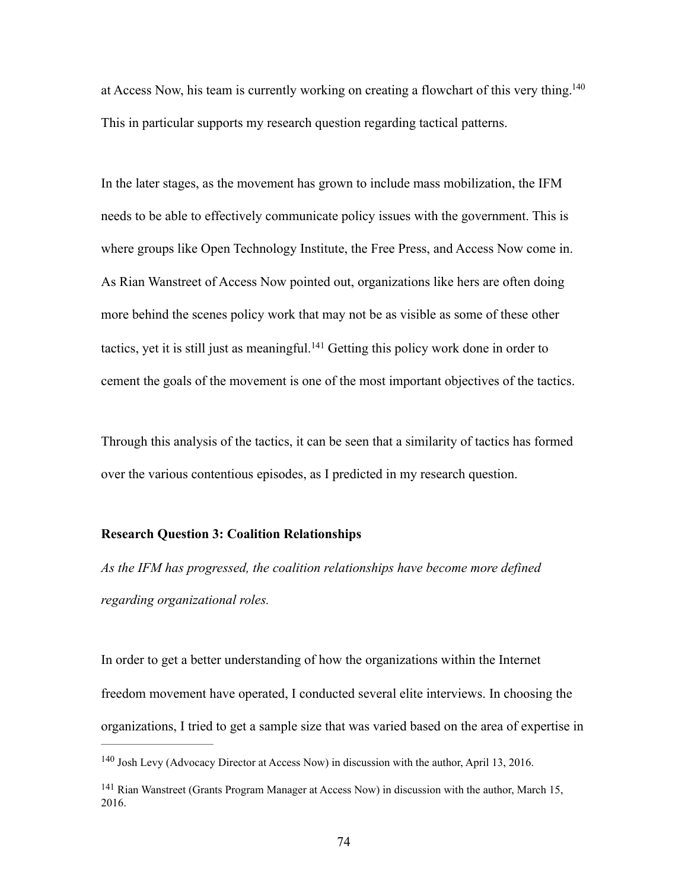at Access Now, his team is currently working on creating a flowchart of this very thing.[140] This in particular supports my research question regarding tactical patterns.

In the later stages, as the movement has grown to include mass mobilization, the IFM needs to be able to effectively communicate policy issues with the government. This is where groups like Open Technology Institute, the Free Press, and Access Now come in. As Rian Wanstreet of Access Now pointed out, organizations like hers are often doing more behind the scenes policy work that may not be as visible as some of these other tactics, yet it is still just as meaningful.[141] Getting this policy work done in order to cement the goals of the movement is one of the most important objectives of the tactics.

Through this analysis of the tactics, it can be seen that a similarity of tactics has formed over the various contentious episodes, as I predicted in my research question.

**Research Question 3: Coalition Relationships**

*As the IFM has progressed, the coalition relationships have become more defined regarding organizational roles.*

In order to get a better understanding of how the organizations within the Internet freedom movement have operated, I conducted several elite interviews. In choosing the organizations, I tried to get a sample size that was varied based on the area of expertise in

---

[140] Josh Levy (Advocacy Director at Access Now) in discussion with the author, April 13, 2016.

[141] Rian Wanstreet (Grants Program Manager at Access Now) in discussion with the author, March 15, 2016.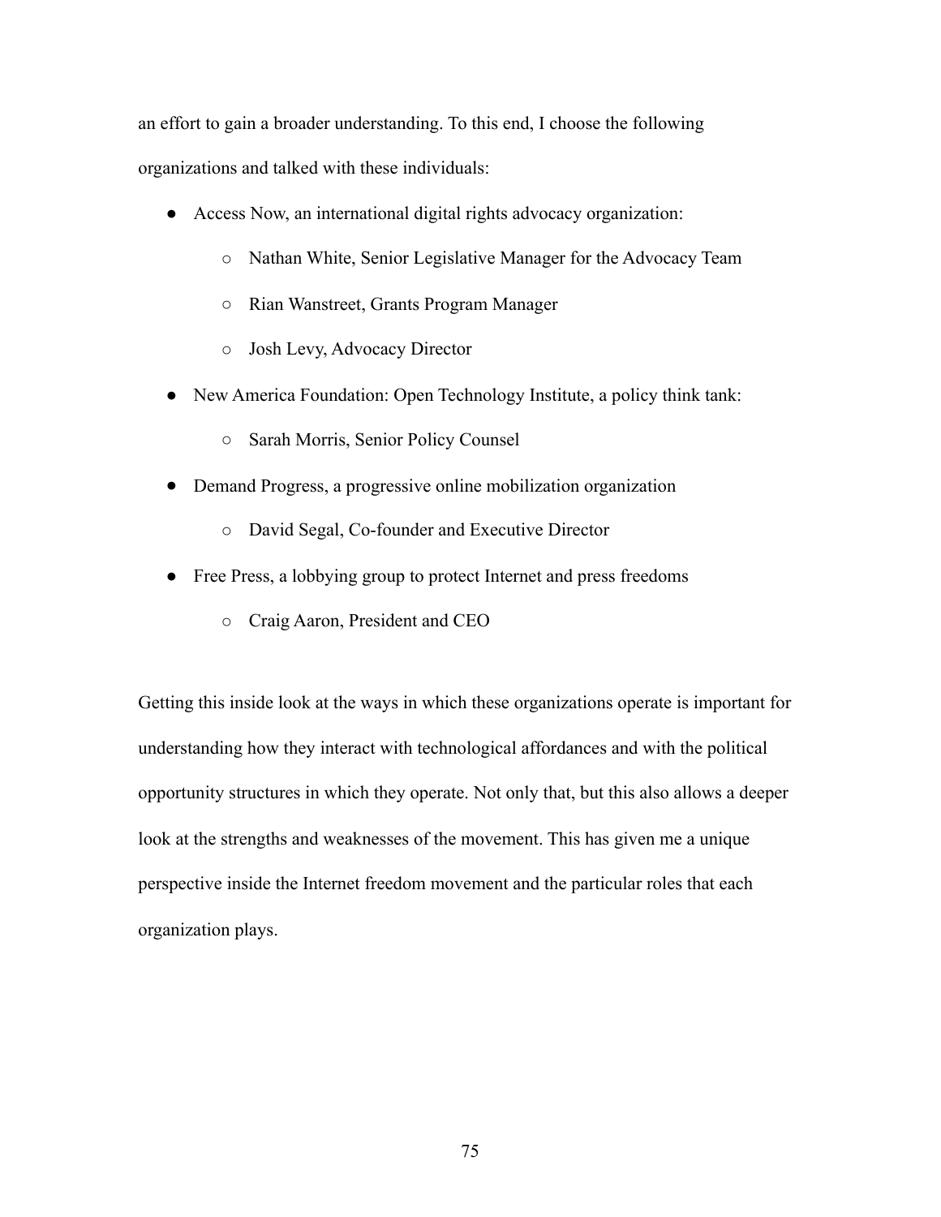an effort to gain a broader understanding. To this end, I choose the following organizations and talked with these individuals:

- Access Now, an international digital rights advocacy organization:
    - Nathan White, Senior Legislative Manager for the Advocacy Team
    - Rian Wanstreet, Grants Program Manager
    - Josh Levy, Advocacy Director
- New America Foundation: Open Technology Institute, a policy think tank:
    - Sarah Morris, Senior Policy Counsel
- Demand Progress, a progressive online mobilization organization
    - David Segal, Co-founder and Executive Director
- Free Press, a lobbying group to protect Internet and press freedoms
    - Craig Aaron, President and CEO

Getting this inside look at the ways in which these organizations operate is important for understanding how they interact with technological affordances and with the political opportunity structures in which they operate. Not only that, but this also allows a deeper look at the strengths and weaknesses of the movement. This has given me a unique perspective inside the Internet freedom movement and the particular roles that each organization plays.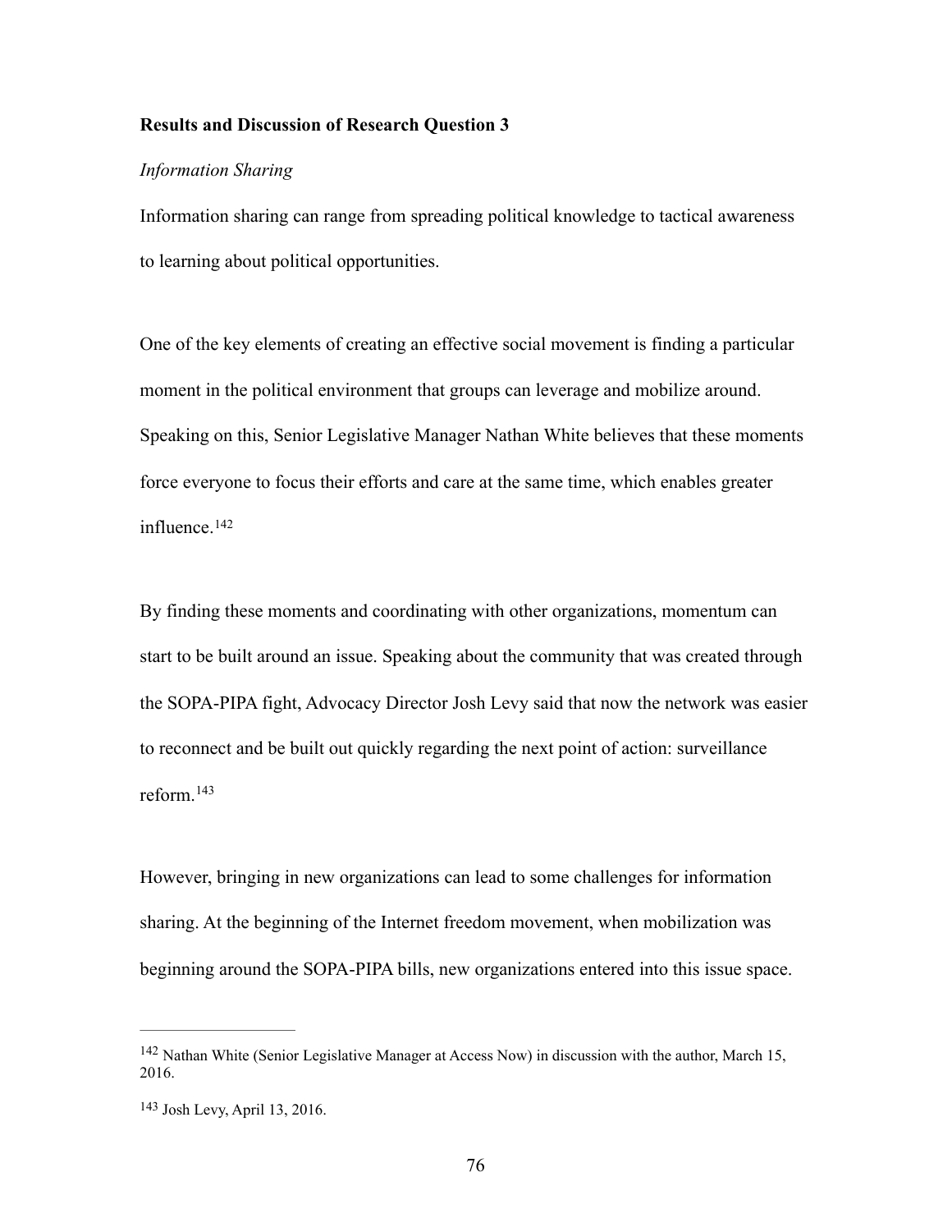**Results and Discussion of Research Question 3**

*Information Sharing*

Information sharing can range from spreading political knowledge to tactical awareness to learning about political opportunities.

One of the key elements of creating an effective social movement is finding a particular moment in the political environment that groups can leverage and mobilize around. Speaking on this, Senior Legislative Manager Nathan White believes that these moments force everyone to focus their efforts and care at the same time, which enables greater influence.[142]

By finding these moments and coordinating with other organizations, momentum can start to be built around an issue. Speaking about the community that was created through the SOPA-PIPA fight, Advocacy Director Josh Levy said that now the network was easier to reconnect and be built out quickly regarding the next point of action: surveillance reform.[143]

However, bringing in new organizations can lead to some challenges for information sharing. At the beginning of the Internet freedom movement, when mobilization was beginning around the SOPA-PIPA bills, new organizations entered into this issue space.

---

[142] Nathan White (Senior Legislative Manager at Access Now) in discussion with the author, March 15, 2016.

[143] Josh Levy, April 13, 2016.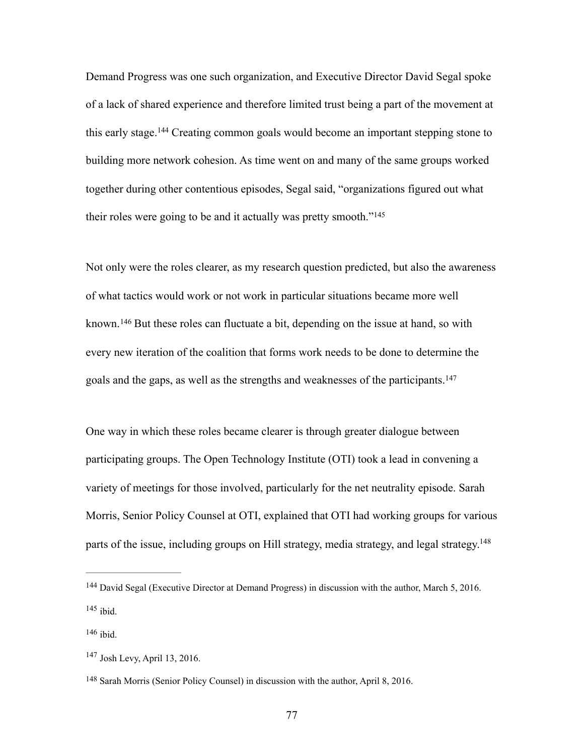Demand Progress was one such organization, and Executive Director David Segal spoke of a lack of shared experience and therefore limited trust being a part of the movement at this early stage.[144] Creating common goals would become an important stepping stone to building more network cohesion. As time went on and many of the same groups worked together during other contentious episodes, Segal said, "organizations figured out what their roles were going to be and it actually was pretty smooth."[145]

Not only were the roles clearer, as my research question predicted, but also the awareness of what tactics would work or not work in particular situations became more well known.[146] But these roles can fluctuate a bit, depending on the issue at hand, so with every new iteration of the coalition that forms work needs to be done to determine the goals and the gaps, as well as the strengths and weaknesses of the participants.[147]

One way in which these roles became clearer is through greater dialogue between participating groups. The Open Technology Institute (OTI) took a lead in convening a variety of meetings for those involved, particularly for the net neutrality episode. Sarah Morris, Senior Policy Counsel at OTI, explained that OTI had working groups for various parts of the issue, including groups on Hill strategy, media strategy, and legal strategy.[148]

---

[144] David Segal (Executive Director at Demand Progress) in discussion with the author, March 5, 2016.

[145] ibid.

[146] ibid.

[147] Josh Levy, April 13, 2016.

[148] Sarah Morris (Senior Policy Counsel) in discussion with the author, April 8, 2016.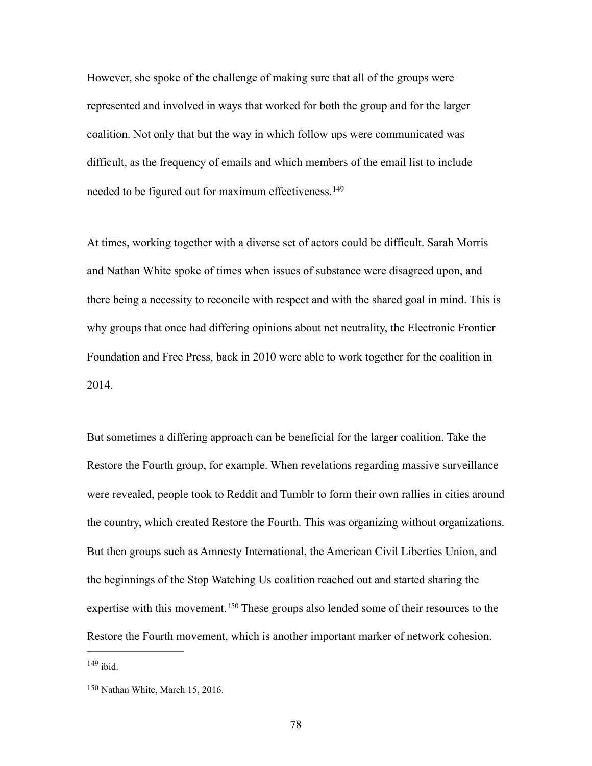However, she spoke of the challenge of making sure that all of the groups were represented and involved in ways that worked for both the group and for the larger coalition. Not only that but the way in which follow ups were communicated was difficult, as the frequency of emails and which members of the email list to include needed to be figured out for maximum effectiveness.[149]

At times, working together with a diverse set of actors could be difficult. Sarah Morris and Nathan White spoke of times when issues of substance were disagreed upon, and there being a necessity to reconcile with respect and with the shared goal in mind. This is why groups that once had differing opinions about net neutrality, the Electronic Frontier Foundation and Free Press, back in 2010 were able to work together for the coalition in 2014.

But sometimes a differing approach can be beneficial for the larger coalition. Take the Restore the Fourth group, for example. When revelations regarding massive surveillance were revealed, people took to Reddit and Tumblr to form their own rallies in cities around the country, which created Restore the Fourth. This was organizing without organizations. But then groups such as Amnesty International, the American Civil Liberties Union, and the beginnings of the Stop Watching Us coalition reached out and started sharing the expertise with this movement.[150] These groups also lended some of their resources to the Restore the Fourth movement, which is another important marker of network cohesion.

---

[149] ibid.

[150] Nathan White, March 15, 2016.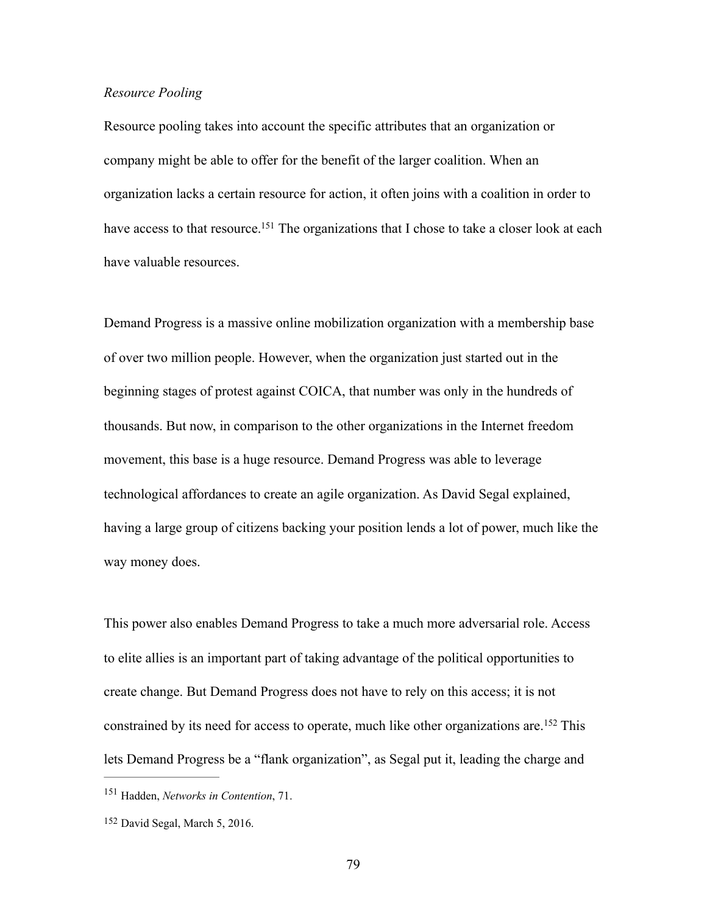*Resource Pooling*

Resource pooling takes into account the specific attributes that an organization or company might be able to offer for the benefit of the larger coalition. When an organization lacks a certain resource for action, it often joins with a coalition in order to have access to that resource.[151] The organizations that I chose to take a closer look at each have valuable resources.

Demand Progress is a massive online mobilization organization with a membership base of over two million people. However, when the organization just started out in the beginning stages of protest against COICA, that number was only in the hundreds of thousands. But now, in comparison to the other organizations in the Internet freedom movement, this base is a huge resource. Demand Progress was able to leverage technological affordances to create an agile organization. As David Segal explained, having a large group of citizens backing your position lends a lot of power, much like the way money does.

This power also enables Demand Progress to take a much more adversarial role. Access to elite allies is an important part of taking advantage of the political opportunities to create change. But Demand Progress does not have to rely on this access; it is not constrained by its need for access to operate, much like other organizations are.[152] This lets Demand Progress be a "flank organization", as Segal put it, leading the charge and

---

[151] Hadden, *Networks in Contention*, 71.

[152] David Segal, March 5, 2016.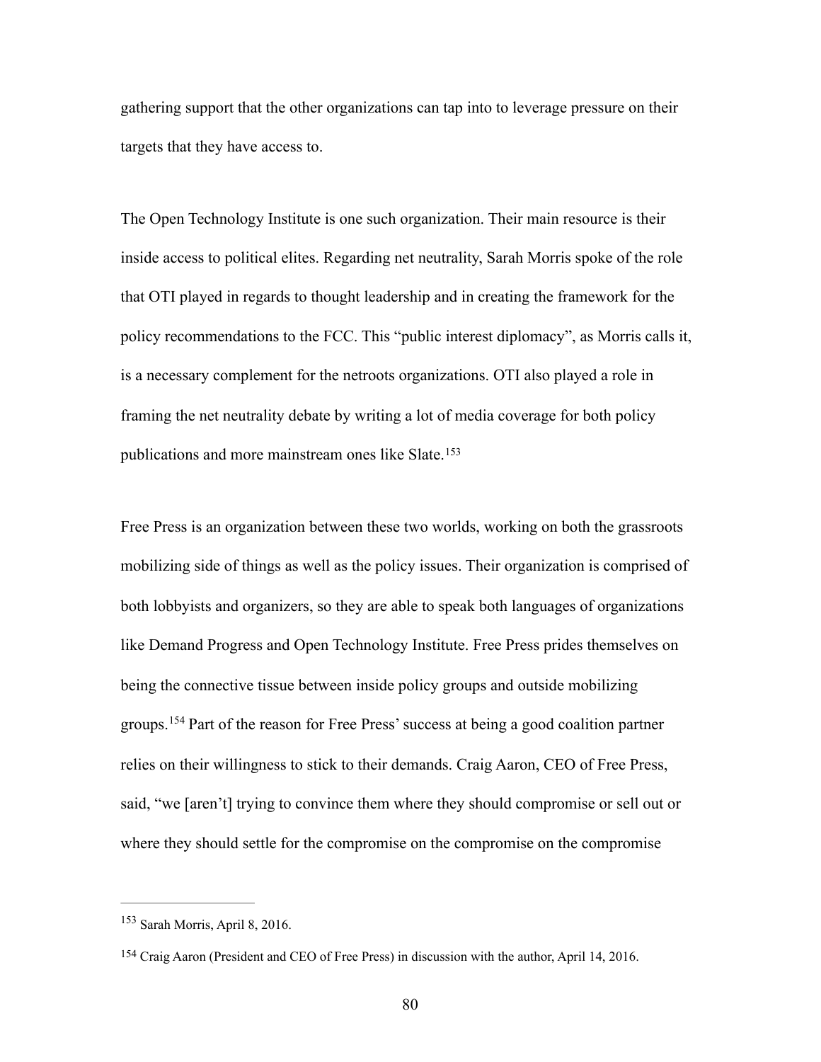gathering support that the other organizations can tap into to leverage pressure on their targets that they have access to.

The Open Technology Institute is one such organization. Their main resource is their inside access to political elites. Regarding net neutrality, Sarah Morris spoke of the role that OTI played in regards to thought leadership and in creating the framework for the policy recommendations to the FCC. This "public interest diplomacy", as Morris calls it, is a necessary complement for the netroots organizations. OTI also played a role in framing the net neutrality debate by writing a lot of media coverage for both policy publications and more mainstream ones like Slate.[153]

Free Press is an organization between these two worlds, working on both the grassroots mobilizing side of things as well as the policy issues. Their organization is comprised of both lobbyists and organizers, so they are able to speak both languages of organizations like Demand Progress and Open Technology Institute. Free Press prides themselves on being the connective tissue between inside policy groups and outside mobilizing groups.[154] Part of the reason for Free Press' success at being a good coalition partner relies on their willingness to stick to their demands. Craig Aaron, CEO of Free Press, said, "we [aren't] trying to convince them where they should compromise or sell out or where they should settle for the compromise on the compromise on the compromise

---

[153] Sarah Morris, April 8, 2016.

[154] Craig Aaron (President and CEO of Free Press) in discussion with the author, April 14, 2016.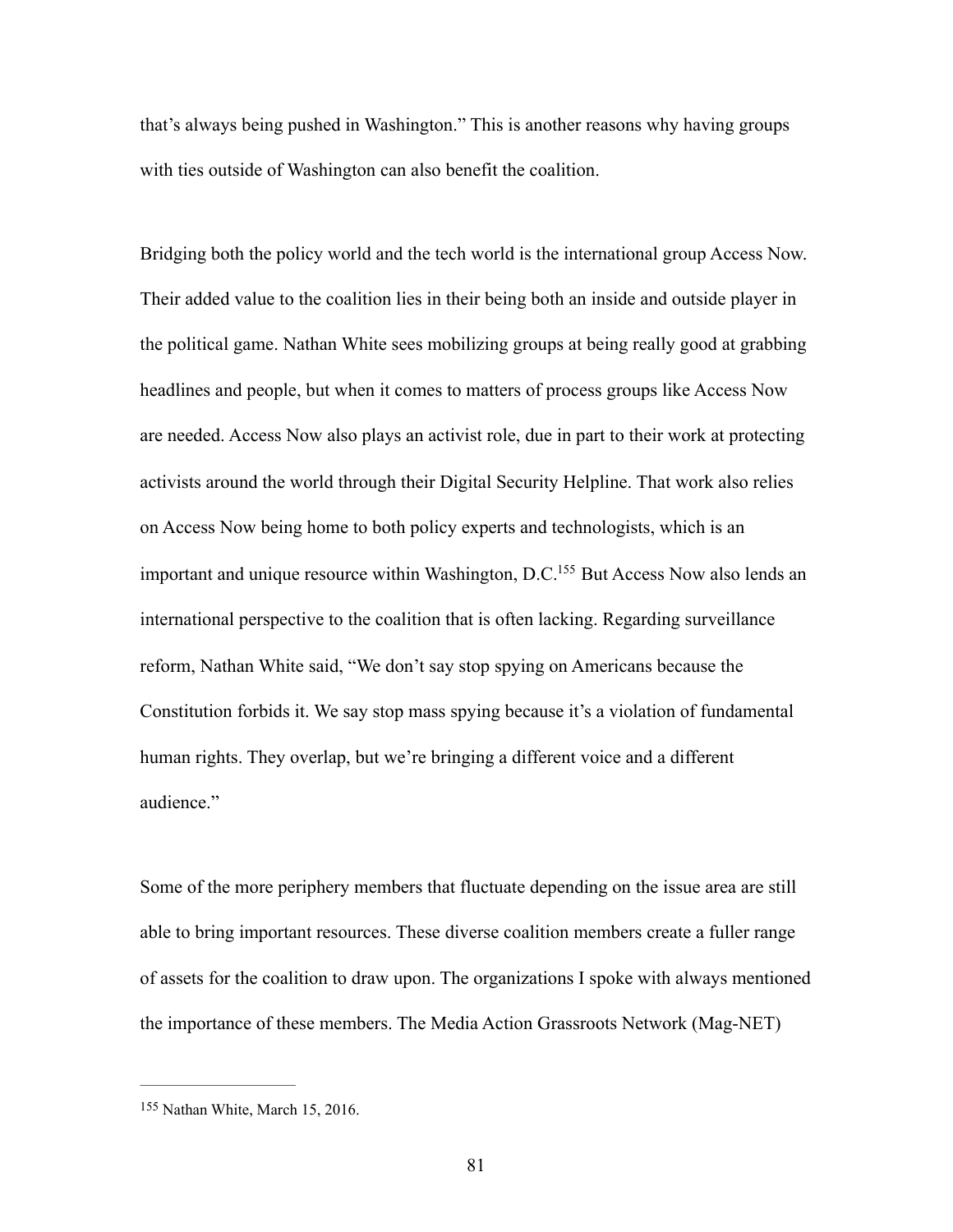that's always being pushed in Washington." This is another reasons why having groups with ties outside of Washington can also benefit the coalition.

Bridging both the policy world and the tech world is the international group Access Now. Their added value to the coalition lies in their being both an inside and outside player in the political game. Nathan White sees mobilizing groups at being really good at grabbing headlines and people, but when it comes to matters of process groups like Access Now are needed. Access Now also plays an activist role, due in part to their work at protecting activists around the world through their Digital Security Helpline. That work also relies on Access Now being home to both policy experts and technologists, which is an important and unique resource within Washington, D.C.[155] But Access Now also lends an international perspective to the coalition that is often lacking. Regarding surveillance reform, Nathan White said, "We don't say stop spying on Americans because the Constitution forbids it. We say stop mass spying because it's a violation of fundamental human rights. They overlap, but we're bringing a different voice and a different audience."

Some of the more periphery members that fluctuate depending on the issue area are still able to bring important resources. These diverse coalition members create a fuller range of assets for the coalition to draw upon. The organizations I spoke with always mentioned the importance of these members. The Media Action Grassroots Network (Mag-NET)

---

[155] Nathan White, March 15, 2016.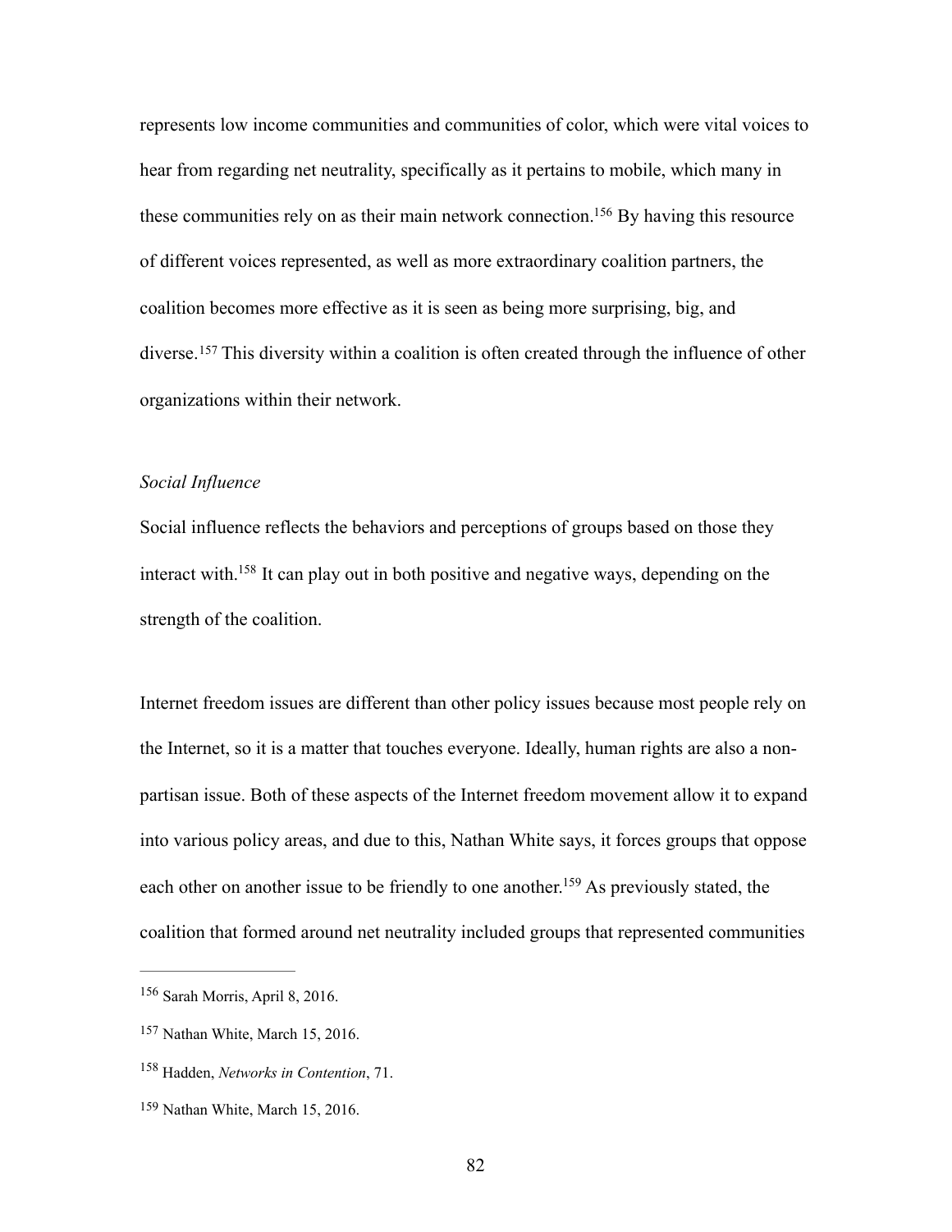represents low income communities and communities of color, which were vital voices to hear from regarding net neutrality, specifically as it pertains to mobile, which many in these communities rely on as their main network connection.[156] By having this resource of different voices represented, as well as more extraordinary coalition partners, the coalition becomes more effective as it is seen as being more surprising, big, and diverse.[157] This diversity within a coalition is often created through the influence of other organizations within their network.

*Social Influence*

Social influence reflects the behaviors and perceptions of groups based on those they interact with.[158] It can play out in both positive and negative ways, depending on the strength of the coalition.

Internet freedom issues are different than other policy issues because most people rely on the Internet, so it is a matter that touches everyone. Ideally, human rights are also a non-partisan issue. Both of these aspects of the Internet freedom movement allow it to expand into various policy areas, and due to this, Nathan White says, it forces groups that oppose each other on another issue to be friendly to one another.[159] As previously stated, the coalition that formed around net neutrality included groups that represented communities

---

[156] Sarah Morris, April 8, 2016.

[157] Nathan White, March 15, 2016.

[158] Hadden, *Networks in Contention*, 71.

[159] Nathan White, March 15, 2016.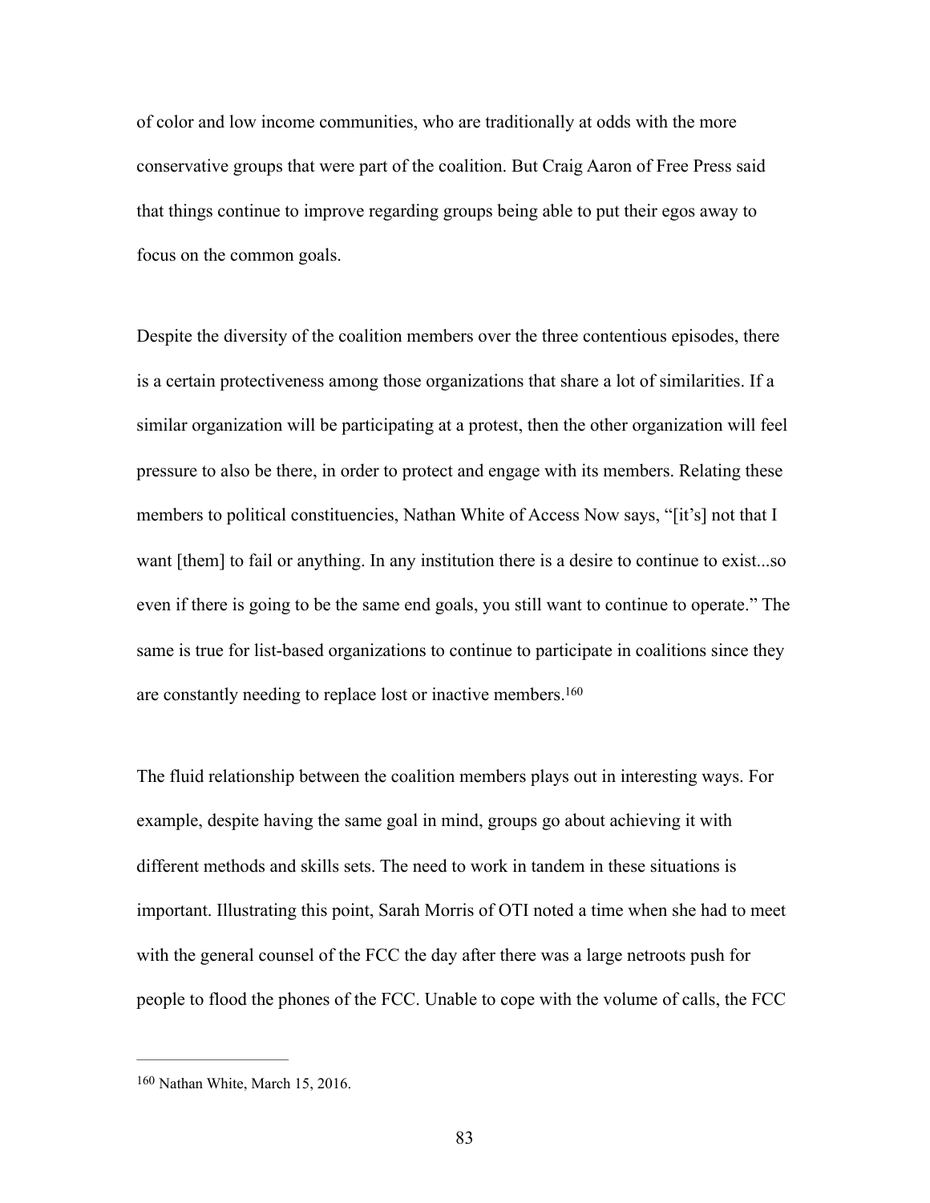of color and low income communities, who are traditionally at odds with the more conservative groups that were part of the coalition. But Craig Aaron of Free Press said that things continue to improve regarding groups being able to put their egos away to focus on the common goals.

Despite the diversity of the coalition members over the three contentious episodes, there is a certain protectiveness among those organizations that share a lot of similarities. If a similar organization will be participating at a protest, then the other organization will feel pressure to also be there, in order to protect and engage with its members. Relating these members to political constituencies, Nathan White of Access Now says, "[it's] not that I want [them] to fail or anything. In any institution there is a desire to continue to exist...so even if there is going to be the same end goals, you still want to continue to operate." The same is true for list-based organizations to continue to participate in coalitions since they are constantly needing to replace lost or inactive members.[160]

The fluid relationship between the coalition members plays out in interesting ways. For example, despite having the same goal in mind, groups go about achieving it with different methods and skills sets. The need to work in tandem in these situations is important. Illustrating this point, Sarah Morris of OTI noted a time when she had to meet with the general counsel of the FCC the day after there was a large netroots push for people to flood the phones of the FCC. Unable to cope with the volume of calls, the FCC

---

[160] Nathan White, March 15, 2016.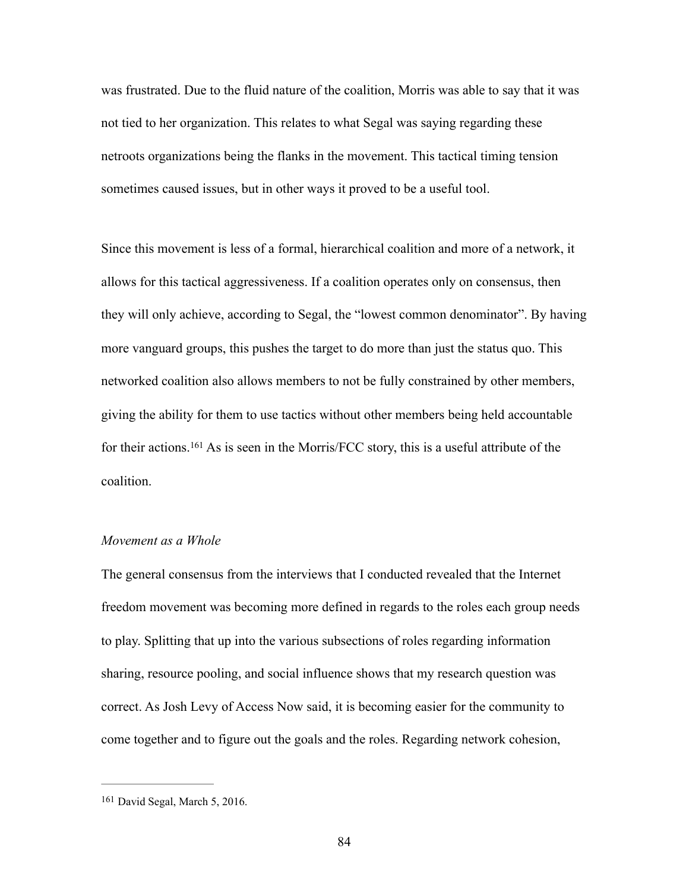was frustrated. Due to the fluid nature of the coalition, Morris was able to say that it was not tied to her organization. This relates to what Segal was saying regarding these netroots organizations being the flanks in the movement. This tactical timing tension sometimes caused issues, but in other ways it proved to be a useful tool.

Since this movement is less of a formal, hierarchical coalition and more of a network, it allows for this tactical aggressiveness. If a coalition operates only on consensus, then they will only achieve, according to Segal, the "lowest common denominator". By having more vanguard groups, this pushes the target to do more than just the status quo. This networked coalition also allows members to not be fully constrained by other members, giving the ability for them to use tactics without other members being held accountable for their actions.[161] As is seen in the Morris/FCC story, this is a useful attribute of the coalition.

*Movement as a Whole*

The general consensus from the interviews that I conducted revealed that the Internet freedom movement was becoming more defined in regards to the roles each group needs to play. Splitting that up into the various subsections of roles regarding information sharing, resource pooling, and social influence shows that my research question was correct. As Josh Levy of Access Now said, it is becoming easier for the community to come together and to figure out the goals and the roles. Regarding network cohesion,

---

[161] David Segal, March 5, 2016.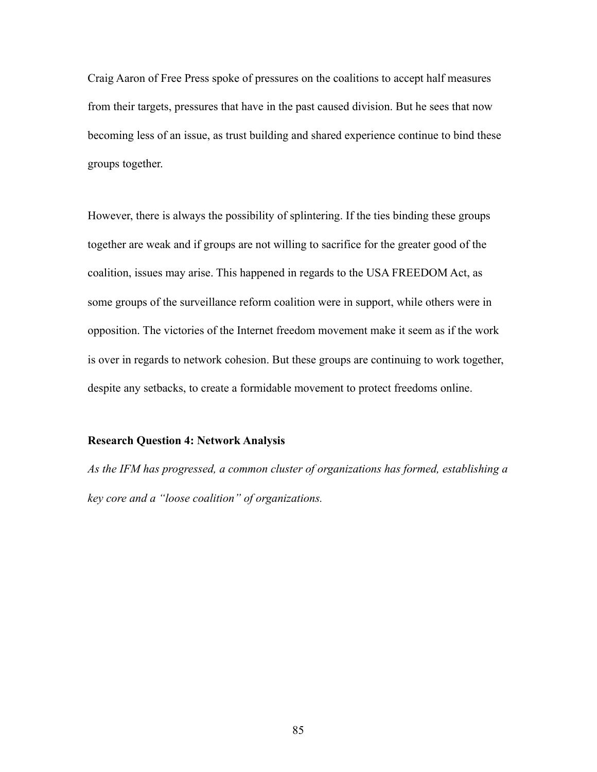Craig Aaron of Free Press spoke of pressures on the coalitions to accept half measures from their targets, pressures that have in the past caused division. But he sees that now becoming less of an issue, as trust building and shared experience continue to bind these groups together.

However, there is always the possibility of splintering. If the ties binding these groups together are weak and if groups are not willing to sacrifice for the greater good of the coalition, issues may arise. This happened in regards to the USA FREEDOM Act, as some groups of the surveillance reform coalition were in support, while others were in opposition. The victories of the Internet freedom movement make it seem as if the work is over in regards to network cohesion. But these groups are continuing to work together, despite any setbacks, to create a formidable movement to protect freedoms online.

**Research Question 4: Network Analysis**

*As the IFM has progressed, a common cluster of organizations has formed, establishing a key core and a "loose coalition" of organizations.*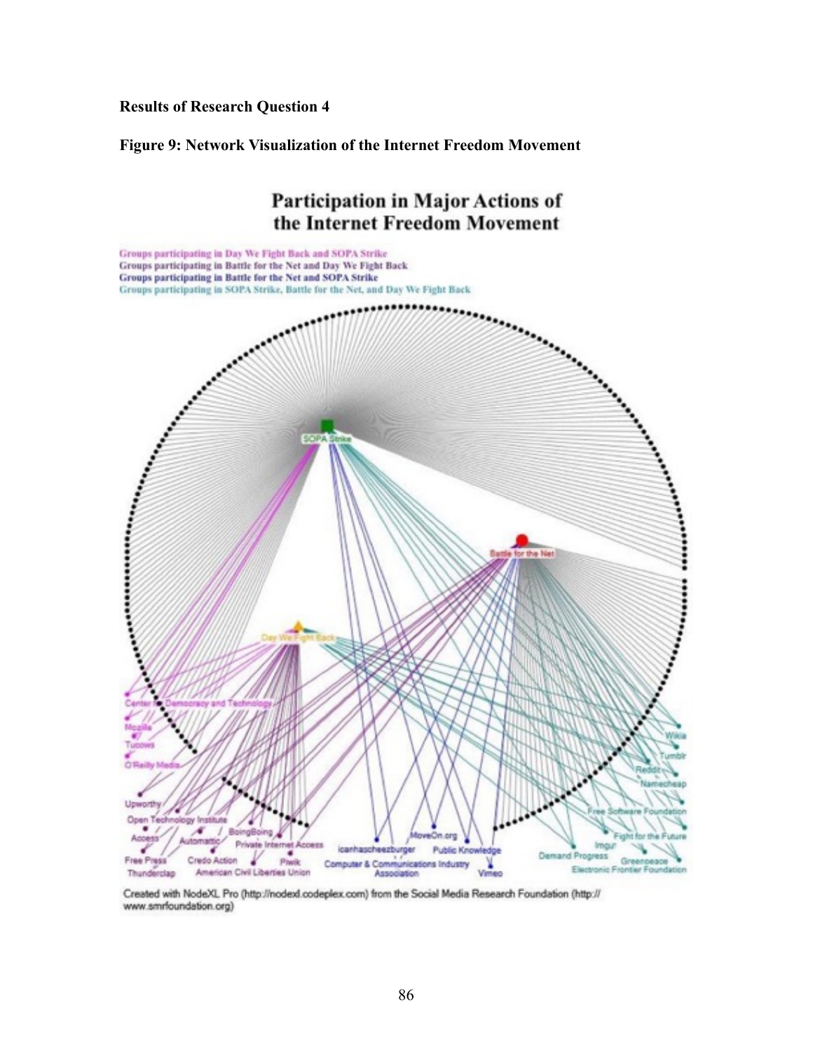**Results of Research Question 4**

**Figure 9: Network Visualization of the Internet Freedom Movement**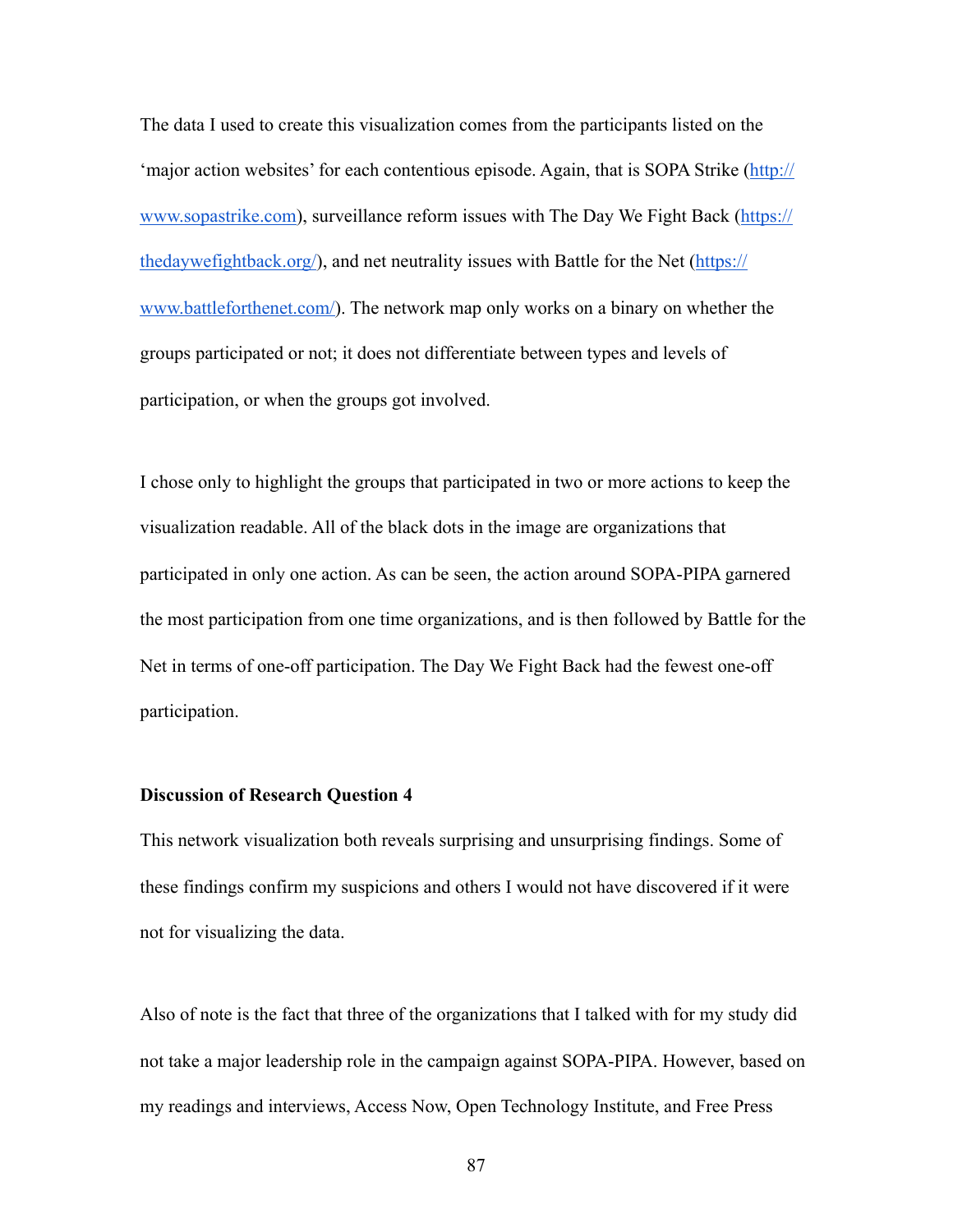The data I used to create this visualization comes from the participants listed on the 'major action websites' for each contentious episode. Again, that is SOPA Strike (http://www.sopastrike.com), surveillance reform issues with The Day We Fight Back (https://thedaywefightback.org/), and net neutrality issues with Battle for the Net (https://www.battleforthenet.com/). The network map only works on a binary on whether the groups participated or not; it does not differentiate between types and levels of participation, or when the groups got involved.

I chose only to highlight the groups that participated in two or more actions to keep the visualization readable. All of the black dots in the image are organizations that participated in only one action. As can be seen, the action around SOPA-PIPA garnered the most participation from one time organizations, and is then followed by Battle for the Net in terms of one-off participation. The Day We Fight Back had the fewest one-off participation.

**Discussion of Research Question 4**

This network visualization both reveals surprising and unsurprising findings. Some of these findings confirm my suspicions and others I would not have discovered if it were not for visualizing the data.

Also of note is the fact that three of the organizations that I talked with for my study did not take a major leadership role in the campaign against SOPA-PIPA. However, based on my readings and interviews, Access Now, Open Technology Institute, and Free Press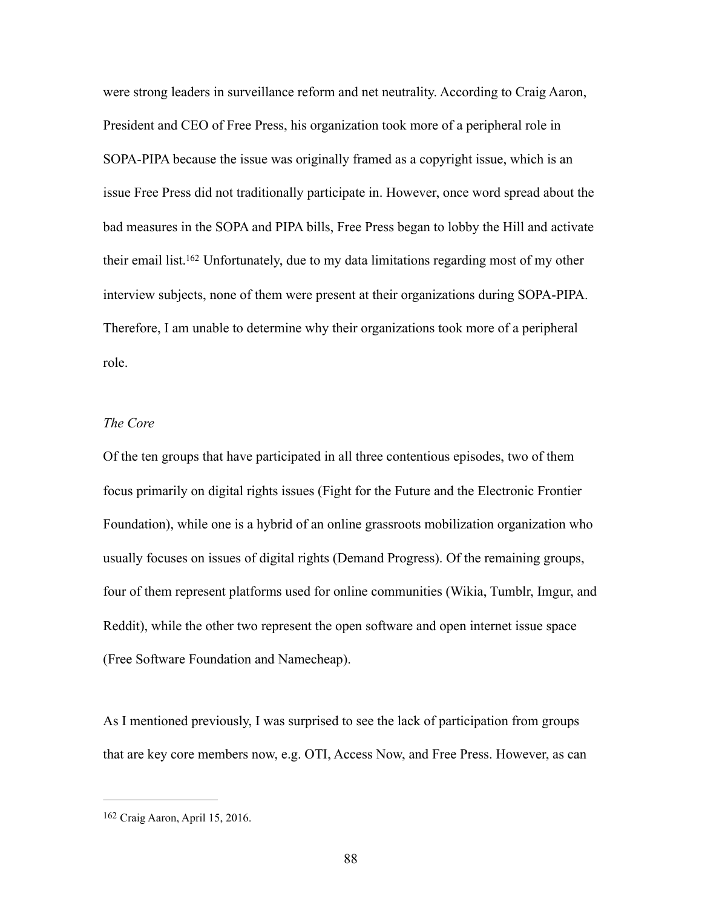were strong leaders in surveillance reform and net neutrality. According to Craig Aaron, President and CEO of Free Press, his organization took more of a peripheral role in SOPA-PIPA because the issue was originally framed as a copyright issue, which is an issue Free Press did not traditionally participate in. However, once word spread about the bad measures in the SOPA and PIPA bills, Free Press began to lobby the Hill and activate their email list.[162] Unfortunately, due to my data limitations regarding most of my other interview subjects, none of them were present at their organizations during SOPA-PIPA. Therefore, I am unable to determine why their organizations took more of a peripheral role.

*The Core*

Of the ten groups that have participated in all three contentious episodes, two of them focus primarily on digital rights issues (Fight for the Future and the Electronic Frontier Foundation), while one is a hybrid of an online grassroots mobilization organization who usually focuses on issues of digital rights (Demand Progress). Of the remaining groups, four of them represent platforms used for online communities (Wikia, Tumblr, Imgur, and Reddit), while the other two represent the open software and open internet issue space (Free Software Foundation and Namecheap).

As I mentioned previously, I was surprised to see the lack of participation from groups that are key core members now, e.g. OTI, Access Now, and Free Press. However, as can

---

[162] Craig Aaron, April 15, 2016.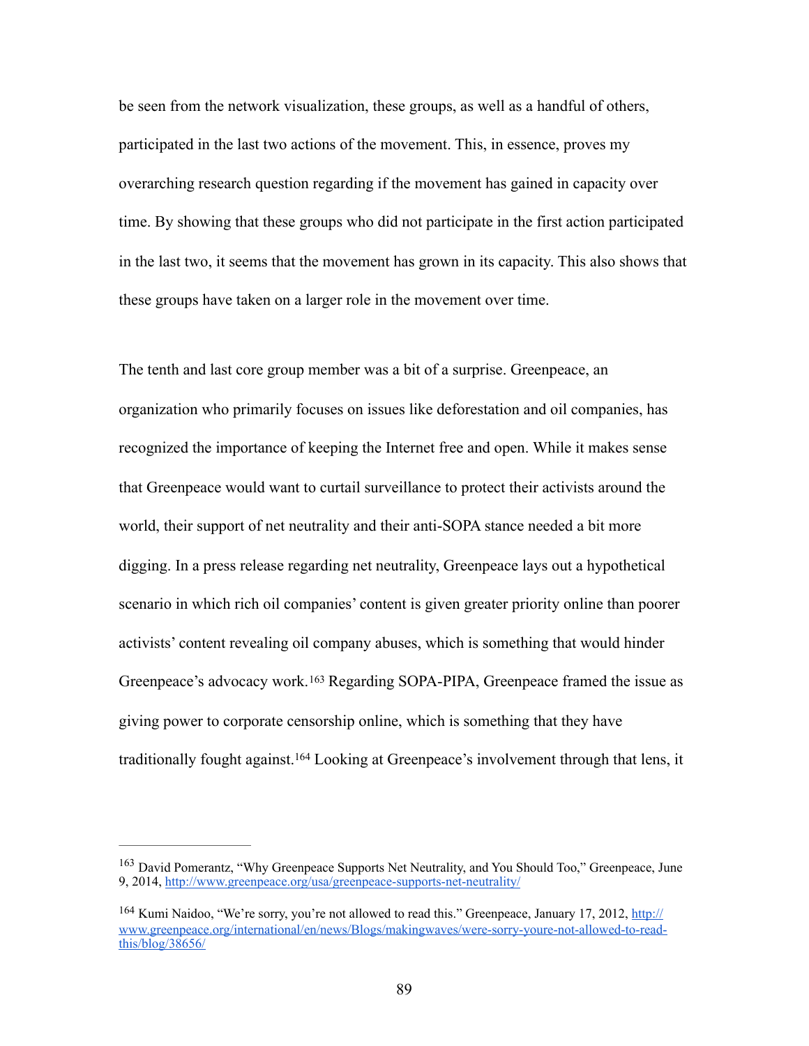be seen from the network visualization, these groups, as well as a handful of others, participated in the last two actions of the movement. This, in essence, proves my overarching research question regarding if the movement has gained in capacity over time. By showing that these groups who did not participate in the first action participated in the last two, it seems that the movement has grown in its capacity. This also shows that these groups have taken on a larger role in the movement over time.

The tenth and last core group member was a bit of a surprise. Greenpeace, an organization who primarily focuses on issues like deforestation and oil companies, has recognized the importance of keeping the Internet free and open. While it makes sense that Greenpeace would want to curtail surveillance to protect their activists around the world, their support of net neutrality and their anti-SOPA stance needed a bit more digging. In a press release regarding net neutrality, Greenpeace lays out a hypothetical scenario in which rich oil companies' content is given greater priority online than poorer activists' content revealing oil company abuses, which is something that would hinder Greenpeace's advocacy work.[163] Regarding SOPA-PIPA, Greenpeace framed the issue as giving power to corporate censorship online, which is something that they have traditionally fought against.[164] Looking at Greenpeace's involvement through that lens, it

---

[163] David Pomerantz, "Why Greenpeace Supports Net Neutrality, and You Should Too," Greenpeace, June 9, 2014, http://www.greenpeace.org/usa/greenpeace-supports-net-neutrality/

[164] Kumi Naidoo, "We're sorry, you're not allowed to read this." Greenpeace, January 17, 2012, http://www.greenpeace.org/international/en/news/Blogs/makingwaves/were-sorry-youre-not-allowed-to-read-this/blog/38656/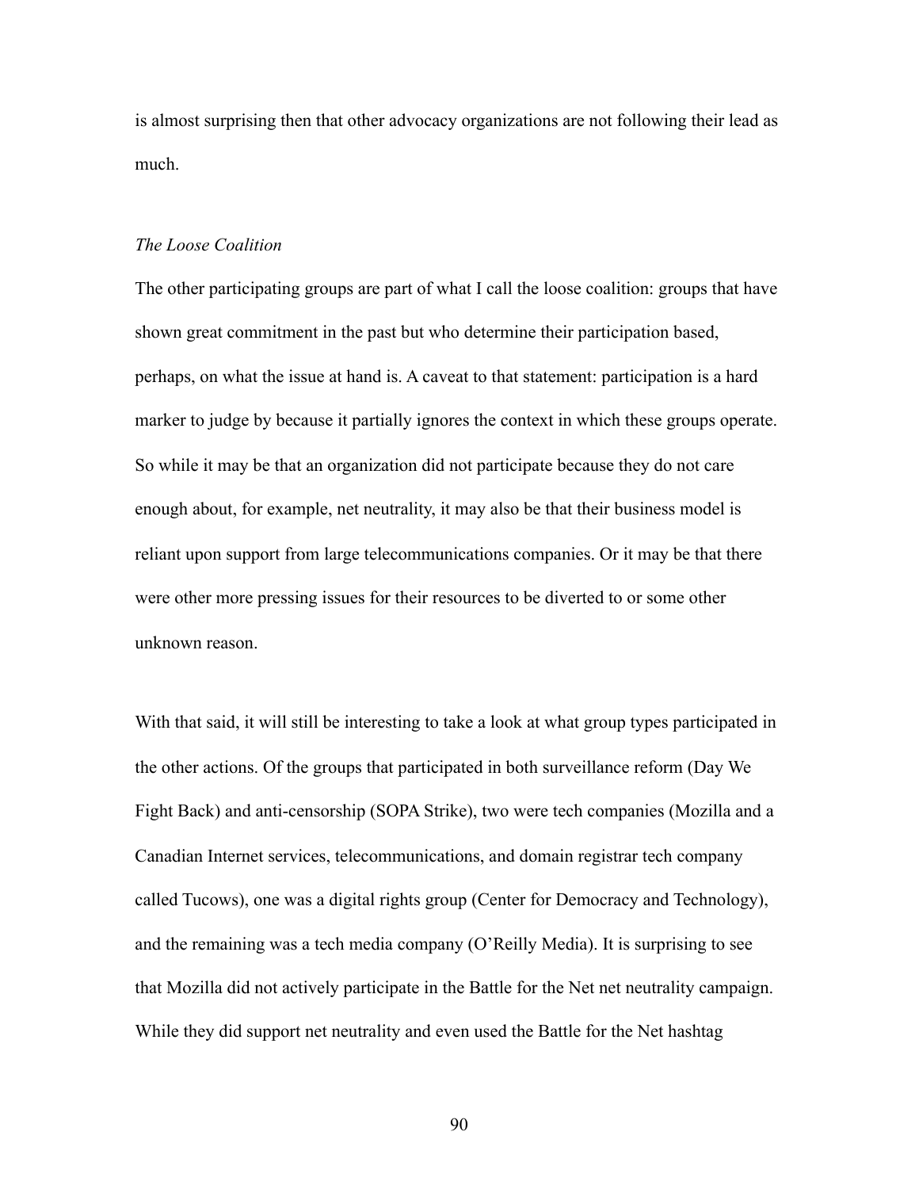is almost surprising then that other advocacy organizations are not following their lead as much.

*The Loose Coalition*

The other participating groups are part of what I call the loose coalition: groups that have shown great commitment in the past but who determine their participation based, perhaps, on what the issue at hand is. A caveat to that statement: participation is a hard marker to judge by because it partially ignores the context in which these groups operate. So while it may be that an organization did not participate because they do not care enough about, for example, net neutrality, it may also be that their business model is reliant upon support from large telecommunications companies. Or it may be that there were other more pressing issues for their resources to be diverted to or some other unknown reason.

With that said, it will still be interesting to take a look at what group types participated in the other actions. Of the groups that participated in both surveillance reform (Day We Fight Back) and anti-censorship (SOPA Strike), two were tech companies (Mozilla and a Canadian Internet services, telecommunications, and domain registrar tech company called Tucows), one was a digital rights group (Center for Democracy and Technology), and the remaining was a tech media company (O'Reilly Media). It is surprising to see that Mozilla did not actively participate in the Battle for the Net net neutrality campaign. While they did support net neutrality and even used the Battle for the Net hashtag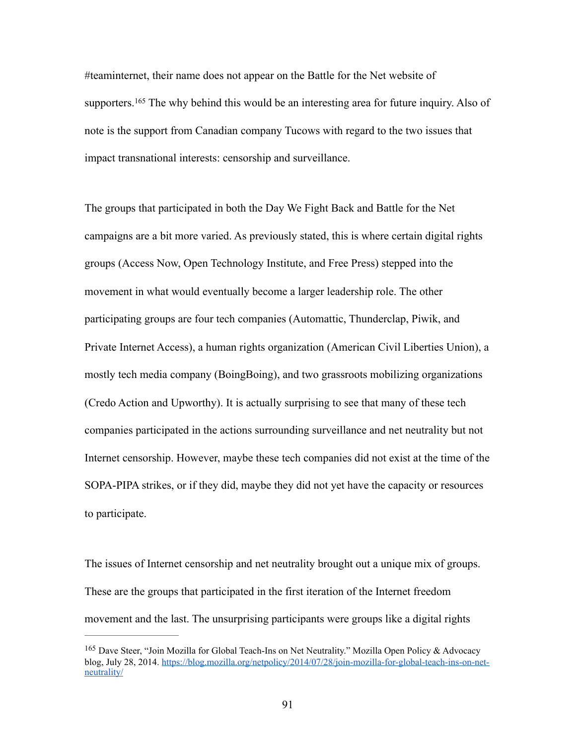#teaminternet, their name does not appear on the Battle for the Net website of supporters.[165] The why behind this would be an interesting area for future inquiry. Also of note is the support from Canadian company Tucows with regard to the two issues that impact transnational interests: censorship and surveillance.

The groups that participated in both the Day We Fight Back and Battle for the Net campaigns are a bit more varied. As previously stated, this is where certain digital rights groups (Access Now, Open Technology Institute, and Free Press) stepped into the movement in what would eventually become a larger leadership role. The other participating groups are four tech companies (Automattic, Thunderclap, Piwik, and Private Internet Access), a human rights organization (American Civil Liberties Union), a mostly tech media company (BoingBoing), and two grassroots mobilizing organizations (Credo Action and Upworthy). It is actually surprising to see that many of these tech companies participated in the actions surrounding surveillance and net neutrality but not Internet censorship. However, maybe these tech companies did not exist at the time of the SOPA-PIPA strikes, or if they did, maybe they did not yet have the capacity or resources to participate.

The issues of Internet censorship and net neutrality brought out a unique mix of groups. These are the groups that participated in the first iteration of the Internet freedom movement and the last. The unsurprising participants were groups like a digital rights

---

[165] Dave Steer, "Join Mozilla for Global Teach-Ins on Net Neutrality." Mozilla Open Policy & Advocacy blog, July 28, 2014. https://blog.mozilla.org/netpolicy/2014/07/28/join-mozilla-for-global-teach-ins-on-net-neutrality/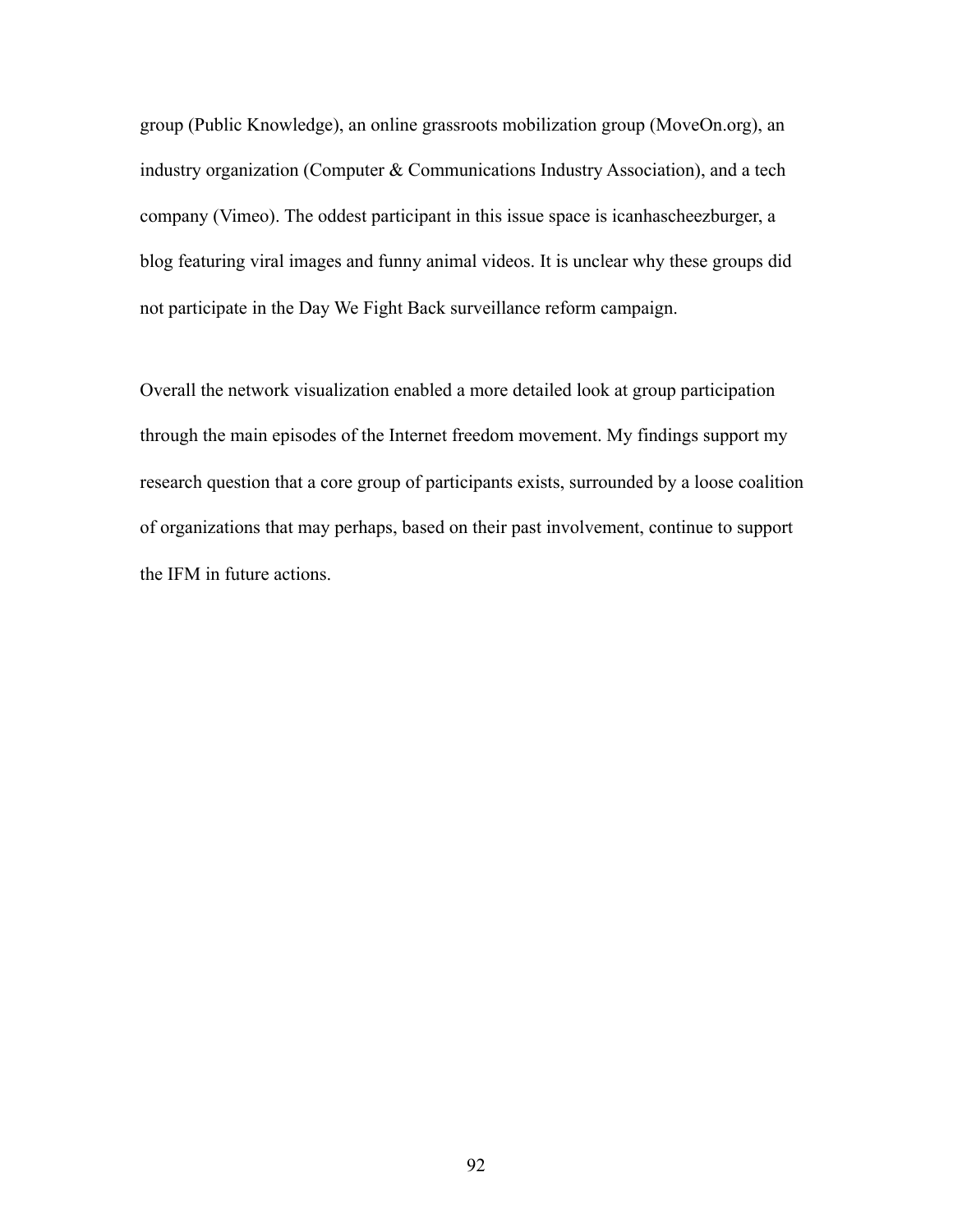group (Public Knowledge), an online grassroots mobilization group (MoveOn.org), an industry organization (Computer & Communications Industry Association), and a tech company (Vimeo). The oddest participant in this issue space is icanhascheezburger, a blog featuring viral images and funny animal videos. It is unclear why these groups did not participate in the Day We Fight Back surveillance reform campaign.

Overall the network visualization enabled a more detailed look at group participation through the main episodes of the Internet freedom movement. My findings support my research question that a core group of participants exists, surrounded by a loose coalition of organizations that may perhaps, based on their past involvement, continue to support the IFM in future actions.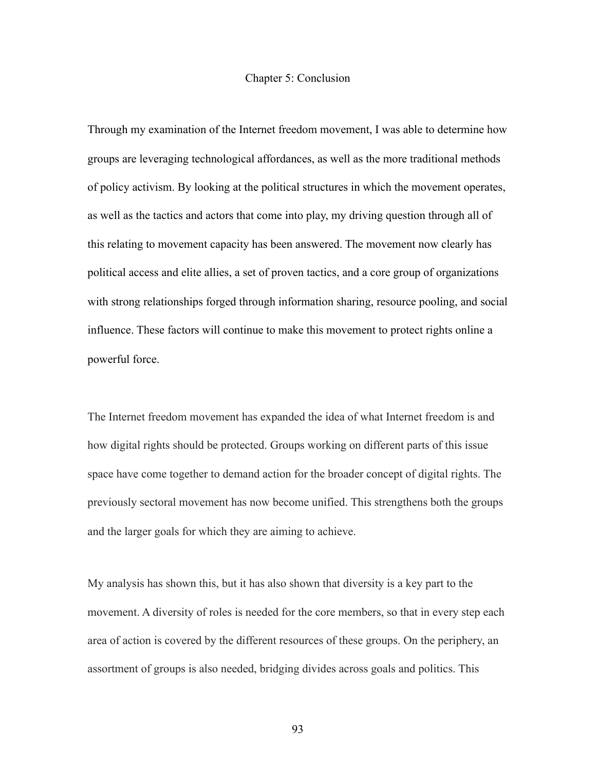# Chapter 5: Conclusion

Through my examination of the Internet freedom movement, I was able to determine how groups are leveraging technological affordances, as well as the more traditional methods of policy activism. By looking at the political structures in which the movement operates, as well as the tactics and actors that come into play, my driving question through all of this relating to movement capacity has been answered. The movement now clearly has political access and elite allies, a set of proven tactics, and a core group of organizations with strong relationships forged through information sharing, resource pooling, and social influence. These factors will continue to make this movement to protect rights online a powerful force.

The Internet freedom movement has expanded the idea of what Internet freedom is and how digital rights should be protected. Groups working on different parts of this issue space have come together to demand action for the broader concept of digital rights. The previously sectoral movement has now become unified. This strengthens both the groups and the larger goals for which they are aiming to achieve.

My analysis has shown this, but it has also shown that diversity is a key part to the movement. A diversity of roles is needed for the core members, so that in every step each area of action is covered by the different resources of these groups. On the periphery, an assortment of groups is also needed, bridging divides across goals and politics. This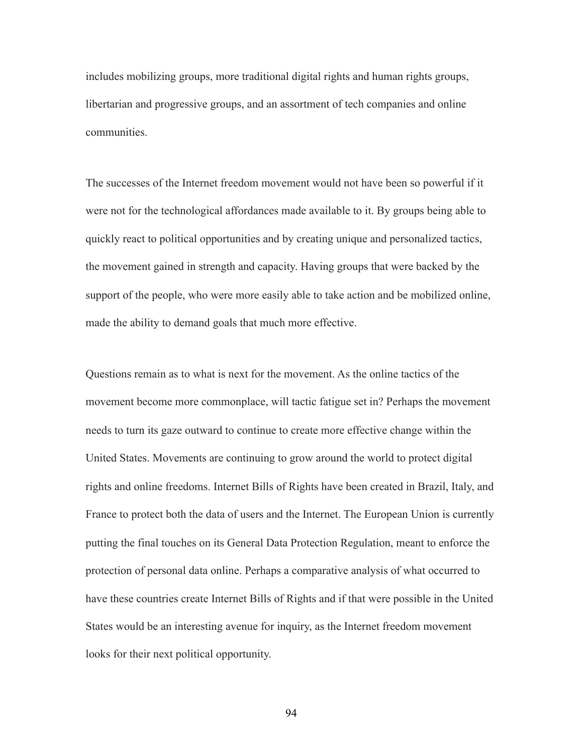includes mobilizing groups, more traditional digital rights and human rights groups, libertarian and progressive groups, and an assortment of tech companies and online communities.

The successes of the Internet freedom movement would not have been so powerful if it were not for the technological affordances made available to it. By groups being able to quickly react to political opportunities and by creating unique and personalized tactics, the movement gained in strength and capacity. Having groups that were backed by the support of the people, who were more easily able to take action and be mobilized online, made the ability to demand goals that much more effective.

Questions remain as to what is next for the movement. As the online tactics of the movement become more commonplace, will tactic fatigue set in? Perhaps the movement needs to turn its gaze outward to continue to create more effective change within the United States. Movements are continuing to grow around the world to protect digital rights and online freedoms. Internet Bills of Rights have been created in Brazil, Italy, and France to protect both the data of users and the Internet. The European Union is currently putting the final touches on its General Data Protection Regulation, meant to enforce the protection of personal data online. Perhaps a comparative analysis of what occurred to have these countries create Internet Bills of Rights and if that were possible in the United States would be an interesting avenue for inquiry, as the Internet freedom movement looks for their next political opportunity.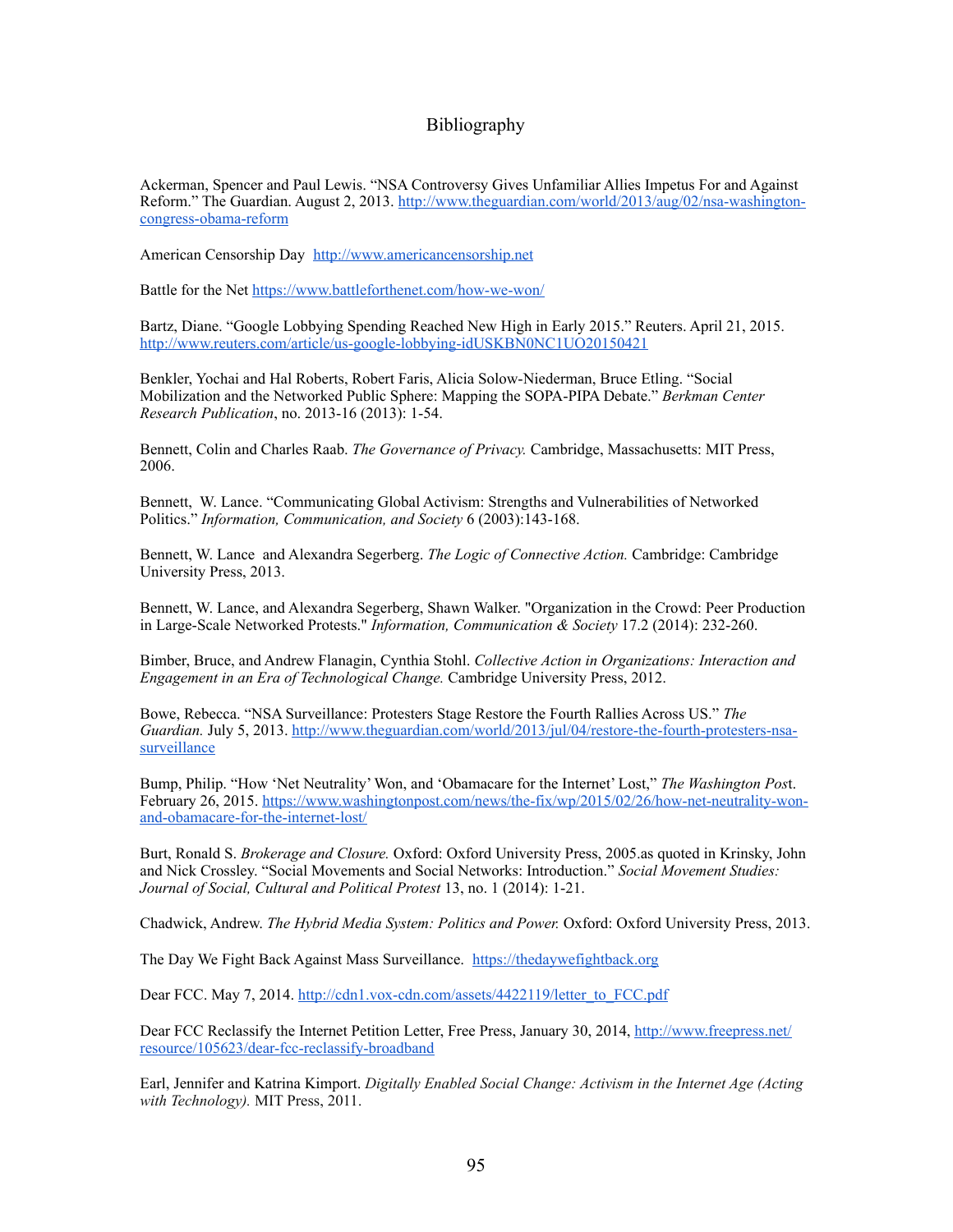# Bibliography

Ackerman, Spencer and Paul Lewis. "NSA Controversy Gives Unfamiliar Allies Impetus For and Against Reform." The Guardian. August 2, 2013. http://www.theguardian.com/world/2013/aug/02/nsa-washington-congress-obama-reform

American Censorship Day http://www.americancensorship.net

Battle for the Net https://www.battleforthenet.com/how-we-won/

Bartz, Diane. "Google Lobbying Spending Reached New High in Early 2015." Reuters. April 21, 2015. http://www.reuters.com/article/us-google-lobbying-idUSKBN0NC1UO20150421

Benkler, Yochai and Hal Roberts, Robert Faris, Alicia Solow-Niederman, Bruce Etling. "Social Mobilization and the Networked Public Sphere: Mapping the SOPA-PIPA Debate." *Berkman Center Research Publication*, no. 2013-16 (2013): 1-54.

Bennett, Colin and Charles Raab. *The Governance of Privacy.* Cambridge, Massachusetts: MIT Press, 2006.

Bennett, W. Lance. "Communicating Global Activism: Strengths and Vulnerabilities of Networked Politics." *Information, Communication, and Society* 6 (2003):143-168.

Bennett, W. Lance and Alexandra Segerberg. *The Logic of Connective Action.* Cambridge: Cambridge University Press, 2013.

Bennett, W. Lance, and Alexandra Segerberg, Shawn Walker. "Organization in the Crowd: Peer Production in Large-Scale Networked Protests." *Information, Communication & Society* 17.2 (2014): 232-260.

Bimber, Bruce, and Andrew Flanagin, Cynthia Stohl. *Collective Action in Organizations: Interaction and Engagement in an Era of Technological Change.* Cambridge University Press, 2012.

Bowe, Rebecca. "NSA Surveillance: Protesters Stage Restore the Fourth Rallies Across US." *The Guardian.* July 5, 2013. http://www.theguardian.com/world/2013/jul/04/restore-the-fourth-protesters-nsa-surveillance

Bump, Philip. "How 'Net Neutrality' Won, and 'Obamacare for the Internet' Lost," *The Washington Post*. February 26, 2015. https://www.washingtonpost.com/news/the-fix/wp/2015/02/26/how-net-neutrality-won-and-obamacare-for-the-internet-lost/

Burt, Ronald S. *Brokerage and Closure.* Oxford: Oxford University Press, 2005.as quoted in Krinsky, John and Nick Crossley. "Social Movements and Social Networks: Introduction." *Social Movement Studies: Journal of Social, Cultural and Political Protest* 13, no. 1 (2014): 1-21.

Chadwick, Andrew. *The Hybrid Media System: Politics and Power.* Oxford: Oxford University Press, 2013.

The Day We Fight Back Against Mass Surveillance. https://thedaywefightback.org

Dear FCC. May 7, 2014. http://cdn1.vox-cdn.com/assets/4422119/letter_to_FCC.pdf

Dear FCC Reclassify the Internet Petition Letter, Free Press, January 30, 2014, http://www.freepress.net/resource/105623/dear-fcc-reclassify-broadband

Earl, Jennifer and Katrina Kimport. *Digitally Enabled Social Change: Activism in the Internet Age (Acting with Technology).* MIT Press, 2011.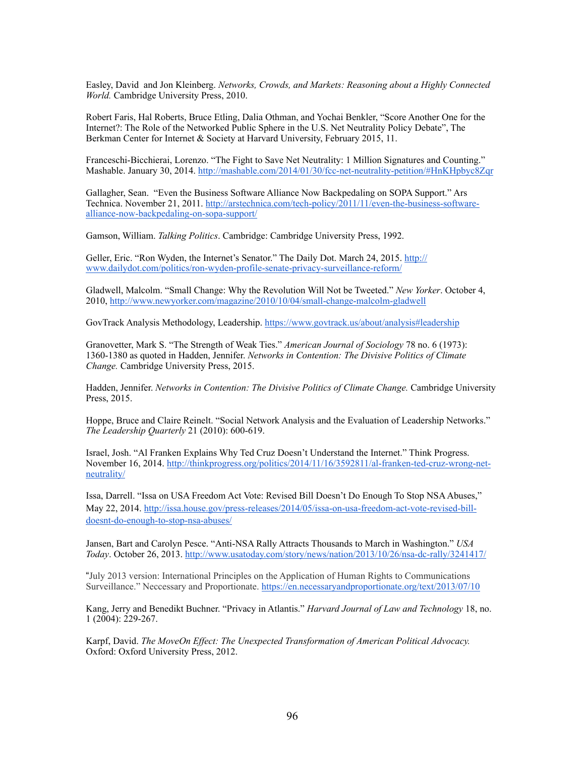Easley, David  and Jon Kleinberg. *Networks, Crowds, and Markets: Reasoning about a Highly Connected World.* Cambridge University Press, 2010.

Robert Faris, Hal Roberts, Bruce Etling, Dalia Othman, and Yochai Benkler, "Score Another One for the Internet?: The Role of the Networked Public Sphere in the U.S. Net Neutrality Policy Debate", The Berkman Center for Internet & Society at Harvard University, February 2015, 11.

Franceschi-Bicchierai, Lorenzo. "The Fight to Save Net Neutrality: 1 Million Signatures and Counting." Mashable. January 30, 2014. http://mashable.com/2014/01/30/fcc-net-neutrality-petition/#HnKHpbyc8Zqr

Gallagher, Sean.  "Even the Business Software Alliance Now Backpedaling on SOPA Support." Ars Technica. November 21, 2011. http://arstechnica.com/tech-policy/2011/11/even-the-business-software-alliance-now-backpedaling-on-sopa-support/

Gamson, William. *Talking Politics*. Cambridge: Cambridge University Press, 1992.

Geller, Eric. "Ron Wyden, the Internet's Senator." The Daily Dot. March 24, 2015. http://www.dailydot.com/politics/ron-wyden-profile-senate-privacy-surveillance-reform/

Gladwell, Malcolm. "Small Change: Why the Revolution Will Not be Tweeted." *New Yorker*. October 4, 2010, http://www.newyorker.com/magazine/2010/10/04/small-change-malcolm-gladwell

GovTrack Analysis Methodology, Leadership. https://www.govtrack.us/about/analysis#leadership

Granovetter, Mark S. "The Strength of Weak Ties." *American Journal of Sociology* 78 no. 6 (1973): 1360-1380 as quoted in Hadden, Jennifer. *Networks in Contention: The Divisive Politics of Climate Change.* Cambridge University Press, 2015.

Hadden, Jennifer. *Networks in Contention: The Divisive Politics of Climate Change.* Cambridge University Press, 2015.

Hoppe, Bruce and Claire Reinelt. "Social Network Analysis and the Evaluation of Leadership Networks." *The Leadership Quarterly* 21 (2010): 600-619.

Israel, Josh. "Al Franken Explains Why Ted Cruz Doesn't Understand the Internet." Think Progress. November 16, 2014. http://thinkprogress.org/politics/2014/11/16/3592811/al-franken-ted-cruz-wrong-net-neutrality/

Issa, Darrell. "Issa on USA Freedom Act Vote: Revised Bill Doesn't Do Enough To Stop NSA Abuses," May 22, 2014. http://issa.house.gov/press-releases/2014/05/issa-on-usa-freedom-act-vote-revised-bill-doesnt-do-enough-to-stop-nsa-abuses/

Jansen, Bart and Carolyn Pesce. "Anti-NSA Rally Attracts Thousands to March in Washington." *USA Today*. October 26, 2013. http://www.usatoday.com/story/news/nation/2013/10/26/nsa-dc-rally/3241417/

"July 2013 version: International Principles on the Application of Human Rights to Communications Surveillance." Neccessary and Proportionate. https://en.necessaryandproportionate.org/text/2013/07/10

Kang, Jerry and Benedikt Buchner. "Privacy in Atlantis." *Harvard Journal of Law and Technology* 18, no. 1 (2004): 229-267.

Karpf, David. *The MoveOn Effect: The Unexpected Transformation of American Political Advocacy.* Oxford: Oxford University Press, 2012.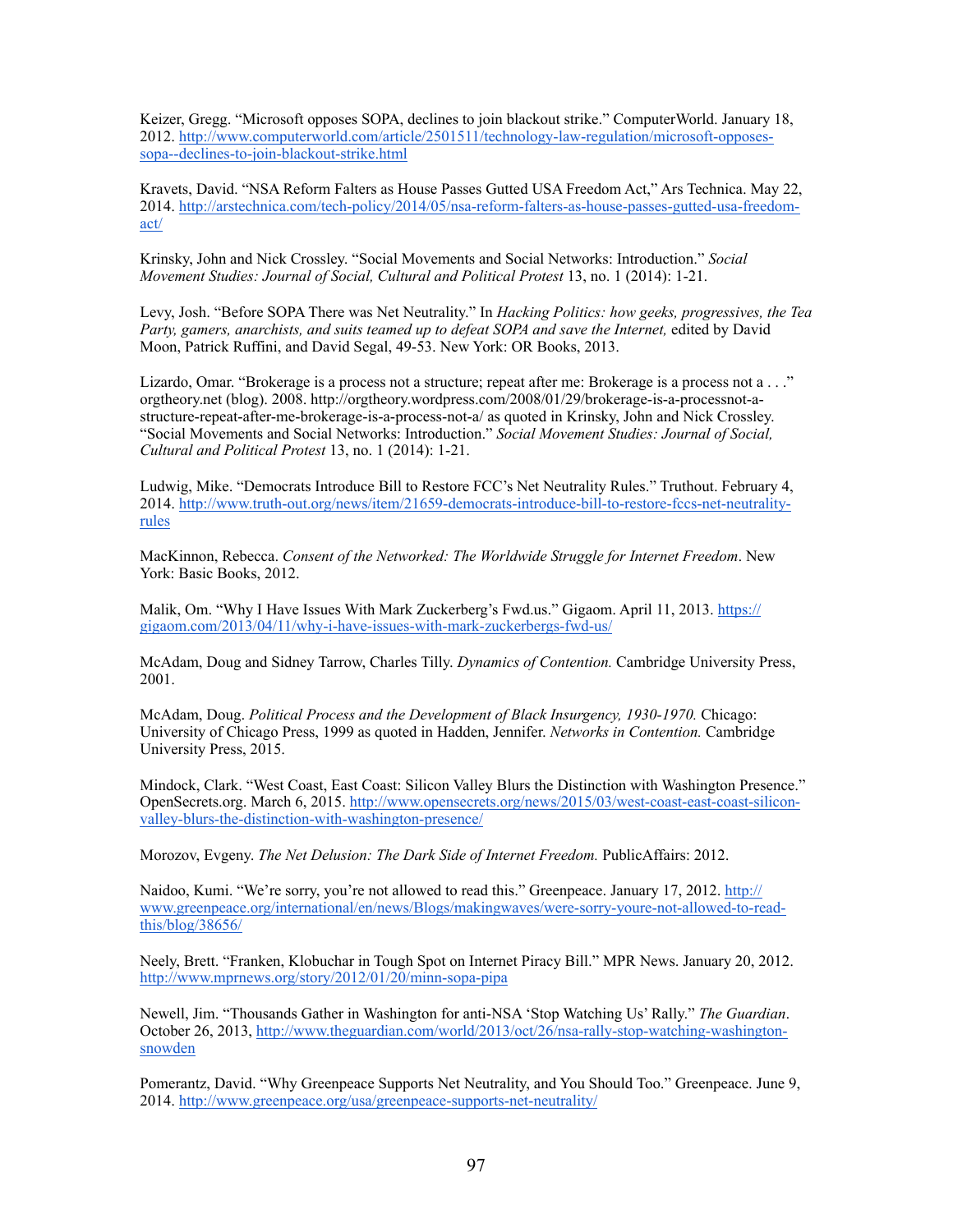Keizer, Gregg. "Microsoft opposes SOPA, declines to join blackout strike." ComputerWorld. January 18, 2012. http://www.computerworld.com/article/2501511/technology-law-regulation/microsoft-opposes-sopa--declines-to-join-blackout-strike.html

Kravets, David. "NSA Reform Falters as House Passes Gutted USA Freedom Act," Ars Technica. May 22, 2014. http://arstechnica.com/tech-policy/2014/05/nsa-reform-falters-as-house-passes-gutted-usa-freedom-act/

Krinsky, John and Nick Crossley. "Social Movements and Social Networks: Introduction." *Social Movement Studies: Journal of Social, Cultural and Political Protest* 13, no. 1 (2014): 1-21.

Levy, Josh. "Before SOPA There was Net Neutrality." In *Hacking Politics: how geeks, progressives, the Tea Party, gamers, anarchists, and suits teamed up to defeat SOPA and save the Internet,* edited by David Moon, Patrick Ruffini, and David Segal, 49-53. New York: OR Books, 2013.

Lizardo, Omar. "Brokerage is a process not a structure; repeat after me: Brokerage is a process not a . . ." orgtheory.net (blog). 2008. http://orgtheory.wordpress.com/2008/01/29/brokerage-is-a-processnot-a-structure-repeat-after-me-brokerage-is-a-process-not-a/ as quoted in Krinsky, John and Nick Crossley. "Social Movements and Social Networks: Introduction." *Social Movement Studies: Journal of Social, Cultural and Political Protest* 13, no. 1 (2014): 1-21.

Ludwig, Mike. "Democrats Introduce Bill to Restore FCC's Net Neutrality Rules." Truthout. February 4, 2014. http://www.truth-out.org/news/item/21659-democrats-introduce-bill-to-restore-fccs-net-neutrality-rules

MacKinnon, Rebecca. *Consent of the Networked: The Worldwide Struggle for Internet Freedom*. New York: Basic Books, 2012.

Malik, Om. "Why I Have Issues With Mark Zuckerberg's Fwd.us." Gigaom. April 11, 2013. https://gigaom.com/2013/04/11/why-i-have-issues-with-mark-zuckerbergs-fwd-us/

McAdam, Doug and Sidney Tarrow, Charles Tilly. *Dynamics of Contention.* Cambridge University Press, 2001.

McAdam, Doug. *Political Process and the Development of Black Insurgency, 1930-1970.* Chicago: University of Chicago Press, 1999 as quoted in Hadden, Jennifer. *Networks in Contention.* Cambridge University Press, 2015.

Mindock, Clark. "West Coast, East Coast: Silicon Valley Blurs the Distinction with Washington Presence." OpenSecrets.org. March 6, 2015. http://www.opensecrets.org/news/2015/03/west-coast-east-coast-silicon-valley-blurs-the-distinction-with-washington-presence/

Morozov, Evgeny. *The Net Delusion: The Dark Side of Internet Freedom.* PublicAffairs: 2012.

Naidoo, Kumi. "We're sorry, you're not allowed to read this." Greenpeace. January 17, 2012. http://www.greenpeace.org/international/en/news/Blogs/makingwaves/were-sorry-youre-not-allowed-to-read-this/blog/38656/

Neely, Brett. "Franken, Klobuchar in Tough Spot on Internet Piracy Bill." MPR News. January 20, 2012. http://www.mprnews.org/story/2012/01/20/minn-sopa-pipa

Newell, Jim. "Thousands Gather in Washington for anti-NSA 'Stop Watching Us' Rally." *The Guardian*. October 26, 2013, http://www.theguardian.com/world/2013/oct/26/nsa-rally-stop-watching-washington-snowden

Pomerantz, David. "Why Greenpeace Supports Net Neutrality, and You Should Too." Greenpeace. June 9, 2014. http://www.greenpeace.org/usa/greenpeace-supports-net-neutrality/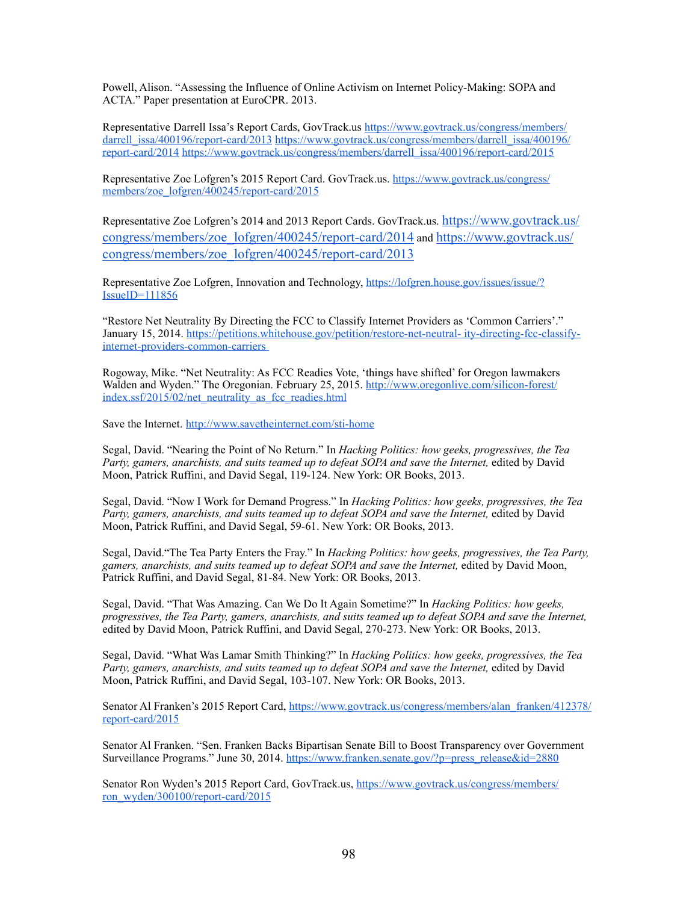Powell, Alison. "Assessing the Influence of Online Activism on Internet Policy-Making: SOPA and ACTA." Paper presentation at EuroCPR. 2013.

Representative Darrell Issa's Report Cards, GovTrack.us https://www.govtrack.us/congress/members/darrell_issa/400196/report-card/2013 https://www.govtrack.us/congress/members/darrell_issa/400196/report-card/2014 https://www.govtrack.us/congress/members/darrell_issa/400196/report-card/2015

Representative Zoe Lofgren's 2015 Report Card. GovTrack.us. https://www.govtrack.us/congress/members/zoe_lofgren/400245/report-card/2015

Representative Zoe Lofgren's 2014 and 2013 Report Cards. GovTrack.us. https://www.govtrack.us/congress/members/zoe_lofgren/400245/report-card/2014 and https://www.govtrack.us/congress/members/zoe_lofgren/400245/report-card/2013

Representative Zoe Lofgren, Innovation and Technology, https://lofgren.house.gov/issues/issue/?IssueID=111856

"Restore Net Neutrality By Directing the FCC to Classify Internet Providers as 'Common Carriers'." January 15, 2014. https://petitions.whitehouse.gov/petition/restore-net-neutral- ity-directing-fcc-classify-internet-providers-common-carriers

Rogoway, Mike. "Net Neutrality: As FCC Readies Vote, 'things have shifted' for Oregon lawmakers Walden and Wyden." The Oregonian. February 25, 2015. http://www.oregonlive.com/silicon-forest/index.ssf/2015/02/net_neutrality_as_fcc_readies.html

Save the Internet. http://www.savetheinternet.com/sti-home

Segal, David. "Nearing the Point of No Return." In *Hacking Politics: how geeks, progressives, the Tea Party, gamers, anarchists, and suits teamed up to defeat SOPA and save the Internet,* edited by David Moon, Patrick Ruffini, and David Segal, 119-124. New York: OR Books, 2013.

Segal, David. "Now I Work for Demand Progress." In *Hacking Politics: how geeks, progressives, the Tea Party, gamers, anarchists, and suits teamed up to defeat SOPA and save the Internet,* edited by David Moon, Patrick Ruffini, and David Segal, 59-61. New York: OR Books, 2013.

Segal, David."The Tea Party Enters the Fray." In *Hacking Politics: how geeks, progressives, the Tea Party, gamers, anarchists, and suits teamed up to defeat SOPA and save the Internet,* edited by David Moon, Patrick Ruffini, and David Segal, 81-84. New York: OR Books, 2013.

Segal, David. "That Was Amazing. Can We Do It Again Sometime?" In *Hacking Politics: how geeks, progressives, the Tea Party, gamers, anarchists, and suits teamed up to defeat SOPA and save the Internet,* edited by David Moon, Patrick Ruffini, and David Segal, 270-273. New York: OR Books, 2013.

Segal, David. "What Was Lamar Smith Thinking?" In *Hacking Politics: how geeks, progressives, the Tea Party, gamers, anarchists, and suits teamed up to defeat SOPA and save the Internet,* edited by David Moon, Patrick Ruffini, and David Segal, 103-107. New York: OR Books, 2013.

Senator Al Franken's 2015 Report Card, https://www.govtrack.us/congress/members/alan_franken/412378/report-card/2015

Senator Al Franken. "Sen. Franken Backs Bipartisan Senate Bill to Boost Transparency over Government Surveillance Programs." June 30, 2014. https://www.franken.senate.gov/?p=press_release&id=2880

Senator Ron Wyden's 2015 Report Card, GovTrack.us, https://www.govtrack.us/congress/members/ron_wyden/300100/report-card/2015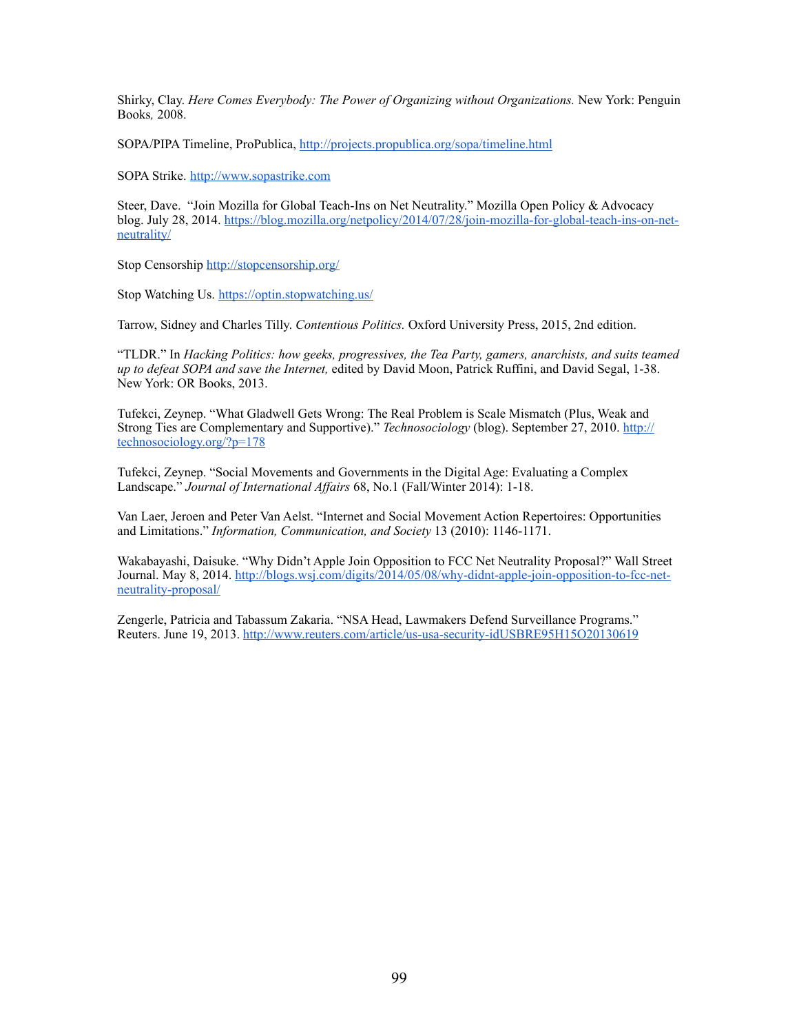Shirky, Clay. *Here Comes Everybody: The Power of Organizing without Organizations.* New York: Penguin Books*,* 2008.

SOPA/PIPA Timeline, ProPublica, http://projects.propublica.org/sopa/timeline.html

SOPA Strike. http://www.sopastrike.com

Steer, Dave. "Join Mozilla for Global Teach-Ins on Net Neutrality." Mozilla Open Policy & Advocacy blog. July 28, 2014. https://blog.mozilla.org/netpolicy/2014/07/28/join-mozilla-for-global-teach-ins-on-net-neutrality/

Stop Censorship http://stopcensorship.org/

Stop Watching Us. https://optin.stopwatching.us/

Tarrow, Sidney and Charles Tilly. *Contentious Politics.* Oxford University Press, 2015, 2nd edition.

"TLDR." In *Hacking Politics: how geeks, progressives, the Tea Party, gamers, anarchists, and suits teamed up to defeat SOPA and save the Internet,* edited by David Moon, Patrick Ruffini, and David Segal, 1-38. New York: OR Books, 2013.

Tufekci, Zeynep. "What Gladwell Gets Wrong: The Real Problem is Scale Mismatch (Plus, Weak and Strong Ties are Complementary and Supportive)." *Technosociology* (blog). September 27, 2010. http://technosociology.org/?p=178

Tufekci, Zeynep. "Social Movements and Governments in the Digital Age: Evaluating a Complex Landscape." *Journal of International Affairs* 68, No.1 (Fall/Winter 2014): 1-18.

Van Laer, Jeroen and Peter Van Aelst. "Internet and Social Movement Action Repertoires: Opportunities and Limitations." *Information, Communication, and Society* 13 (2010): 1146-1171.

Wakabayashi, Daisuke. "Why Didn't Apple Join Opposition to FCC Net Neutrality Proposal?" Wall Street Journal. May 8, 2014. http://blogs.wsj.com/digits/2014/05/08/why-didnt-apple-join-opposition-to-fcc-net-neutrality-proposal/

Zengerle, Patricia and Tabassum Zakaria. "NSA Head, Lawmakers Defend Surveillance Programs." Reuters. June 19, 2013. http://www.reuters.com/article/us-usa-security-idUSBRE95H15O20130619